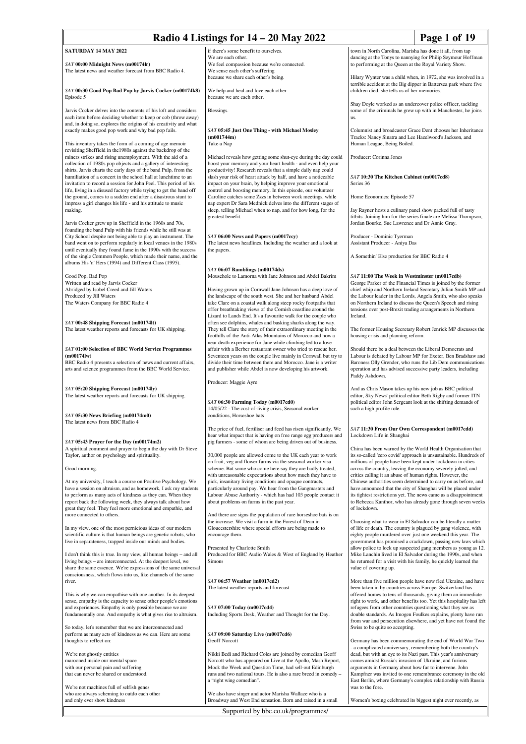# Radio 4 Listings for 14 – 20 May 2022

## SATURDAY 14 MAY 2022

### *SAT* 00:00 Midnight News (m00174lr)
The latest news and weather forecast from BBC Radio 4.

### *SAT* 00:30 Good Pop Bad Pop by Jarvis Cocker (m00174k8)
Episode 5

Jarvis Cocker delves into the contents of his loft and considers each item before deciding whether to keep or cob (throw away) and, in doing so, explores the origins of his creativity and what exactly makes good pop work and why bad pop fails.

This inventory takes the form of a coming of age memoir revisiting Sheffield in the1980s against the backdrop of the miners strikes and rising unemployment. With the aid of a collection of 1980s pop objects and a gallery of interesting shirts, Jarvis charts the early days of the band Pulp, from the humiliation of a concert in the school hall at lunchtime to an invitation to record a session for John Peel. This period of his life, living in a disused factory while trying to get the band off the ground, comes to a sudden end after a disastrous stunt to impress a girl changes his life - and his attitude to music making.

Jarvis Cocker grew up in Sheffield in the 1960s and 70s, founding the band Pulp with his friends while he still was at City School despite not being able to play an instrument. The band went on to perform regularly in local venues in the 1980s until eventually they found fame in the 1990s with the success of the single Common People, which made their name, and the albums His 'n' Hers (1994) and Different Class (1995).

Good Pop, Bad Pop
Written and read by Jarvis Cocker
Abridged by Isobel Creed and Jill Waters
Produced by Jill Waters
The Waters Company for BBC Radio 4

### *SAT* 00:48 Shipping Forecast (m00174lt)
The latest weather reports and forecasts for UK shipping.

### *SAT* 01:00 Selection of BBC World Service Programmes (m00174lw)
BBC Radio 4 presents a selection of news and current affairs, arts and science programmes from the BBC World Service.

### *SAT* 05:20 Shipping Forecast (m00174ly)
The latest weather reports and forecasts for UK shipping.

### *SAT* 05:30 News Briefing (m00174m0)
The latest news from BBC Radio 4

### *SAT* 05:43 Prayer for the Day (m00174m2)
A spiritual comment and prayer to begin the day with Dr Steve Taylor, author on psychology and spirituality.

Good morning.

At my university, I teach a course on Positive Psychology. We have a session on altruism, and as homework, I ask my students to perform as many acts of kindness as they can. When they report back the following week, they always talk about how great they feel. They feel more emotional and empathic, and more connected to others.

In my view, one of the most pernicious ideas of our modern scientific culture is that human beings are genetic robots, who live in separateness, trapped inside our minds and bodies.

I don't think this is true. In my view, all human beings – and all living beings – are interconnected. At the deepest level, we share the same essence. We're expressions of the same universal consciousness, which flows into us, like channels of the same river.

This is why we can empathise with one another. In its deepest sense, empathy is the capacity to sense other people's emotions and experiences. Empathy is only possible because we are fundamentally one. And empathy is what gives rise to altruism.

So today, let's remember that we are interconnected and perform as many acts of kindness as we can. Here are some thoughts to reflect on:

We're not ghostly entities
marooned inside our mental space
with our personal pain and suffering
that can never be shared or understood.

We're not machines full of selfish genes
who are always scheming to outdo each other
and only ever show kindness
if there's some benefit to ourselves.
We are each other.
We feel compassion because we're connected.
We sense each other's suffering
because we share each other's being.

We help and heal and love each other
because we are each other.

Blessings.

### *SAT* 05:45 Just One Thing - with Michael Mosley (m001744m)
Take a Nap

Michael reveals how getting some shut-eye during the day could boost your memory and your heart health - and even help your productivity! Research reveals that a simple daily nap could slash your risk of heart attack by half, and have a noticeable impact on your brain, by helping improve your emotional control and boosting memory. In this episode, our volunteer Caroline catches some Zzzs in between work meetings, while nap expert Dr Sara Mednick delves into the different stages of sleep, telling Michael when to nap, and for how long, for the greatest benefit.

### *SAT* 06:00 News and Papers (m0017ccy)
The latest news headlines. Including the weather and a look at the papers.

### *SAT* 06:07 Ramblings (m00174ds)
Mousehole to Lamorna with Jane Johnson and Abdel Bakrim

Having grown up in Cornwall Jane Johnson has a deep love of the landscape of the south west. She and her husband Abdel take Clare on a coastal walk along steep rocky footpaths that offer breathtaking views of the Cornish coastline around the Lizard to Lands End. It's a favourite walk for the couple who often see dolphins, whales and basking sharks along the way. They tell Clare the story of their extraordinary meeting in the foothills of the Anti-Atlas Mountains of Morocco and how a near death experience for Jane while climbing led to a love affair with a Berber restaurant owner who tried to rescue her. Seventeen years on the couple live mainly in Cornwall but try to divide their time between there and Morocco. Jane is a writer and publisher while Abdel is now developing his artwork.

Producer: Maggie Ayre

### *SAT* 06:30 Farming Today (m0017cd0)
14/05/22 - The cost-of-living crisis, Seasonal worker conditions, Horseshoe bats

The price of fuel, fertiliser and feed has risen significantly. We hear what impact that is having on free range egg producers and pig farmers - some of whom are being driven out of business.

30,000 people are allowed come to the UK each year to work on fruit, veg and flower farms via the seasonal worker visa scheme. But some who come here say they are badly treated, with unreasonable expectations about how much they have to pick, insanitary living conditions and opaque contracts, particularly around pay. We hear from the Gangmasters and Labour Abuse Authority - which has had 103 people contact it about problems on farms in the past year.

And there are signs the population of rare horseshoe bats is on the increase. We visit a farm in the Forest of Dean in Gloucestershire where special efforts are being made to encourage them.

Presented by Charlotte Smith
Produced for BBC Audio Wales & West of England by Heather Simons

### *SAT* 06:57 Weather (m0017cd2)
The latest weather reports and forecast

### *SAT* 07:00 Today (m0017cd4)
Including Sports Desk, Weather and Thought for the Day.

### *SAT* 09:00 Saturday Live (m0017cd6)
Geoff Norcott

Nikki Bedi and Richard Coles are joined by comedian Geoff Norcott who has appeared on Live at the Apollo, Mash Report, Mock the Week and Question Time, had sell-out Edinburgh runs and two national tours. He is also a rare breed in comedy – a "right wing comedian".

We also have singer and actor Marisha Wallace who is a Broadway and West End sensation. Born and raised in a small town in North Carolina, Marisha has done it all, from tap dancing at the Tonys to nannying for Philip Seymour Hoffman to performing at the Queen at the Royal Variety Show.

Hilary Wynter was a child when, in 1972, she was involved in a terrible accident at the Big dipper in Battersea park where five children died, she tells us her memories.

Shay Doyle worked as an undercover police officer, tackling some of the criminals he grew up with in Manchester, he joins us.

Columnist and broadcaster Grace Dent chooses her Inheritance Tracks: Nancy Sinatra and Lee Hazelwood's Jackson, and Human League, Being Boiled.

Producer: Corinna Jones

### *SAT* 10:30 The Kitchen Cabinet (m0017cd8)
Series 36

Home Economics: Episode 57

Jay Rayner hosts a culinary panel show packed full of tasty titbits. Joining him for the series finale are Melissa Thompson, Jordan Bourke, Sue Lawrence and Dr Annie Gray.

Producer - Dominic Tyerman
Assistant Producer - Aniya Das

A Somethin' Else production for BBC Radio 4

### *SAT* 11:00 The Week in Westminster (m0017cdb)
George Parker of the Financial Times is joined by the former chief whip and Northern Ireland Secretary Julian Smith MP and the Labour leader in the Lords, Angela Smith, who also speaks on Northern Ireland to discuss the Queen's Speech and rising tensions over post-Brexit trading arrangements in Northern Ireland.

The former Housing Secretary Robert Jenrick MP discusses the housing crisis and planning reform.

Should there be a deal between the Liberal Democrats and Labour is debated by Labour MP for Exeter, Ben Bradshaw and Baroness Olly Grender, who runs the Lib Dem communications operation and has advised successive party leaders, including Paddy Ashdown.

And as Chris Mason takes up his new job as BBC political editor, Sky News' political editor Beth Rigby and former ITN political editor John Sergeant look at the shifting demands of such a high profile role.

### *SAT* 11:30 From Our Own Correspondent (m0017cdd)
Lockdown Life in Shanghai

China has been warned by the World Health Organisation that its so-called 'zero covid' approach is unsustainable. Hundreds of millions of people have been kept under lockdown in cities across the country, leaving the economy severely jolted, and critics calling it an abuse of human rights. However, the Chinese authorities seem determined to carry on as before, and have announced that the city of Shanghai will be placed under its tightest restrictions yet. The news came as a disappointment to Rebecca Kanthor, who has already gone through seven weeks of lockdown.

Choosing what to wear in El Salvador can be literally a matter of life or death. The country is plagued by gang violence, with eighty people murdered over just one weekend this year. The government has promised a crackdown, passing new laws which allow police to lock up suspected gang members as young as 12. Mike Lanchin lived in El Salvador during the 1990s, and when he returned for a visit with his family, he quickly learned the value of covering up.

More than five million people have now fled Ukraine, and have been taken in by countries across Europe. Switzerland has offered homes to tens of thousands, giving them an immediate right to work, and other benefits too. Yet this hospitality has left refugees from other countries questioning what they see as double standards. As Imogen Foulkes explains, plenty have run from war and persecution elsewhere, and yet have not found the Swiss to be quite so accepting.

Germany has been commemorating the end of World War Two - a complicated anniversary, remembering both the country's dead, but with an eye to its Nazi past. This year's anniversary comes amidst Russia's invasion of Ukraine, and furious arguments in Germany about how far to intervene. John Kampfner was invited to one remembrance ceremony in the old East Berlin, where Germany's complex relationship with Russia was to the fore.

Women's boxing celebrated its biggest night ever recently, as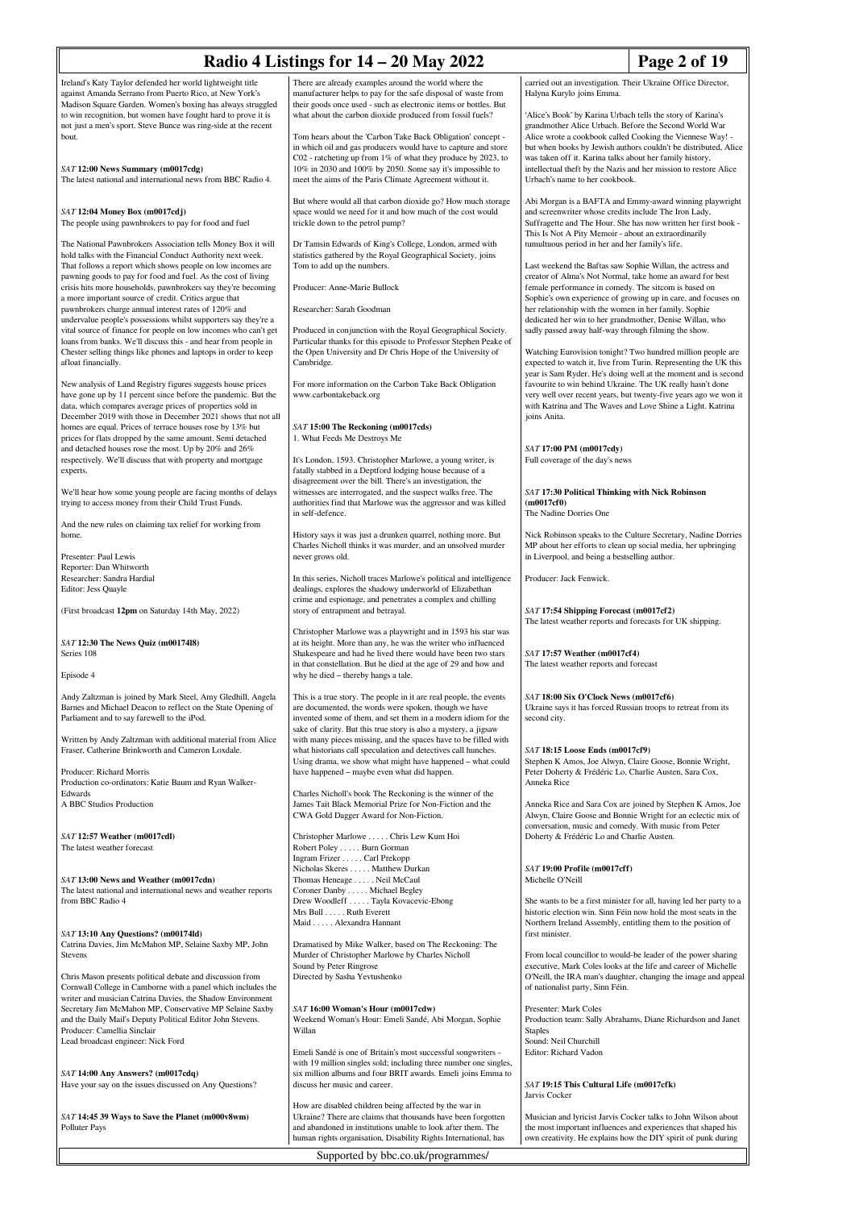Ireland's Katy Taylor defended her world lightweight title against Amanda Serrano from Puerto Rico, at New York's Madison Square Garden. Women's boxing has always struggled to win recognition, but women have fought hard to prove it is not just a men's sport. Steve Bunce was ring-side at the recent bout.

*SAT* **12:00 News Summary (m0017cdg)**
The latest national and international news from BBC Radio 4.

*SAT* **12:04 Money Box (m0017cdj)**
The people using pawnbrokers to pay for food and fuel

The National Pawnbrokers Association tells Money Box it will hold talks with the Financial Conduct Authority next week. That follows a report which shows people on low incomes are pawning goods to pay for food and fuel. As the cost of living crisis hits more households, pawnbrokers say they're becoming a more important source of credit. Critics argue that pawnbrokers charge annual interest rates of 120% and undervalue people's possessions whilst supporters say they're a vital source of finance for people on low incomes who can't get loans from banks. We'll discuss this - and hear from people in Chester selling things like phones and laptops in order to keep afloat financially.

New analysis of Land Registry figures suggests house prices have gone up by 11 percent since before the pandemic. But the data, which compares average prices of properties sold in December 2019 with those in December 2021 shows that not all homes are equal. Prices of terrace houses rose by 13% but prices for flats dropped by the same amount. Semi detached and detached houses rose the most. Up by 20% and 26% respectively. We'll discuss that with property and mortgage experts.

We'll hear how some young people are facing months of delays trying to access money from their Child Trust Funds.

And the new rules on claiming tax relief for working from home.

Presenter: Paul Lewis
Reporter: Dan Whitworth
Researcher: Sandra Hardial
Editor: Jess Quayle

(First broadcast **12pm** on Saturday 14th May, 2022)

*SAT* **12:30 The News Quiz (m00174l8)**
Series 108

Episode 4

Andy Zaltzman is joined by Mark Steel, Amy Gledhill, Angela Barnes and Michael Deacon to reflect on the State Opening of Parliament and to say farewell to the iPod.

Written by Andy Zaltzman with additional material from Alice Fraser, Catherine Brinkworth and Cameron Loxdale.

Producer: Richard Morris
Production co-ordinators: Katie Baum and Ryan Walker-Edwards
A BBC Studios Production

*SAT* **12:57 Weather (m0017cdl)**
The latest weather forecast

*SAT* **13:00 News and Weather (m0017cdn)**
The latest national and international news and weather reports from BBC Radio 4

*SAT* **13:10 Any Questions? (m00174ld)**
Catrina Davies, Jim McMahon MP, Selaine Saxby MP, John Stevens

Chris Mason presents political debate and discussion from Cornwall College in Camborne with a panel which includes the writer and musician Catrina Davies, the Shadow Environment Secretary Jim McMahon MP, Conservative MP Selaine Saxby and the Daily Mail's Deputy Political Editor John Stevens.
Producer: Camellia Sinclair
Lead broadcast engineer: Nick Ford

*SAT* **14:00 Any Answers? (m0017cdq)**
Have your say on the issues discussed on Any Questions?

*SAT* **14:45 39 Ways to Save the Planet (m000v8wm)**
Polluter Pays

There are already examples around the world where the manufacturer helps to pay for the safe disposal of waste from their goods once used - such as electronic items or bottles. But what about the carbon dioxide produced from fossil fuels?

Tom hears about the 'Carbon Take Back Obligation' concept - in which oil and gas producers would have to capture and store C02 - ratcheting up from 1% of what they produce by 2023, to 10% in 2030 and 100% by 2050. Some say it's impossible to meet the aims of the Paris Climate Agreement without it.

But where would all that carbon dioxide go? How much storage space would we need for it and how much of the cost would trickle down to the petrol pump?

Dr Tamsin Edwards of King's College, London, armed with statistics gathered by the Royal Geographical Society, joins Tom to add up the numbers.

Producer: Anne-Marie Bullock

Researcher: Sarah Goodman

Produced in conjunction with the Royal Geographical Society. Particular thanks for this episode to Professor Stephen Peake of the Open University and Dr Chris Hope of the University of Cambridge.

For more information on the Carbon Take Back Obligation www.carbontakeback.org

*SAT* **15:00 The Reckoning (m0017cds)**
1. What Feeds Me Destroys Me

It's London, 1593. Christopher Marlowe, a young writer, is fatally stabbed in a Deptford lodging house because of a disagreement over the bill. There's an investigation, the witnesses are interrogated, and the suspect walks free. The authorities find that Marlowe was the aggressor and was killed in self-defence.

History says it was just a drunken quarrel, nothing more. But Charles Nicholl thinks it was murder, and an unsolved murder never grows old.

In this series, Nicholl traces Marlowe's political and intelligence dealings, explores the shadowy underworld of Elizabethan crime and espionage, and penetrates a complex and chilling story of entrapment and betrayal.

Christopher Marlowe was a playwright and in 1593 his star was at its height. More than any, he was the writer who influenced Shakespeare and had he lived there would have been two stars in that constellation. But he died at the age of 29 and how and why he died – thereby hangs a tale.

This is a true story. The people in it are real people, the events are documented, the words were spoken, though we have invented some of them, and set them in a modern idiom for the sake of clarity. But this true story is also a mystery, a jigsaw with many pieces missing, and the spaces have to be filled with what historians call speculation and detectives call hunches. Using drama, we show what might have happened – what could have happened – maybe even what did happen.

Charles Nicholl's book The Reckoning is the winner of the James Tait Black Memorial Prize for Non-Fiction and the CWA Gold Dagger Award for Non-Fiction.

Christopher Marlowe . . . . . Chris Lew Kum Hoi
Robert Poley . . . . . Burn Gorman
Ingram Frizer . . . . . Carl Prekopp
Nicholas Skeres . . . . . Matthew Durkan
Thomas Heneage . . . . . Neil McCaul
Coroner Danby . . . . . Michael Begley
Drew Woodleff . . . . . Tayla Kovacevic-Ebong
Mrs Bull . . . . . Ruth Everett
Maid . . . . . Alexandra Hannant

Dramatised by Mike Walker, based on The Reckoning: The Murder of Christopher Marlowe by Charles Nicholl
Sound by Peter Ringrose
Directed by Sasha Yevtushenko

*SAT* **16:00 Woman's Hour (m0017cdw)**
Weekend Woman's Hour: Emeli Sandé, Abi Morgan, Sophie Willan

Emeli Sandé is one of Britain's most successful songwriters - with 19 million singles sold; including three number one singles, six million albums and four BRIT awards. Emeli joins Emma to discuss her music and career.

How are disabled children being affected by the war in Ukraine? There are claims that thousands have been forgotten and abandoned in institutions unable to look after them. The human rights organisation, Disability Rights International, has carried out an investigation. Their Ukraine Office Director, Halyna Kurylo joins Emma.

'Alice's Book' by Karina Urbach tells the story of Karina's grandmother Alice Urbach. Before the Second World War Alice wrote a cookbook called Cooking the Viennese Way! - but when books by Jewish authors couldn't be distributed, Alice was taken off it. Karina talks about her family history, intellectual theft by the Nazis and her mission to restore Alice Urbach's name to her cookbook.

Abi Morgan is a BAFTA and Emmy-award winning playwright and screenwriter whose credits include The Iron Lady, Suffragette and The Hour. She has now written her first book - This Is Not A Pity Memoir - about an extraordinarily tumultuous period in her and her family's life.

Last weekend the Baftas saw Sophie Willan, the actress and creator of Alma's Not Normal, take home an award for best female performance in comedy. The sitcom is based on Sophie's own experience of growing up in care, and focuses on her relationship with the women in her family. Sophie dedicated her win to her grandmother, Denise Willan, who sadly passed away half-way through filming the show.

Watching Eurovision tonight? Two hundred million people are expected to watch it, live from Turin. Representing the UK this year is Sam Ryder. He's doing well at the moment and is second favourite to win behind Ukraine. The UK really hasn't done very well over recent years, but twenty-five years ago we won it with Katrina and The Waves and Love Shine a Light. Katrina joins Anita.

*SAT* **17:00 PM (m0017cdy)**
Full coverage of the day's news

*SAT* **17:30 Political Thinking with Nick Robinson (m0017cf0)**
The Nadine Dorries One

Nick Robinson speaks to the Culture Secretary, Nadine Dorries MP about her efforts to clean up social media, her upbringing in Liverpool, and being a bestselling author.

Producer: Jack Fenwick.

*SAT* **17:54 Shipping Forecast (m0017cf2)**
The latest weather reports and forecasts for UK shipping.

*SAT* **17:57 Weather (m0017cf4)**
The latest weather reports and forecast

*SAT* **18:00 Six O'Clock News (m0017cf6)**
Ukraine says it has forced Russian troops to retreat from its second city.

*SAT* **18:15 Loose Ends (m0017cf9)**
Stephen K Amos, Joe Alwyn, Claire Goose, Bonnie Wright, Peter Doherty & Frédéric Lo, Charlie Austen, Sara Cox, Anneka Rice

Anneka Rice and Sara Cox are joined by Stephen K Amos, Joe Alwyn, Claire Goose and Bonnie Wright for an eclectic mix of conversation, music and comedy. With music from Peter Doherty & Frédéric Lo and Charlie Austen.

*SAT* **19:00 Profile (m0017cff)**
Michelle O'Neill

She wants to be a first minister for all, having led her party to a historic election win. Sinn Féin now hold the most seats in the Northern Ireland Assembly, entitling them to the position of first minister.

From local councillor to would-be leader of the power sharing executive, Mark Coles looks at the life and career of Michelle O'Neill, the IRA man's daughter, changing the image and appeal of nationalist party, Sinn Féin.

Presenter: Mark Coles
Production team: Sally Abrahams, Diane Richardson and Janet Staples
Sound: Neil Churchill
Editor: Richard Vadon

*SAT* **19:15 This Cultural Life (m0017cfk)**
Jarvis Cocker

Musician and lyricist Jarvis Cocker talks to John Wilson about the most important influences and experiences that shaped his own creativity. He explains how the DIY spirit of punk during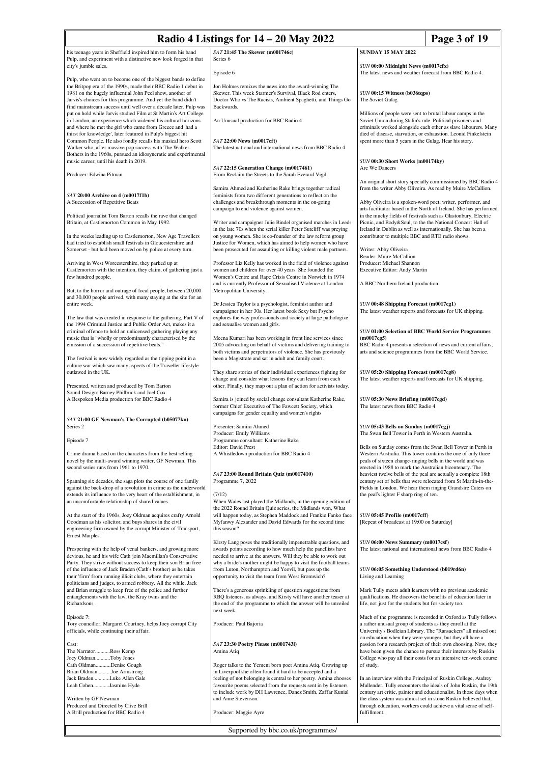his teenage years in Sheffield inspired him to form his band Pulp, and experiment with a distinctive new look forged in that city's jumble sales.

Pulp, who went on to become one of the biggest bands to define the Britpop era of the 1990s, made their BBC Radio 1 debut in 1981 on the hugely influential John Peel show, another of Jarvis's choices for this programme. And yet the band didn't find mainstream success until well over a decade later. Pulp was put on hold while Jarvis studied Film at St Martin's Art College in London, an experience which widened his cultural horizons and where he met the girl who came from Greece and 'had a thirst for knowledge', later featured in Pulp's biggest hit Common People. He also fondly recalls his musical hero Scott Walker who, after massive pop success with The Walker Bothers in the 1960s, pursued an idiosyncratic and experimental music career, until his death in 2019.

Producer: Edwina Pitman

### *SAT* 20:00 Archive on 4 (m0017f1b)

A Succession of Repetitive Beats

Political journalist Tom Barton recalls the rave that changed Britain, at Castlemorton Common in May 1992.

In the weeks leading up to Castlemorton, New Age Travellers had tried to establish small festivals in Gloucestershire and Somerset - but had been moved on by police at every turn.

Arriving in West Worcestershire, they parked up at Castlemorton with the intention, they claim, of gathering just a few hundred people.

But, to the horror and outrage of local people, between 20,000 and 30,000 people arrived, with many staying at the site for an entire week.

The law that was created in response to the gathering, Part V of the 1994 Criminal Justice and Public Order Act, makes it a criminal offence to hold an unlicensed gathering playing any music that is "wholly or predominantly characterised by the emission of a succession of repetitive beats."

The festival is now widely regarded as the tipping point in a culture war which saw many aspects of the Traveller lifestyle outlawed in the UK.

Presented, written and produced by Tom Barton
Sound Design: Barney Philbrick and Joel Cox
A Bespoken Media production for BBC Radio 4

### *SAT* 21:00 GF Newman's The Corrupted (b05077kn)

Series 2

Episode 7

Crime drama based on the characters from the best selling novel by the multi-award winning writer, GF Newman. This second series runs from 1961 to 1970.

Spanning six decades, the saga plots the course of one family against the back-drop of a revolution in crime as the underworld extends its influence to the very heart of the establishment, in an uncomfortable relationship of shared values.

At the start of the 1960s, Joey Oldman acquires crafty Arnold Goodman as his solicitor, and buys shares in the civil engineering firm owned by the corrupt Minister of Transport, Ernest Marples.

Prospering with the help of venal bankers, and growing more devious, he and his wife Cath join Macmillan's Conservative Party. They strive without success to keep their son Brian free of the influence of Jack Braden (Cath's brother) as he takes their 'firm' from running illicit clubs, where they entertain politicians and judges, to armed robbery. All the while, Jack and Brian struggle to keep free of the police and further entanglements with the law, the Kray twins and the Richardsons.

Episode 7:
Tory councillor, Margaret Courtney, helps Joey corrupt City officials, while continuing their affair.

Cast:
The Narrator...........Ross Kemp
Joey Oldman...........Toby Jones
Cath Oldman...........Denise Gough
Brian Oldman..........Joe Armstrong
Jack Braden............Luke Allen Gale
Leah Cohen............Jasmine Hyde

Written by GF Newman
Produced and Directed by Clive Brill
A Brill production for BBC Radio 4

### *SAT* 21:45 The Skewer (m001746c)

Series 6

Episode 6

Jon Holmes remixes the news into the award-winning The Skewer. This week Starmer's Survival, Black Rod enters, Doctor Who vs The Racists, Ambient Spaghetti, and Things Go Backwards.

An Unusual production for BBC Radio 4

### *SAT* 22:00 News (m0017cft)

The latest national and international news from BBC Radio 4

### *SAT* 22:15 Generation Change (m0017461)

From Reclaim the Streets to the Sarah Everard Vigil

Samira Ahmed and Katherine Rake brings together radical feminists from two different generations to reflect on the challenges and breakthrough moments in the on-going campaign to end violence against women.

Writer and campaigner Julie Bindel organised marches in Leeds in the late 70s when the serial killer Peter Sutcliff was preying on young women. She is co-founder of the law reform group Justice for Women, which has aimed to help women who have been prosecuted for assaulting or killing violent male partners.

Professor Liz Kelly has worked in the field of violence against women and children for over 40 years. She founded the Women's Centre and Rape Crisis Centre in Norwich in 1974 and is currently Professor of Sexualised Violence at London Metropolitan University.

Dr Jessica Taylor is a psychologist, feminist author and campaigner in her 30s. Her latest book Sexy but Psycho explores the way professionals and society at large pathologize and sexualise women and girls.

Meena Kumari has been working in front line services since 2005 advocating on behalf of victims and delivering training to both victims and perpetrators of violence. She has previously been a Magistrate and sat in adult and family court.

They share stories of their individual experiences fighting for change and consider what lessons they can learn from each other. Finally, they map out a plan of action for activists today.

Samira is joined by social change consultant Katherine Rake, former Chief Executive of The Fawcett Society, which campaigns for gender equality and women's rights

Presenter: Samira Ahmed
Producer: Emily Williams
Programme consultant: Katherine Rake
Editor: David Prest
A Whistledown production for BBC Radio 4

### *SAT* 23:00 Round Britain Quiz (m0017410)

Programme 7, 2022

(7/12)
When Wales last played the Midlands, in the opening edition of the 2022 Round Britain Quiz series, the Midlands won, What will happen today, as Stephen Maddock and Frankie Fanko face Myfanwy Alexander and David Edwards for the second time this season?

Kirsty Lang poses the traditionally impenetrable questions, and awards points according to how much help the panellists have needed to arrive at the answers. Will they be able to work out why a bride's mother might be happy to visit the football teams from Luton, Northampton and Yeovil, but pass up the opportunity to visit the team from West Bromwich?

There's a generous sprinkling of question suggestions from RBQ listeners, as always, and Kirsty will have another teaser at the end of the programme to which the answer will be unveiled next week.

Producer: Paul Bajoria

### *SAT* 23:30 Poetry Please (m001743l)

Amina Atiq

Roger talks to the Yemeni born poet Amina Atiq. Growing up in Liverpool she often found it hard to be accepted and a feeling of not belonging is central to her poetry. Amina chooses favourite poems selected from the requests sent in by listeners to include work by DH Lawrence, Danez Smith, Zaffar Kunial and Anne Stevenson.

Producer: Maggie Ayre

## SUNDAY 15 MAY 2022

### *SUN* 00:00 Midnight News (m0017cfx)

The latest news and weather forecast from BBC Radio 4.

### *SUN* 00:15 Witness (b036tqps)

The Soviet Gulag

Millions of people were sent to brutal labour camps in the Soviet Union during Stalin's rule. Political prisoners and criminals worked alongside each other as slave labourers. Many died of disease, starvation, or exhaustion. Leonid Finkelstein spent more than 5 years in the Gulag. Hear his story.

### *SUN* 00:30 Short Works (m00174ky)

Are We Dancers

An original short story specially commissioned by BBC Radio 4 from the writer Abby Oliveira. As read by Muire McCallion.

Abby Oliveira is a spoken-word poet, writer, performer, and arts facilitator based in the North of Ireland. She has performed in the mucky fields of festivals such as Glastonbury, Electric Picnic, and Body&Soul, to the the National Concert Hall of Ireland in Dublin as well as internationally. She has been a contributor to multiple BBC and RTE radio shows.

Writer: Abby Oliveira
Reader: Muire McCallion
Producer: Michael Shannon
Executive Editor: Andy Martin

A BBC Northern Ireland production.

### *SUN* 00:48 Shipping Forecast (m0017cg1)

The latest weather reports and forecasts for UK shipping.

### *SUN* 01:00 Selection of BBC World Service Programmes (m0017cg5)

BBC Radio 4 presents a selection of news and current affairs, arts and science programmes from the BBC World Service.

### *SUN* 05:20 Shipping Forecast (m0017cg8)

The latest weather reports and forecasts for UK shipping.

### *SUN* 05:30 News Briefing (m0017cgd)

The latest news from BBC Radio 4

### *SUN* 05:43 Bells on Sunday (m0017cgj)

The Swan Bell Tower in Perth in Western Australia.

Bells on Sunday comes from the Swan Bell Tower in Perth in Western Australia. This tower contains the one of only three peals of sixteen change-ringing bells in the world and was erected in 1988 to mark the Australian bicentenary. The heaviest twelve bells of the peal are actually a complete 18th century set of bells that were relocated from St Martin-in-the-Fields in London. We hear them ringing Grandsire Caters on the peal's lighter F sharp ring of ten.

### *SUN* 05:45 Profile (m0017cff)

[Repeat of broadcast at 19:00 on Saturday]

### *SUN* 06:00 News Summary (m0017csf)

The latest national and international news from BBC Radio 4

### *SUN* 06:05 Something Understood (b019rd6n)

Living and Learning

Mark Tully meets adult learners with no previous academic qualifications. He discovers the benefits of education later in life, not just for the students but for society too.

Much of the programme is recorded in Oxford as Tully follows a rather unusual group of students as they enroll at the University's Bodleian Library. The "Ransackers" all missed out on education when they were younger, but they all have a passion for a research project of their own choosing. Now, they have been given the chance to pursue their interests by Ruskin College who pay all their costs for an intensive ten-week course of study.

In an interview with the Principal of Ruskin College, Audrey Mullender, Tully encounters the ideals of John Ruskin, the 19th century art critic, painter and educationalist. In those days when the class system was almost set in stone Ruskin believed that, through education, workers could achieve a vital sense of self-fulfillment.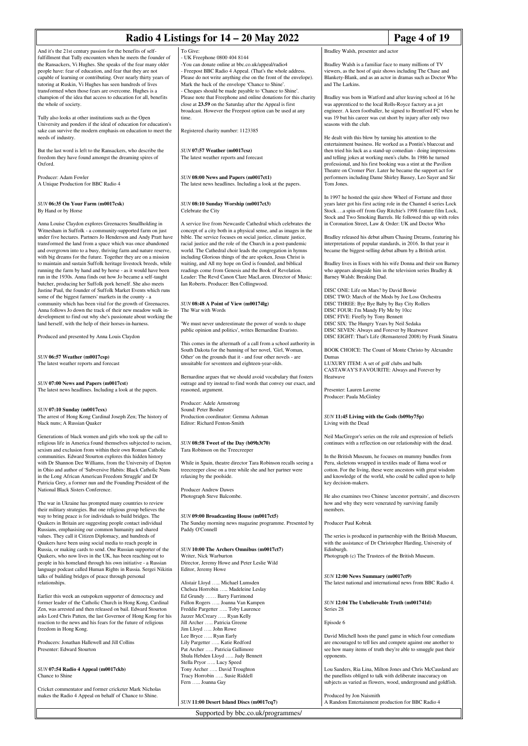And it's the 21st century passion for the benefits of self-fulfillment that Tully encounters when he meets the founder of the Ransackers, Vi Hughes. She speaks of the fear many older people have: fear of education, and fear that they are not capable of learning or contributing. Over nearly thirty years of tutoring at Ruskin, Vi Hughes has seen hundreds of lives transformed when those fears are overcome. Hughes is a champion of the idea that access to education for all, benefits the whole of society.

Tully also looks at other institutions such as the Open University and ponders if the ideal of education for education's sake can survive the modern emphasis on education to meet the needs of industry.

But the last word is left to the Ransackers, who describe the freedom they have found amongst the dreaming spires of Oxford.

Producer: Adam Fowler
A Unique Production for BBC Radio 4

### *SUN* **06:35 On Your Farm (m0017csk)**
By Hand or by Horse

Anna Louise Claydon explores Greenacres Smallholding in Witnesham in Suffolk - a community-supported farm on just under five hectares. Partners Jo Henderson and Andy Pratt have transformed the land from a space which was once abandoned and overgrown into a busy, thriving farm and nature reserve, with big dreams for the future. Together they are on a mission to maintain and sustain Suffolk heritage livestock breeds, while running the farm by hand and by horse - as it would have been run in the 1930s. Anna finds out how Jo became a self-taught butcher, producing her Suffolk pork herself. She also meets Justine Paul, the founder of Suffolk Market Events which runs some of the biggest farmers' markets in the county - a community which has been vital for the growth of Greenacres. Anna follows Jo down the track of their new meadow walk in-development to find out why she's passionate about working the land herself, with the help of their horses-in-harness.

Produced and presented by Anna Louis Claydon

### *SUN* **06:57 Weather (m0017csp)**
The latest weather reports and forecast

### *SUN* **07:00 News and Papers (m0017cst)**
The latest news headlines. Including a look at the papers.

### *SUN* **07:10 Sunday (m0017csx)**
The arrest of Hong Kong Cardinal Joseph Zen; The history of black nuns; A Russian Quaker

Generations of black women and girls who took up the call to religious life in America found themselves subjected to racism, sexism and exclusion from within their own Roman Catholic communities. Edward Stourton explores this hidden history with Dr Shannon Dee Williams, from the University of Dayton in Ohio and author of 'Subversive Habits: Black Catholic Nuns in the Long African American Freedom Struggle' and Dr Patricia Grey, a former nun and the Founding President of the National Black Sisters Conference.

The war in Ukraine has prompted many countries to review their military strategies. But one religious group believes the way to bring peace is for individuals to build bridges. The Quakers in Britain are suggesting people contact individual Russians, emphasising our common humanity and shared values. They call it Citizen Diplomacy, and hundreds of Quakers have been using social media to reach people in Russia, or making cards to send. One Russian supporter of the Quakers, who now lives in the UK, has been reaching out to people in his homeland through his own initiative - a Russian language podcast called Human Rights in Russia. Sergei Nikitin talks of building bridges of peace through personal relationships.

Earlier this week an outspoken supporter of democracy and former leader of the Catholic Church in Hong Kong, Cardinal Zen, was arrested and then released on bail. Edward Stourton asks Lord Chris Patten, the last Governor of Hong Kong for his reaction to the news and his fears for the future of religious freedom in Hong Kong.

Producers: Jonathan Hallewell and Jill Collins
Presenter: Edward Stourton

### *SUN* **07:54 Radio 4 Appeal (m0017ckb)**
Chance to Shine

Cricket commentator and former cricketer Mark Nicholas makes the Radio 4 Appeal on behalf of Chance to Shine.

To Give:
- UK Freephone 0800 404 8144
-You can donate online at bbc.co.uk/appeal/radio4
- Freepost BBC Radio 4 Appeal. (That's the whole address. Please do not write anything else on the front of the envelope). Mark the back of the envelope 'Chance to Shine'.
- Cheques should be made payable to 'Chance to Shine'.
Please note that Freephone and online donations for this charity close at **23.59** on the Saturday after the Appeal is first broadcast. However the Freepost option can be used at any time.

Registered charity number: 1123385

### *SUN* **07:57 Weather (m0017csz)**
The latest weather reports and forecast

### *SUN* **08:00 News and Papers (m0017ct1)**
The latest news headlines. Including a look at the papers.

### *SUN* **08:10 Sunday Worship (m0017ct3)**
Celebrate the City

A service live from Newcastle Cathedral which celebrates the concept of a city both in a physical sense, and as images in the bible. The service focuses on social justice, climate justice, racial justice and the role of the Church in a post-pandemic world. The Cathedral choir leads the congregation in hymns including Glorious things of the are spoken, Jesus Christ is waiting, and All my hope on God is founded, and biblical readings come from Genesis and the Book of Revelation. Leader: The Revd Canon Clare MacLaren. Director of Music: Ian Roberts. Producer: Ben Collingwood.

### *SUN* **08:48 A Point of View (m00174lg)**
The War with Words

'We must never underestimate the power of words to shape public opinion and politics', writes Bernardine Evaristo.

This comes in the aftermath of a call from a school authority in South Dakota for the banning of her novel, 'Girl, Woman, Other' on the grounds that it - and four other novels - are unsuitable for seventeen and eighteen-year-olds.

Bernardine argues that we should avoid vocabulary that fosters outrage and try instead to find words that convey our exact, and reasoned, argument.

Producer: Adele Armstrong
Sound: Peter Bosher
Production coordinator: Gemma Ashman
Editor: Richard Fenton-Smith

### *SUN* **08:58 Tweet of the Day (b09h3t70)**
Tara Robinson on the Treecreeper

While in Spain, theatre director Tara Robinson recalls seeing a treecreeper close on a tree while she and her partner were relaxing by the poolside.

Producer Andrew Dawes
Photograph Steve Balcombe.

### *SUN* **09:00 Broadcasting House (m0017ct5)**
The Sunday morning news magazine programme. Presented by Paddy O'Connell

### *SUN* **10:00 The Archers Omnibus (m0017ct7)**
Writer, Nick Warburton
Director, Jeremy Howe and Peter Leslie Wild
Editor, Jeremy Howe

Alistair Lloyd ….. Michael Lumsden
Chelsea Horrobin ….. Madeleine Leslay
Ed Grundy …… Barry Farrimond
Fallon Rogers ….. Joanna Van Kampen
Freddie Pargetter ….. Toby Laurence
Jazzer McCreary ….. Ryan Kelly
Jill Archer ….. Patricia Greene
Jim Lloyd ….. John Rowe
Lee Bryce ….. Ryan Early
Lily Pargetter ….. Katie Redford
Pat Archer ….. Patricia Gallimore
Shula Hebden Lloyd ….. Judy Bennett
Stella Pryor ….. Lucy Speed
Tony Archer ….. David Troughton
Tracy Horrobin ….. Susie Riddell
Fern ….. Joanna Gay

### *SUN* **11:00 Desert Island Discs (m0017cq7)**
Bradley Walsh, presenter and actor

Bradley Walsh is a familiar face to many millions of TV viewers, as the host of quiz shows including The Chase and Blankety-Blank, and as an actor in dramas such as Doctor Who and The Larkins.

Bradley was born in Watford and after leaving school at 16 he was apprenticed to the local Rolls-Royce factory as a jet engineer. A keen footballer, he signed to Brentford FC when he was 19 but his career was cut short by injury after only two seasons with the club.

He dealt with this blow by turning his attention to the entertainment business. He worked as a Pontin's bluecoat and then tried his luck as a stand-up comedian - doing impressions and telling jokes at working men's clubs. In 1986 he turned professional, and his first booking was a stint at the Pavilion Theatre on Cromer Pier. Later he became the support act for performers including Dame Shirley Bassey, Leo Sayer and Sir Tom Jones.

In 1997 he hosted the quiz show Wheel of Fortune and three years later got his first acting role in the Channel 4 series Lock Stock….a spin-off from Guy Ritchie's 1998 feature film Lock, Stock and Two Smoking Barrels. He followed this up with roles in Coronation Street, Law & Order: UK and Doctor Who

Bradley released his debut album Chasing Dreams, featuring his interpretations of popular standards, in 2016. In that year it became the biggest-selling debut album by a British artist.

Bradley lives in Essex with his wife Donna and their son Barney who appears alongside him in the television series Bradley & Barney Walsh: Breaking Dad.

DISC ONE: Life on Mars? by David Bowie
DISC TWO: March of the Mods by Joe Loss Orchestra
DISC THREE: Bye Bye Baby by Bay City Rollers
DISC FOUR: I'm Mandy Fly Me by 10cc
DISC FIVE: Firefly by Tony Bennett
DISC SIX: The Hungry Years by Neil Sedaka
DISC SEVEN: Always and Forever by Heatwave
DISC EIGHT: That's Life (Remastered 2008) by Frank Sinatra

BOOK CHOICE: The Count of Monte Christo by Alexandre Dumas
LUXURY ITEM: A set of golf clubs and balls
CASTAWAY'S FAVOURITE: Always and Forever by Heatwave

Presenter: Lauren Laverne
Producer: Paula McGinley

### *SUN* **11:45 Living with the Gods (b09by75p)**
Living with the Dead

Neil MacGregor's series on the role and expression of beliefs continues with a reflection on our relationship with the dead.

In the British Museum, he focuses on mummy bundles from Peru, skeletons wrapped in textiles made of llama wool or cotton. For the living, these were ancestors with great wisdom and knowledge of the world, who could be called upon to help key decision-makers.

He also examines two Chinese 'ancestor portraits', and discovers how and why they were venerated by surviving family members.

Producer Paul Kobrak

The series is produced in partnership with the British Museum, with the assistance of Dr Christopher Harding, University of Edinburgh.
Photograph (c) The Trustees of the British Museum.

### *SUN* **12:00 News Summary (m0017ct9)**
The latest national and international news from BBC Radio 4.

### *SUN* **12:04 The Unbelievable Truth (m001741d)**
Series 28

Episode 6

David Mitchell hosts the panel game in which four comedians are encouraged to tell lies and compete against one another to see how many items of truth they're able to smuggle past their opponents.

Lou Sanders, Ria Lina, Milton Jones and Chris McCausland are the panellists obliged to talk with deliberate inaccuracy on subjects as varied as flowers, wood, underground and goldfish.

Produced by Jon Naismith
A Random Entertainment production for BBC Radio 4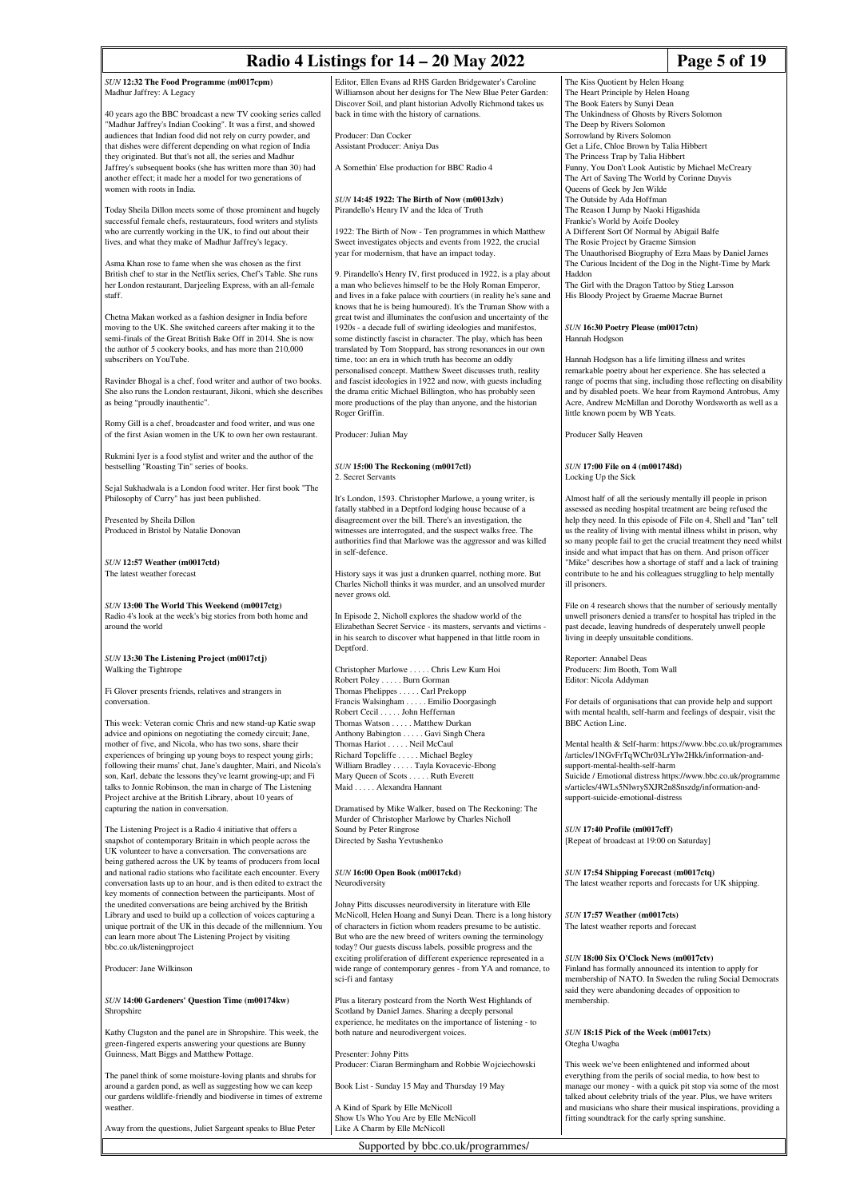*SUN* **12:32 The Food Programme (m0017cpm)**
Madhur Jaffrey: A Legacy

40 years ago the BBC broadcast a new TV cooking series called "Madhur Jaffrey's Indian Cooking". It was a first, and showed audiences that Indian food did not rely on curry powder, and that dishes were different depending on what region of India they originated. But that's not all, the series and Madhur Jaffrey's subsequent books (she has written more than 30) had another effect; it made her a model for two generations of women with roots in India.

Today Sheila Dillon meets some of those prominent and hugely successful female chefs, restaurateurs, food writers and stylists who are currently working in the UK, to find out about their lives, and what they make of Madhur Jaffrey's legacy.

Asma Khan rose to fame when she was chosen as the first British chef to star in the Netflix series, Chef's Table. She runs her London restaurant, Darjeeling Express, with an all-female staff.

Chetna Makan worked as a fashion designer in India before moving to the UK. She switched careers after making it to the semi-finals of the Great British Bake Off in 2014. She is now the author of 5 cookery books, and has more than 210,000 subscribers on YouTube.

Ravinder Bhogal is a chef, food writer and author of two books. She also runs the London restaurant, Jikoni, which she describes as being "proudly inauthentic".

Romy Gill is a chef, broadcaster and food writer, and was one of the first Asian women in the UK to own her own restaurant.

Rukmini Iyer is a food stylist and writer and the author of the bestselling "Roasting Tin" series of books.

Sejal Sukhadwala is a London food writer. Her first book "The Philosophy of Curry" has just been published.

Presented by Sheila Dillon
Produced in Bristol by Natalie Donovan

*SUN* **12:57 Weather (m0017ctd)**
The latest weather forecast

*SUN* **13:00 The World This Weekend (m0017ctg)**
Radio 4's look at the week's big stories from both home and around the world

*SUN* **13:30 The Listening Project (m0017ctj)**
Walking the Tightrope

Fi Glover presents friends, relatives and strangers in conversation.

This week: Veteran comic Chris and new stand-up Katie swap advice and opinions on negotiating the comedy circuit; Jane, mother of five, and Nicola, who has two sons, share their experiences of bringing up young boys to respect young girls; following their mums' chat, Jane's daughter, Mairi, and Nicola's son, Karl, debate the lessons they've learnt growing-up; and Fi talks to Jonnie Robinson, the man in charge of The Listening Project archive at the British Library, about 10 years of capturing the nation in conversation.

The Listening Project is a Radio 4 initiative that offers a snapshot of contemporary Britain in which people across the UK volunteer to have a conversation. The conversations are being gathered across the UK by teams of producers from local and national radio stations who facilitate each encounter. Every conversation lasts up to an hour, and is then edited to extract the key moments of connection between the participants. Most of the unedited conversations are being archived by the British Library and used to build up a collection of voices capturing a unique portrait of the UK in this decade of the millennium. You can learn more about The Listening Project by visiting bbc.co.uk/listeningproject

Producer: Jane Wilkinson

*SUN* **14:00 Gardeners' Question Time (m00174kw)**
Shropshire

Kathy Clugston and the panel are in Shropshire. This week, the green-fingered experts answering your questions are Bunny Guinness, Matt Biggs and Matthew Pottage.

The panel think of some moisture-loving plants and shrubs for around a garden pond, as well as suggesting how we can keep our gardens wildlife-friendly and biodiverse in times of extreme weather.

Away from the questions, Juliet Sargeant speaks to Blue Peter Editor, Ellen Evans ad RHS Garden Bridgewater's Caroline Williamson about her designs for The New Blue Peter Garden: Discover Soil, and plant historian Advolly Richmond takes us back in time with the history of carnations.

Producer: Dan Cocker
Assistant Producer: Aniya Das

A Somethin' Else production for BBC Radio 4

*SUN* **14:45 1922: The Birth of Now (m0013zlv)**
Pirandello's Henry IV and the Idea of Truth

1922: The Birth of Now - Ten programmes in which Matthew Sweet investigates objects and events from 1922, the crucial year for modernism, that have an impact today.

9. Pirandello's Henry IV, first produced in 1922, is a play about a man who believes himself to be the Holy Roman Emperor, and lives in a fake palace with courtiers (in reality he's sane and knows that he is being humoured). It's the Truman Show with a great twist and illuminates the confusion and uncertainty of the 1920s - a decade full of swirling ideologies and manifestos, some distinctly fascist in character. The play, which has been translated by Tom Stoppard, has strong resonances in our own time, too: an era in which truth has become an oddly personalised concept. Matthew Sweet discusses truth, reality and fascist ideologies in 1922 and now, with guests including the drama critic Michael Billington, who has probably seen more productions of the play than anyone, and the historian Roger Griffin.

Producer: Julian May

*SUN* **15:00 The Reckoning (m0017ctl)**
2. Secret Servants

It's London, 1593. Christopher Marlowe, a young writer, is fatally stabbed in a Deptford lodging house because of a disagreement over the bill. There's an investigation, the witnesses are interrogated, and the suspect walks free. The authorities find that Marlowe was the aggressor and was killed in self-defence.

History says it was just a drunken quarrel, nothing more. But Charles Nicholl thinks it was murder, and an unsolved murder never grows old.

In Episode 2, Nicholl explores the shadow world of the Elizabethan Secret Service - its masters, servants and victims - in his search to discover what happened in that little room in Deptford.

Christopher Marlowe . . . . . Chris Lew Kum Hoi
Robert Poley . . . . . Burn Gorman
Thomas Phelippes . . . . . Carl Prekopp
Francis Walsingham . . . . . Emilio Doorgasingh
Robert Cecil . . . . . John Heffernan
Thomas Watson . . . . . Matthew Durkan
Anthony Babington . . . . . Gavi Singh Chera
Thomas Hariot . . . . . Neil McCaul
Richard Topcliffe . . . . . Michael Begley
William Bradley . . . . . Tayla Kovacevic-Ebong
Mary Queen of Scots . . . . . Ruth Everett
Maid . . . . . Alexandra Hannant

Dramatised by Mike Walker, based on The Reckoning: The Murder of Christopher Marlowe by Charles Nicholl
Sound by Peter Ringrose
Directed by Sasha Yevtushenko

*SUN* **16:00 Open Book (m0017ckd)**
Neurodiversity

Johny Pitts discusses neurodiversity in literature with Elle McNicoll, Helen Hoang and Sunyi Dean. There is a long history of characters in fiction whom readers presume to be autistic. But who are the new breed of writers owning the terminology today? Our guests discuss labels, possible progress and the exciting proliferation of different experience represented in a wide range of contemporary genres - from YA and romance, to sci-fi and fantasy

Plus a literary postcard from the North West Highlands of Scotland by Daniel James. Sharing a deeply personal experience, he meditates on the importance of listening - to both nature and neurodivergent voices.

Presenter: Johny Pitts
Producer: Ciaran Bermingham and Robbie Wojciechowski

Book List - Sunday 15 May and Thursday 19 May

A Kind of Spark by Elle McNicoll
Show Us Who You Are by Elle McNicoll
Like A Charm by Elle McNicoll
The Kiss Quotient by Helen Hoang
The Heart Principle by Helen Hoang
The Book Eaters by Sunyi Dean
The Unkindness of Ghosts by Rivers Solomon
The Deep by Rivers Solomon
Sorrowland by Rivers Solomon
Get a Life, Chloe Brown by Talia Hibbert
The Princess Trap by Talia Hibbert
Funny, You Don't Look Autistic by Michael McCreary
The Art of Saving The World by Corinne Duyvis
Queens of Geek by Jen Wilde
The Outside by Ada Hoffman
The Reason I Jump by Naoki Higashida
Frankie's World by Aoife Dooley
A Different Sort Of Normal by Abigail Balfe
The Rosie Project by Graeme Simsion
The Unauthorised Biography of Ezra Maas by Daniel James
The Curious Incident of the Dog in the Night-Time by Mark Haddon
The Girl with the Dragon Tattoo by Stieg Larsson
His Bloody Project by Graeme Macrae Burnet

*SUN* **16:30 Poetry Please (m0017ctn)**
Hannah Hodgson

Hannah Hodgson has a life limiting illness and writes remarkable poetry about her experience. She has selected a range of poems that sing, including those reflecting on disability and by disabled poets. We hear from Raymond Antrobus, Amy Acre, Andrew McMillan and Dorothy Wordsworth as well as a little known poem by WB Yeats.

Producer Sally Heaven

*SUN* **17:00 File on 4 (m001748d)**
Locking Up the Sick

Almost half of all the seriously mentally ill people in prison assessed as needing hospital treatment are being refused the help they need. In this episode of File on 4, Shell and "Ian" tell us the reality of living with mental illness whilst in prison, why so many people fail to get the crucial treatment they need whilst inside and what impact that has on them. And prison officer "Mike" describes how a shortage of staff and a lack of training contribute to he and his colleagues struggling to help mentally ill prisoners.

File on 4 research shows that the number of seriously mentally unwell prisoners denied a transfer to hospital has tripled in the past decade, leaving hundreds of desperately unwell people living in deeply unsuitable conditions.

Reporter: Annabel Deas
Producers: Jim Booth, Tom Wall
Editor: Nicola Addyman

For details of organisations that can provide help and support with mental health, self-harm and feelings of despair, visit the BBC Action Line.

Mental health & Self-harm: https://www.bbc.co.uk/programmes/articles/1NGvFrTqWChr03LrYlw2Hkk/information-and-support-mental-health-self-harm
Suicide / Emotional distress https://www.bbc.co.uk/programmes/articles/4WLs5NlwrySXJR2n8Snszdg/information-and-support-suicide-emotional-distress

*SUN* **17:40 Profile (m0017cff)**
[Repeat of broadcast at 19:00 on Saturday]

*SUN* **17:54 Shipping Forecast (m0017ctq)**
The latest weather reports and forecasts for UK shipping.

*SUN* **17:57 Weather (m0017cts)**
The latest weather reports and forecast

*SUN* **18:00 Six O'Clock News (m0017ctv)**
Finland has formally announced its intention to apply for membership of NATO. In Sweden the ruling Social Democrats said they were abandoning decades of opposition to membership.

*SUN* **18:15 Pick of the Week (m0017ctx)**
Otegha Uwagba

This week we've been enlightened and informed about everything from the perils of social media, to how best to manage our money - with a quick pit stop via some of the most talked about celebrity trials of the year. Plus, we have writers and musicians who share their musical inspirations, providing a fitting soundtrack for the early spring sunshine.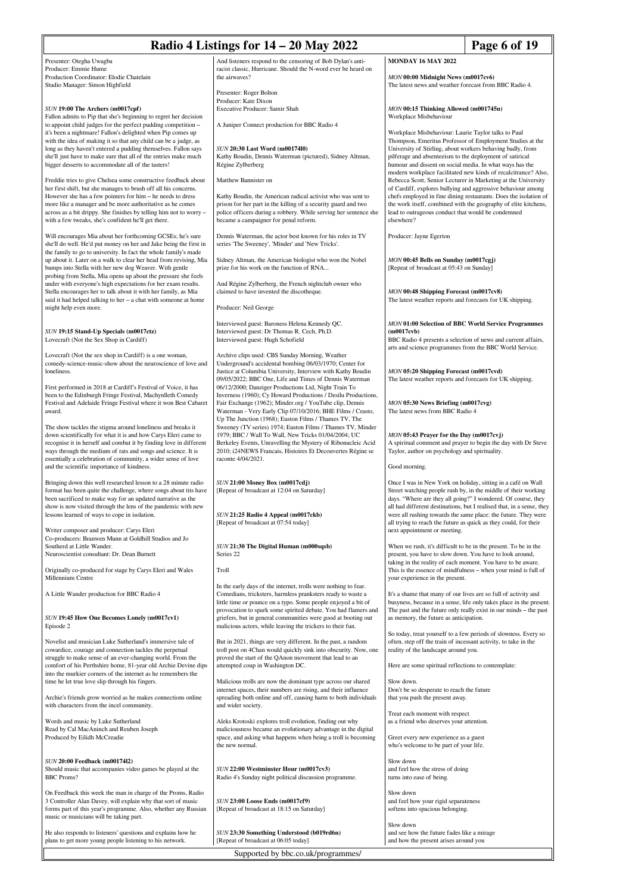Presenter: Otegha Uwagba
Producer: Emmie Hume
Production Coordinator: Elodie Chatelain
Studio Manager: Simon Highfield

### *SUN* **19:00 The Archers (m0017cpf)**

Fallon admits to Pip that she's beginning to regret her decision to appoint child judges for the perfect pudding competition – it's been a nightmare! Fallon's delighted when Pip comes up with the idea of making it so that any child can be a judge, as long as they haven't entered a pudding themselves. Fallon says she'll just have to make sure that all of the entries make much bigger desserts to accommodate all of the tasters!

Freddie tries to give Chelsea some constructive feedback about her first shift, but she manages to brush off all his concerns. However she has a few pointers for him – he needs to dress more like a manager and be more authoritative as he comes across as a bit drippy. She finishes by telling him not to worry – with a few tweaks, she's confident he'll get there.

Will encourages Mia about her forthcoming GCSEs; he's sure she'll do well. He'd put money on her and Jake being the first in the family to go to university. In fact the whole family's made up about it. Later on a walk to clear her head from revising, Mia bumps into Stella with her new dog Weaver. With gentle probing from Stella, Mia opens up about the pressure she feels under with everyone's high expectations for her exam results. Stella encourages her to talk about it with her family, as Mia said it had helped talking to her – a chat with someone at home might help even more.

### *SUN* **19:15 Stand-Up Specials (m0017ctz)**

Lovecraft (Not the Sex Shop in Cardiff)

Lovecraft (Not the sex shop in Cardiff) is a one woman, comedy-science-music-show about the neuroscience of love and loneliness.

First performed in 2018 at Cardiff's Festival of Voice, it has been to the Edinburgh Fringe Festival, Machynlleth Comedy Festival and Adelaide Fringe Festival where it won Best Cabaret award.

The show tackles the stigma around loneliness and breaks it down scientifically for what it is and how Carys Eleri came to recognise it in herself and combat it by finding love in different ways through the medium of rats and songs and science. It is essentially a celebration of community, a wider sense of love and the scientific importance of kindness.

Bringing down this well researched lesson to a 28 minute radio format has been quite the challenge, where songs about tits have been sacrificed to make way for an updated narrative as the show is now visited through the lens of the pandemic with new lessons learned of ways to cope in isolation.

Writer composer and producer: Carys Eleri
Co-producers: Branwen Munn at Goldhill Studios and Jo Southerd at Little Wander.
Neuroscientist consultant: Dr. Dean Burnett

Originally co-produced for stage by Carys Eleri and Wales Millennium Centre

A Little Wander production for BBC Radio 4

### *SUN* **19:45 How One Becomes Lonely (m0017cv1)**

Episode 2

Novelist and musician Luke Sutherland's immersive tale of cowardice, courage and connection tackles the perpetual struggle to make sense of an ever-changing world. From the comfort of his Perthshire home, 81-year old Archie Devine dips into the murkier corners of the internet as he remembers the time he let true love slip through his fingers.

Archie's friends grow worried as he makes connections online with characters from the incel community.

Words and music by Luke Sutherland
Read by Cal MacAninch and Reuben Joseph
Produced by Eilidh McCreadie

### *SUN* **20:00 Feedback (m00174l2)**

Should music that accompanies video games be played at the BBC Proms?

On Feedback this week the man in charge of the Proms, Radio 3 Controller Alan Davey, will explain why that sort of music forms part of this year's programme. Also, whether any Russian music or musicians will be taking part.

He also responds to listeners' questions and explains how he plans to get more young people listening to his network.

And listeners respond to the censoring of Bob Dylan's anti-racist classic, Hurricane. Should the N-word ever be heard on the airwaves?

Presenter: Roger Bolton
Producer: Kate Dixon
Executive Producer: Samir Shah

A Juniper Connect production for BBC Radio 4

### *SUN* **20:30 Last Word (m00174l0)**

Kathy Boudin, Dennis Waterman (pictured), Sidney Altman, Régine Zylberberg

Matthew Bannister on

Kathy Boudin, the American radical activist who was sent to prison for her part in the killing of a security guard and two police officers during a robbery. While serving her sentence she became a campaigner for penal reform.

Dennis Waterman, the actor best known for his roles in TV series 'The Sweeney', 'Minder' and 'New Tricks'.

Sidney Altman, the American biologist who won the Nobel prize for his work on the function of RNA...

And Régine Zylberberg, the French nightclub owner who claimed to have invented the discotheque.

Producer: Neil George

Interviewed guest: Baroness Helena Kennedy QC.
Interviewed guest: Dr Thomas R. Cech, Ph.D.
Interviewed guest: Hugh Schofield

Archive clips used: CBS Sunday Morning, Weather Underground's accidental bombing 06/03/1970; Center for Justice at Columbia University, Interview with Kathy Boudin 09/05/2022; BBC One, Life and Times of Dennis Waterman 06/12/2000; Danziger Productions Ltd, Night Train To Inverness (1960); Cy Howard Productions / Desilu Productions, Fair Exchange (1962); Minder.org / YouTube clip, Dennis Waterman - Very Early Clip 07/10/2016; BHE Films / Crasto, Up The Junction (1968); Euston Films / Thames TV, The Sweeney (TV series) 1974; Euston Films / Thames TV, Minder 1979; BBC / Wall To Wall, New Tricks 01/04/2004; UC Berkeley Events, Unravelling the Mystery of Ribonucleic Acid 2010; i24NEWS Francais, Histoires Et Decouvertes Régine se raconte 4/04/2021.

### *SUN* **21:00 Money Box (m0017cdj)**

[Repeat of broadcast at 12:04 on Saturday]

### *SUN* **21:25 Radio 4 Appeal (m0017ckb)**

[Repeat of broadcast at 07:54 today]

### *SUN* **21:30 The Digital Human (m000sqsb)**

Series 22

Troll

In the early days of the internet, trolls were nothing to fear. Comedians, tricksters, harmless pranksters ready to waste a little time or pounce on a typo. Some people enjoyed a bit of provocation to spark some spirited debate. You had flamers and griefers, but in general communities were good at booting out malicious actors, while leaving the trickers to their fun.

But in 2021, things are very different. In the past, a random troll post on 4Chan would quickly sink into obscurity. Now, one proved the start of the QAnon movement that lead to an attempted coup in Washington DC.

Malicious trolls are now the dominant type across our shared internet spaces, their numbers are rising, and their influence spreading both online and off, causing harm to both individuals and wider society.

Aleks Krotoski explores troll evolution, finding out why maliciousness became an evolutionary advantage in the digital space, and asking what happens when being a troll is becoming the new normal.

### *SUN* **22:00 Westminster Hour (m0017cv3)**

Radio 4's Sunday night political discussion programme.

### *SUN* **23:00 Loose Ends (m0017cf9)**

[Repeat of broadcast at 18:15 on Saturday]

### *SUN* **23:30 Something Understood (b019rd6n)**

[Repeat of broadcast at 06:05 today]

## MONDAY 16 MAY 2022

### *MON* **00:00 Midnight News (m0017cv6)**

The latest news and weather forecast from BBC Radio 4.

### *MON* **00:15 Thinking Allowed (m001745n)**

Workplace Misbehaviour

Workplace Misbehaviour: Laurie Taylor talks to Paul Thompson, Emeritus Professor of Employment Studies at the University of Stirling, about workers behaving badly, from pilferage and absenteeism to the deployment of satirical humour and dissent on social media. In what ways has the modern workplace facilitated new kinds of recalcitrance? Also, Rebecca Scott, Senior Lecturer in Marketing at the University of Cardiff, explores bullying and aggressive behaviour among chefs employed in fine dining restaurants. Does the isolation of the work itself, combined with the geography of elite kitchens, lead to outrageous conduct that would be condemned elsewhere?

Producer: Jayne Egerton

### *MON* **00:45 Bells on Sunday (m0017cgj)**

[Repeat of broadcast at 05:43 on Sunday]

### *MON* **00:48 Shipping Forecast (m0017cv8)**

The latest weather reports and forecasts for UK shipping.

### *MON* **01:00 Selection of BBC World Service Programmes (m0017cvb)**

BBC Radio 4 presents a selection of news and current affairs, arts and science programmes from the BBC World Service.

### *MON* **05:20 Shipping Forecast (m0017cvd)**

The latest weather reports and forecasts for UK shipping.

### *MON* **05:30 News Briefing (m0017cvg)**

The latest news from BBC Radio 4

### *MON* **05:43 Prayer for the Day (m0017cvj)**

A spiritual comment and prayer to begin the day with Dr Steve Taylor, author on psychology and spirituality.

Good morning.

Once I was in New York on holiday, sitting in a café on Wall Street watching people rush by, in the middle of their working days. "Where are they all going?" I wondered. Of course, they all had different destinations, but I realised that, in a sense, they were all rushing towards the same place: the future. They were all trying to reach the future as quick as they could, for their next appointment or meeting.

When we rush, it's difficult to be in the present. To be in the present, you have to slow down. You have to look around, taking in the reality of each moment. You have to be aware. This is the essence of mindfulness – when your mind is full of your experience in the present.

It's a shame that many of our lives are so full of activity and busyness, because in a sense, life only takes place in the present. The past and the future only really exist in our minds – the past as memory, the future as anticipation.

So today, treat yourself to a few periods of slowness. Every so often, step off the train of incessant activity, to take in the reality of the landscape around you.

Here are some spiritual reflections to contemplate:

Slow down.
Don't be so desperate to reach the future
that you push the present away.

Treat each moment with respect
as a friend who deserves your attention.

Greet every new experience as a guest
who's welcome to be part of your life.

Slow down
and feel how the stress of doing
turns into ease of being.

Slow down
and feel how your rigid separateness
softens into spacious belonging.

Slow down
and see how the future fades like a mirage
and how the present arises around you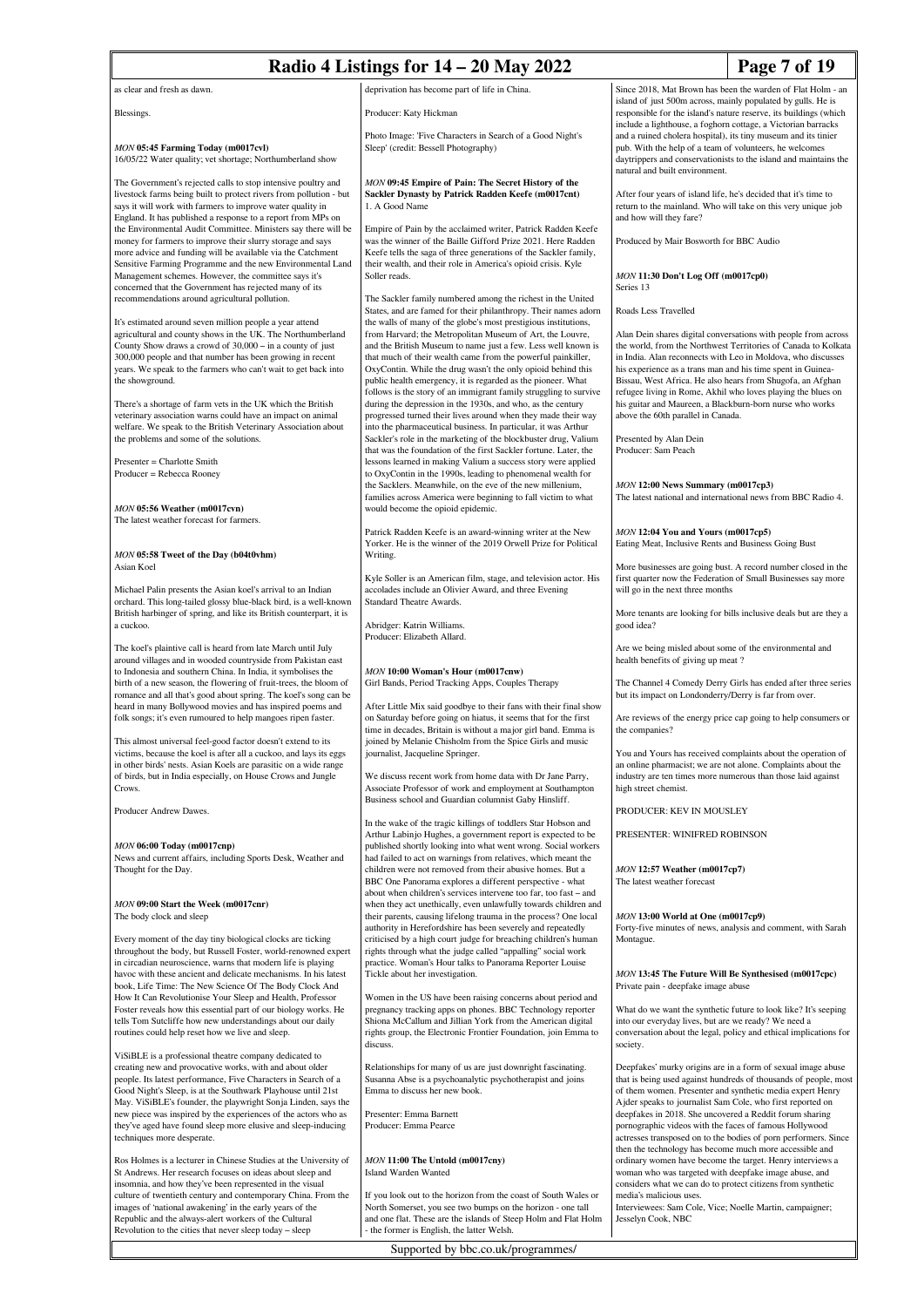as clear and fresh as dawn.

Blessings.

**MON 05:45 Farming Today (m0017cvl)**
16/05/22 Water quality; vet shortage; Northumberland show

The Government's rejected calls to stop intensive poultry and livestock farms being built to protect rivers from pollution - but says it will work with farmers to improve water quality in England. It has published a response to a report from MPs on the Environmental Audit Committee. Ministers say there will be money for farmers to improve their slurry storage and says more advice and funding will be available via the Catchment Sensitive Farming Programme and the new Environmental Land Management schemes. However, the committee says it's concerned that the Government has rejected many of its recommendations around agricultural pollution.

It's estimated around seven million people a year attend agricultural and county shows in the UK. The Northumberland County Show draws a crowd of 30,000 – in a county of just 300,000 people and that number has been growing in recent years. We speak to the farmers who can't wait to get back into the showground.

There's a shortage of farm vets in the UK which the British veterinary association warns could have an impact on animal welfare. We speak to the British Veterinary Association about the problems and some of the solutions.

Presenter = Charlotte Smith
Producer = Rebecca Rooney

**MON 05:56 Weather (m0017cvn)**
The latest weather forecast for farmers.

**MON 05:58 Tweet of the Day (b04t0vhm)**
Asian Koel

Michael Palin presents the Asian koel's arrival to an Indian orchard. This long-tailed glossy blue-black bird, is a well-known British harbinger of spring, and like its British counterpart, it is a cuckoo.

The koel's plaintive call is heard from late March until July around villages and in wooded countryside from Pakistan east to Indonesia and southern China. In India, it symbolises the birth of a new season, the flowering of fruit-trees, the bloom of romance and all that's good about spring. The koel's song can be heard in many Bollywood movies and has inspired poems and folk songs; it's even rumoured to help mangoes ripen faster.

This almost universal feel-good factor doesn't extend to its victims, because the koel is after all a cuckoo, and lays its eggs in other birds' nests. Asian Koels are parasitic on a wide range of birds, but in India especially, on House Crows and Jungle Crows.

Producer Andrew Dawes.

**MON 06:00 Today (m0017cnp)**
News and current affairs, including Sports Desk, Weather and Thought for the Day.

**MON 09:00 Start the Week (m0017cnr)**
The body clock and sleep

Every moment of the day tiny biological clocks are ticking throughout the body, but Russell Foster, world-renowned expert in circadian neuroscience, warns that modern life is playing havoc with these ancient and delicate mechanisms. In his latest book, Life Time: The New Science Of The Body Clock And How It Can Revolutionise Your Sleep and Health, Professor Foster reveals how this essential part of our biology works. He tells Tom Sutcliffe how new understandings about our daily routines could help reset how we live and sleep.

ViSiBLE is a professional theatre company dedicated to creating new and provocative works, with and about older people. Its latest performance, Five Characters in Search of a Good Night's Sleep, is at the Southwark Playhouse until 21st May. ViSiBLE's founder, the playwright Sonja Linden, says the new piece was inspired by the experiences of the actors who as they've aged have found sleep more elusive and sleep-inducing techniques more desperate.

Ros Holmes is a lecturer in Chinese Studies at the University of St Andrews. Her research focuses on ideas about sleep and insomnia, and how they've been represented in the visual culture of twentieth century and contemporary China. From the images of 'national awakening' in the early years of the Republic and the always-alert workers of the Cultural Revolution to the cities that never sleep today – sleep deprivation has become part of life in China.

Producer: Katy Hickman

Photo Image: 'Five Characters in Search of a Good Night's Sleep' (credit: Bessell Photography)

**MON 09:45 Empire of Pain: The Secret History of the Sackler Dynasty by Patrick Radden Keefe (m0017cnt)**
1. A Good Name

Empire of Pain by the acclaimed writer, Patrick Radden Keefe was the winner of the Baille Gifford Prize 2021. Here Radden Keefe tells the saga of three generations of the Sackler family, their wealth, and their role in America's opioid crisis. Kyle Soller reads.

The Sackler family numbered among the richest in the United States, and are famed for their philanthropy. Their names adorn the walls of many of the globe's most prestigious institutions, from Harvard; the Metropolitan Museum of Art, the Louvre, and the British Museum to name just a few. Less well known is that much of their wealth came from the powerful painkiller, OxyContin. While the drug wasn't the only opioid behind this public health emergency, it is regarded as the pioneer. What follows is the story of an immigrant family struggling to survive during the depression in the 1930s, and who, as the century progressed turned their lives around when they made their way into the pharmaceutical business. In particular, it was Arthur Sackler's role in the marketing of the blockbuster drug, Valium that was the foundation of the first Sackler fortune. Later, the lessons learned in making Valium a success story were applied to OxyContin in the 1990s, leading to phenomenal wealth for the Sacklers. Meanwhile, on the eve of the new millenium, families across America were beginning to fall victim to what would become the opioid epidemic.

Patrick Radden Keefe is an award-winning writer at the New Yorker. He is the winner of the 2019 Orwell Prize for Political Writing.

Kyle Soller is an American film, stage, and television actor. His accolades include an Olivier Award, and three Evening Standard Theatre Awards.

Abridger: Katrin Williams.
Producer: Elizabeth Allard.

**MON 10:00 Woman's Hour (m0017cnw)**
Girl Bands, Period Tracking Apps, Couples Therapy

After Little Mix said goodbye to their fans with their final show on Saturday before going on hiatus, it seems that for the first time in decades, Britain is without a major girl band. Emma is joined by Melanie Chisholm from the Spice Girls and music journalist, Jacqueline Springer.

We discuss recent work from home data with Dr Jane Parry, Associate Professor of work and employment at Southampton Business school and Guardian columnist Gaby Hinsliff.

In the wake of the tragic killings of toddlers Star Hobson and Arthur Labinjo Hughes, a government report is expected to be published shortly looking into what went wrong. Social workers had failed to act on warnings from relatives, which meant the children were not removed from their abusive homes. But a BBC One Panorama explores a different perspective - what about when children's services intervene too far, too fast – and when they act unethically, even unlawfully towards children and their parents, causing lifelong trauma in the process? One local authority in Herefordshire has been severely and repeatedly criticised by a high court judge for breaching children's human rights through what the judge called "appalling" social work practice. Woman's Hour talks to Panorama Reporter Louise Tickle about her investigation.

Women in the US have been raising concerns about period and pregnancy tracking apps on phones. BBC Technology reporter Shiona McCallum and Jillian York from the American digital rights group, the Electronic Frontier Foundation, join Emma to discuss.

Relationships for many of us are just downright fascinating. Susanna Abse is a psychoanalytic psychotherapist and joins Emma to discuss her new book.

Presenter: Emma Barnett
Producer: Emma Pearce

**MON 11:00 The Untold (m0017cny)**
Island Warden Wanted

If you look out to the horizon from the coast of South Wales or North Somerset, you see two bumps on the horizon - one tall and one flat. These are the islands of Steep Holm and Flat Holm - the former is English, the latter Welsh.

Since 2018, Mat Brown has been the warden of Flat Holm - an island of just 500m across, mainly populated by gulls. He is responsible for the island's nature reserve, its buildings (which include a lighthouse, a foghorn cottage, a Victorian barracks and a ruined cholera hospital), its tiny museum and its tinier pub. With the help of a team of volunteers, he welcomes daytrippers and conservationists to the island and maintains the natural and built environment.

After four years of island life, he's decided that it's time to return to the mainland. Who will take on this very unique job and how will they fare?

Produced by Mair Bosworth for BBC Audio

**MON 11:30 Don't Log Off (m0017cp0)**
Series 13

Roads Less Travelled

Alan Dein shares digital conversations with people from across the world, from the Northwest Territories of Canada to Kolkata in India. Alan reconnects with Leo in Moldova, who discusses his experience as a trans man and his time spent in Guinea-Bissau, West Africa. He also hears from Shugofa, an Afghan refugee living in Rome, Akhil who loves playing the blues on his guitar and Maureen, a Blackburn-born nurse who works above the 60th parallel in Canada.

Presented by Alan Dein
Producer: Sam Peach

**MON 12:00 News Summary (m0017cp3)**
The latest national and international news from BBC Radio 4.

**MON 12:04 You and Yours (m0017cp5)**
Eating Meat, Inclusive Rents and Business Going Bust

More businesses are going bust. A record number closed in the first quarter now the Federation of Small Businesses say more will go in the next three months

More tenants are looking for bills inclusive deals but are they a good idea?

Are we being misled about some of the environmental and health benefits of giving up meat ?

The Channel 4 Comedy Derry Girls has ended after three series but its impact on Londonderry/Derry is far from over.

Are reviews of the energy price cap going to help consumers or the companies?

You and Yours has received complaints about the operation of an online pharmacist; we are not alone. Complaints about the industry are ten times more numerous than those laid against high street chemist.

PRODUCER: KEV IN MOUSLEY

PRESENTER: WINIFRED ROBINSON

**MON 12:57 Weather (m0017cp7)**
The latest weather forecast

**MON 13:00 World at One (m0017cp9)**
Forty-five minutes of news, analysis and comment, with Sarah Montague.

**MON 13:45 The Future Will Be Synthesised (m0017cpc)**
Private pain - deepfake image abuse

What do we want the synthetic future to look like? It's seeping into our everyday lives, but are we ready? We need a conversation about the legal, policy and ethical implications for society.

Deepfakes' murky origins are in a form of sexual image abuse that is being used against hundreds of thousands of people, most of them women. Presenter and synthetic media expert Henry Ajder speaks to journalist Sam Cole, who first reported on deepfakes in 2018. She uncovered a Reddit forum sharing pornographic videos with the faces of famous Hollywood actresses transposed on to the bodies of porn performers. Since then the technology has become much more accessible and ordinary women have become the target. Henry interviews a woman who was targeted with deepfake image abuse, and considers what we can do to protect citizens from synthetic media's malicious uses.
Interviewees: Sam Cole, Vice; Noelle Martin, campaigner; Jesselyn Cook, NBC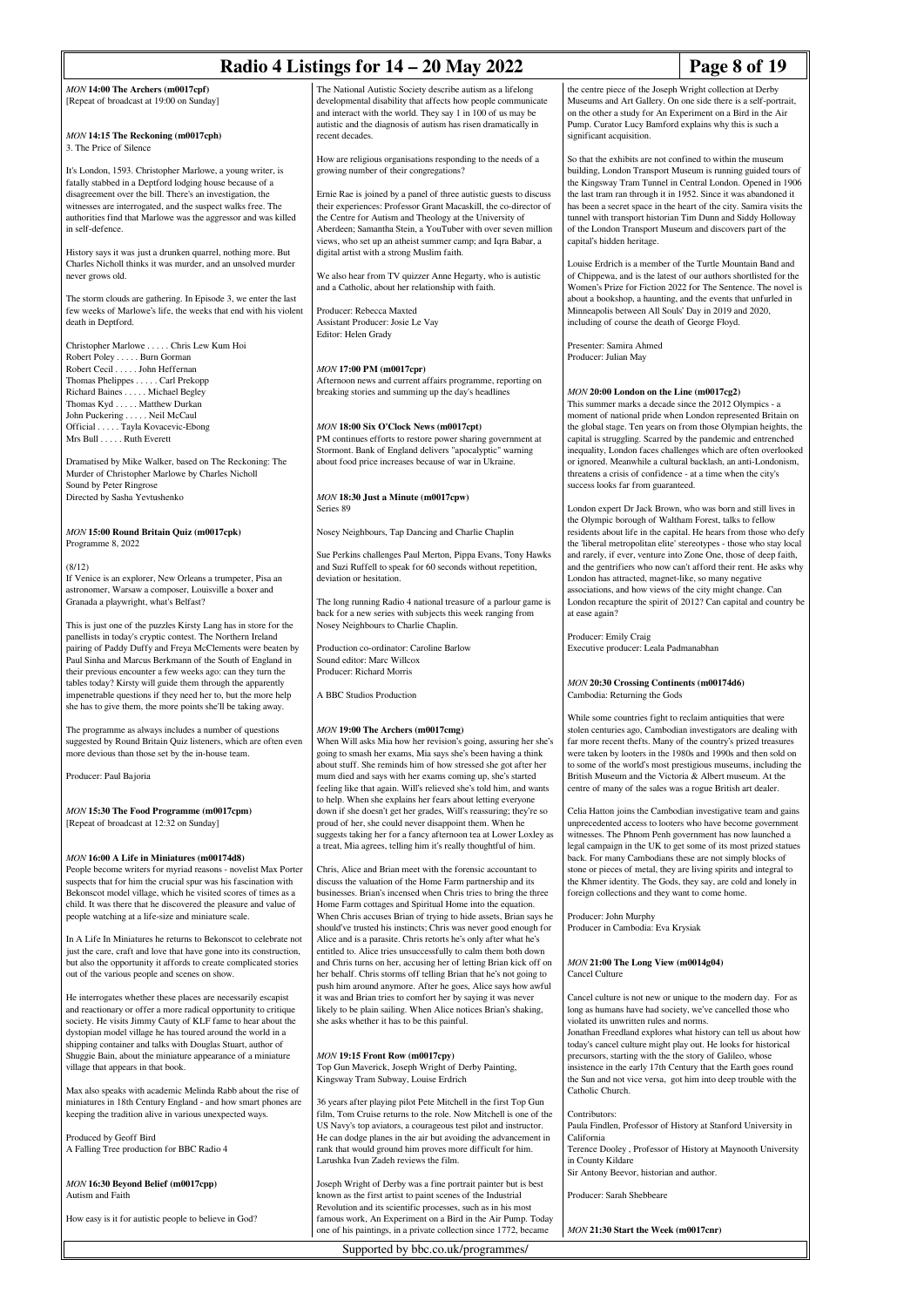### *MON* 14:00 The Archers (m0017cpf)

[Repeat of broadcast at 19:00 on Sunday]

### *MON* 14:15 The Reckoning (m0017cph)

3. The Price of Silence

It's London, 1593. Christopher Marlowe, a young writer, is fatally stabbed in a Deptford lodging house because of a disagreement over the bill. There's an investigation, the witnesses are interrogated, and the suspect walks free. The authorities find that Marlowe was the aggressor and was killed in self-defence.

History says it was just a drunken quarrel, nothing more. But Charles Nicholl thinks it was murder, and an unsolved murder never grows old.

The storm clouds are gathering. In Episode 3, we enter the last few weeks of Marlowe's life, the weeks that end with his violent death in Deptford.

Christopher Marlowe . . . . . Chris Lew Kum Hoi
Robert Poley . . . . . Burn Gorman
Robert Cecil . . . . . John Heffernan
Thomas Phelippes . . . . . Carl Prekopp
Richard Baines . . . . . Michael Begley
Thomas Kyd . . . . . Matthew Durkan
John Puckering . . . . . Neil McCaul
Official . . . . . Tayla Kovacevic-Ebong
Mrs Bull . . . . . Ruth Everett

Dramatised by Mike Walker, based on The Reckoning: The Murder of Christopher Marlowe by Charles Nicholl
Sound by Peter Ringrose
Directed by Sasha Yevtushenko

### *MON* 15:00 Round Britain Quiz (m0017cpk)

Programme 8, 2022

(8/12)
If Venice is an explorer, New Orleans a trumpeter, Pisa an astronomer, Warsaw a composer, Louisville a boxer and Granada a playwright, what's Belfast?

This is just one of the puzzles Kirsty Lang has in store for the panellists in today's cryptic contest. The Northern Ireland pairing of Paddy Duffy and Freya McClements were beaten by Paul Sinha and Marcus Berkmann of the South of England in their previous encounter a few weeks ago: can they turn the tables today? Kirsty will guide them through the apparently impenetrable questions if they need her to, but the more help she has to give them, the more points she'll be taking away.

The programme as always includes a number of questions suggested by Round Britain Quiz listeners, which are often even more devious than those set by the in-house team.

Producer: Paul Bajoria

### *MON* 15:30 The Food Programme (m0017cpm)

[Repeat of broadcast at 12:32 on Sunday]

### *MON* 16:00 A Life in Miniatures (m00174d8)

People become writers for myriad reasons - novelist Max Porter suspects that for him the crucial spur was his fascination with Bekonscot model village, which he visited scores of times as a child. It was there that he discovered the pleasure and value of people watching at a life-size and miniature scale.

In A Life In Miniatures he returns to Bekonscot to celebrate not just the care, craft and love that have gone into its construction, but also the opportunity it affords to create complicated stories out of the various people and scenes on show.

He interrogates whether these places are necessarily escapist and reactionary or offer a more radical opportunity to critique society. He visits Jimmy Cauty of KLF fame to hear about the dystopian model village he has toured around the world in a shipping container and talks with Douglas Stuart, author of Shuggie Bain, about the miniature appearance of a miniature village that appears in that book.

Max also speaks with academic Melinda Rabb about the rise of miniatures in 18th Century England - and how smart phones are keeping the tradition alive in various unexpected ways.

Produced by Geoff Bird
A Falling Tree production for BBC Radio 4

### *MON* 16:30 Beyond Belief (m0017cpp)

Autism and Faith

How easy is it for autistic people to believe in God?

The National Autistic Society describe autism as a lifelong developmental disability that affects how people communicate and interact with the world. They say 1 in 100 of us may be autistic and the diagnosis of autism has risen dramatically in recent decades.

How are religious organisations responding to the needs of a growing number of their congregations?

Ernie Rae is joined by a panel of three autistic guests to discuss their experiences: Professor Grant Macaskill, the co-director of the Centre for Autism and Theology at the University of Aberdeen; Samantha Stein, a YouTuber with over seven million views, who set up an atheist summer camp; and Iqra Babar, a digital artist with a strong Muslim faith.

We also hear from TV quizzer Anne Hegarty, who is autistic and a Catholic, about her relationship with faith.

Producer: Rebecca Maxted
Assistant Producer: Josie Le Vay
Editor: Helen Grady

### *MON* 17:00 PM (m0017cpr)

Afternoon news and current affairs programme, reporting on breaking stories and summing up the day's headlines

### *MON* 18:00 Six O'Clock News (m0017cpt)

PM continues efforts to restore power sharing government at Stormont. Bank of England delivers "apocalyptic" warning about food price increases because of war in Ukraine.

### *MON* 18:30 Just a Minute (m0017cpw)

Series 89

Nosey Neighbours, Tap Dancing and Charlie Chaplin

Sue Perkins challenges Paul Merton, Pippa Evans, Tony Hawks and Suzi Ruffell to speak for 60 seconds without repetition, deviation or hesitation.

The long running Radio 4 national treasure of a parlour game is back for a new series with subjects this week ranging from Nosey Neighbours to Charlie Chaplin.

Production co-ordinator: Caroline Barlow
Sound editor: Marc Willcox
Producer: Richard Morris

A BBC Studios Production

### *MON* 19:00 The Archers (m0017cmg)

When Will asks Mia how her revision's going, assuring her she's going to smash her exams, Mia says she's been having a think about stuff. She reminds him of how stressed she got after her mum died and says with her exams coming up, she's started feeling like that again. Will's relieved she's told him, and wants to help. When she explains her fears about letting everyone down if she doesn't get her grades, Will's reassuring; they're so proud of her, she could never disappoint them. When he suggests taking her for a fancy afternoon tea at Lower Loxley as a treat, Mia agrees, telling him it's really thoughtful of him.

Chris, Alice and Brian meet with the forensic accountant to discuss the valuation of the Home Farm partnership and its businesses. Brian's incensed when Chris tries to bring the three Home Farm cottages and Spiritual Home into the equation. When Chris accuses Brian of trying to hide assets, Brian says he should've trusted his instincts; Chris was never good enough for Alice and is a parasite. Chris retorts he's only after what he's entitled to. Alice tries unsuccessfully to calm them both down and Chris turns on her, accusing her of letting Brian kick off on her behalf. Chris storms off telling Brian that he's not going to push him around anymore. After he goes, Alice says how awful it was and Brian tries to comfort her by saying it was never likely to be plain sailing. When Alice notices Brian's shaking, she asks whether it has to be this painful.

### *MON* 19:15 Front Row (m0017cpy)

Top Gun Maverick, Joseph Wright of Derby Painting, Kingsway Tram Subway, Louise Erdrich

36 years after playing pilot Pete Mitchell in the first Top Gun film, Tom Cruise returns to the role. Now Mitchell is one of the US Navy's top aviators, a courageous test pilot and instructor. He can dodge planes in the air but avoiding the advancement in rank that would ground him proves more difficult for him. Larushka Ivan Zadeh reviews the film.

Joseph Wright of Derby was a fine portrait painter but is best known as the first artist to paint scenes of the Industrial Revolution and its scientific processes, such as in his most famous work, An Experiment on a Bird in the Air Pump. Today one of his paintings, in a private collection since 1772, became the centre piece of the Joseph Wright collection at Derby Museums and Art Gallery. On one side there is a self-portrait, on the other a study for An Experiment on a Bird in the Air Pump. Curator Lucy Bamford explains why this is such a significant acquisition.

So that the exhibits are not confined to within the museum building, London Transport Museum is running guided tours of the Kingsway Tram Tunnel in Central London. Opened in 1906 the last tram ran through it in 1952. Since it was abandoned it has been a secret space in the heart of the city. Samira visits the tunnel with transport historian Tim Dunn and Siddy Holloway of the London Transport Museum and discovers part of the capital's hidden heritage.

Louise Erdrich is a member of the Turtle Mountain Band and of Chippewa, and is the latest of our authors shortlisted for the Women's Prize for Fiction 2022 for The Sentence. The novel is about a bookshop, a haunting, and the events that unfurled in Minneapolis between All Souls' Day in 2019 and 2020, including of course the death of George Floyd.

Presenter: Samira Ahmed
Producer: Julian May

### *MON* 20:00 London on the Line (m0017cg2)

This summer marks a decade since the 2012 Olympics - a moment of national pride when London represented Britain on the global stage. Ten years on from those Olympian heights, the capital is struggling. Scarred by the pandemic and entrenched inequality, London faces challenges which are often overlooked or ignored. Meanwhile a cultural backlash, an anti-Londonism, threatens a crisis of confidence - at a time when the city's success looks far from guaranteed.

London expert Dr Jack Brown, who was born and still lives in the Olympic borough of Waltham Forest, talks to fellow residents about life in the capital. He hears from those who defy the 'liberal metropolitan elite' stereotypes - those who stay local and rarely, if ever, venture into Zone One, those of deep faith, and the gentrifiers who now can't afford their rent. He asks why London has attracted, magnet-like, so many negative associations, and how views of the city might change. Can London recapture the spirit of 2012? Can capital and country be at ease again?

Producer: Emily Craig
Executive producer: Leala Padmanabhan

### *MON* 20:30 Crossing Continents (m00174d6)

Cambodia: Returning the Gods

While some countries fight to reclaim antiquities that were stolen centuries ago, Cambodian investigators are dealing with far more recent thefts. Many of the country's prized treasures were taken by looters in the 1980s and 1990s and then sold on to some of the world's most prestigious museums, including the British Museum and the Victoria & Albert museum. At the centre of many of the sales was a rogue British art dealer.

Celia Hatton joins the Cambodian investigative team and gains unprecedented access to looters who have become government witnesses. The Phnom Penh government has now launched a legal campaign in the UK to get some of its most prized statues back. For many Cambodians these are not simply blocks of stone or pieces of metal, they are living spirits and integral to the Khmer identity. The Gods, they say, are cold and lonely in foreign collections and they want to come home.

Producer: John Murphy
Producer in Cambodia: Eva Krysiak

### *MON* 21:00 The Long View (m0014g04)

Cancel Culture

Cancel culture is not new or unique to the modern day. For as long as humans have had society, we've cancelled those who violated its unwritten rules and norms.
Jonathan Freedland explores what history can tell us about how today's cancel culture might play out. He looks for historical precursors, starting with the the story of Galileo, whose insistence in the early 17th Century that the Earth goes round the Sun and not vice versa, got him into deep trouble with the Catholic Church.

Contributors:
Paula Findlen, Professor of History at Stanford University in California
Terence Dooley , Professor of History at Maynooth University in County Kildare
Sir Antony Beevor, historian and author.

Producer: Sarah Shebbeare

### *MON* 21:30 Start the Week (m0017cnr)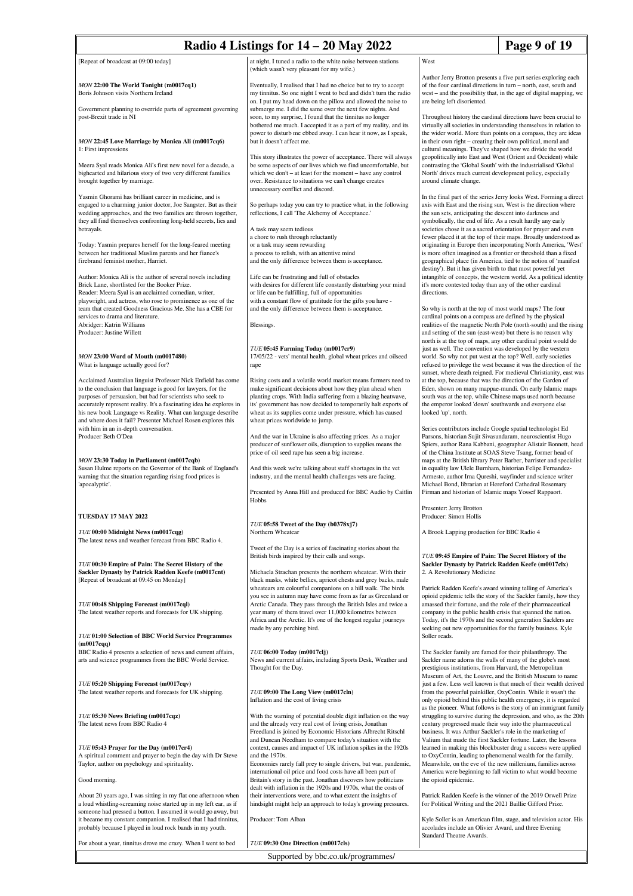[Repeat of broadcast at 09:00 today]

### *MON* **22:00 The World Tonight (m0017cq1)**

Boris Johnson visits Northern Ireland

Government planning to override parts of agreement governing post-Brexit trade in NI

### *MON* **22:45 Love Marriage by Monica Ali (m0017cq6)**

1: First impressions

Meera Syal reads Monica Ali's first new novel for a decade, a bighearted and hilarious story of two very different families brought together by marriage.

Yasmin Ghorami has brilliant career in medicine, and is engaged to a charming junior doctor, Joe Sangster. But as their wedding approaches, and the two families are thrown together, they all find themselves confronting long-held secrets, lies and betrayals.

Today: Yasmin prepares herself for the long-feared meeting between her traditional Muslim parents and her fiance's firebrand feminist mother, Harriet.

Author: Monica Ali is the author of several novels including Brick Lane, shortlisted for the Booker Prize.
Reader: Meera Syal is an acclaimed comedian, writer, playwright, and actress, who rose to prominence as one of the team that created Goodness Gracious Me. She has a CBE for services to drama and literature.
Abridger: Katrin Williams
Producer: Justine Willett

### *MON* **23:00 Word of Mouth (m0017480)**

What is language actually good for?

Acclaimed Australian linguist Professor Nick Enfield has come to the conclusion that language is good for lawyers, for the purposes of persuasion, but bad for scientists who seek to accurately represent reality. It's a fascinating idea he explores in his new book Language vs Reality. What can language describe and where does it fail? Presenter Michael Rosen explores this with him in an in-depth conversation.
Producer Beth O'Dea

### *MON* **23:30 Today in Parliament (m0017cqb)**

Susan Hulme reports on the Governor of the Bank of England's warning that the situation regarding rising food prices is 'apocalyptic'.

## TUESDAY 17 MAY 2022

### *TUE* **00:00 Midnight News (m0017cqg)**

The latest news and weather forecast from BBC Radio 4.

### *TUE* **00:30 Empire of Pain: The Secret History of the Sackler Dynasty by Patrick Radden Keefe (m0017cnt)**

[Repeat of broadcast at 09:45 on Monday]

### *TUE* **00:48 Shipping Forecast (m0017cql)**

The latest weather reports and forecasts for UK shipping.

### *TUE* **01:00 Selection of BBC World Service Programmes (m0017cqq)**

BBC Radio 4 presents a selection of news and current affairs, arts and science programmes from the BBC World Service.

### *TUE* **05:20 Shipping Forecast (m0017cqv)**

The latest weather reports and forecasts for UK shipping.

### *TUE* **05:30 News Briefing (m0017cqz)**

The latest news from BBC Radio 4

### *TUE* **05:43 Prayer for the Day (m0017cr4)**

A spiritual comment and prayer to begin the day with Dr Steve Taylor, author on psychology and spirituality.

Good morning.

About 20 years ago, I was sitting in my flat one afternoon when a loud whistling-screaming noise started up in my left ear, as if someone had pressed a button. I assumed it would go away, but it became my constant companion. I realised that I had tinnitus, probably because I played in loud rock bands in my youth.

For about a year, tinnitus drove me crazy. When I went to bed at night, I tuned a radio to the white noise between stations (which wasn't very pleasant for my wife.)

Eventually, I realised that I had no choice but to try to accept my tinnitus. So one night I went to bed and didn't turn the radio on. I put my head down on the pillow and allowed the noise to submerge me. I did the same over the next few nights. And soon, to my surprise, I found that the tinnitus no longer bothered me much. I accepted it as a part of my reality, and its power to disturb me ebbed away. I can hear it now, as I speak, but it doesn't affect me.

This story illustrates the power of acceptance. There will always be some aspects of our lives which we find uncomfortable, but which we don't – at least for the moment – have any control over. Resistance to situations we can't change creates unnecessary conflict and discord.

So perhaps today you can try to practice what, in the following reflections, I call 'The Alchemy of Acceptance.'

A task may seem tedious
a chore to rush through reluctantly
or a task may seem rewarding
a process to relish, with an attentive mind
and the only difference between them is acceptance.

Life can be frustrating and full of obstacles
with desires for different life constantly disturbing your mind
or life can be fulfilling, full of opportunities
with a constant flow of gratitude for the gifts you have -
and the only difference between them is acceptance.

Blessings.

### *TUE* **05:45 Farming Today (m0017cr9)**

17/05/22 - vets' mental health, global wheat prices and oilseed rape

Rising costs and a volatile world market means farmers need to make significant decisions about how they plan ahead when planting crops. With India suffering from a blazing heatwave, its' government has now decided to temporarily halt exports of wheat as its supplies come under pressure, which has caused wheat prices worldwide to jump.

And the war in Ukraine is also affecting prices. As a major producer of sunflower oils, disruption to supplies means the price of oil seed rape has seen a big increase.

And this week we're talking about staff shortages in the vet industry, and the mental health challenges vets are facing.

Presented by Anna Hill and produced for BBC Audio by Caitlin Hobbs

### *TUE* **05:58 Tweet of the Day (b0378xj7)**

Northern Wheatear

Tweet of the Day is a series of fascinating stories about the British birds inspired by their calls and songs.

Michaela Strachan presents the northern wheatear. With their black masks, white bellies, apricot chests and grey backs, male wheatears are colourful companions on a hill walk. The birds you see in autumn may have come from as far as Greenland or Arctic Canada. They pass through the British Isles and twice a year many of them travel over 11,000 kilometres between Africa and the Arctic. It's one of the longest regular journeys made by any perching bird.

### *TUE* **06:00 Today (m0017clj)**

News and current affairs, including Sports Desk, Weather and Thought for the Day.

### *TUE* **09:00 The Long View (m0017cln)**

Inflation and the cost of living crisis

With the warning of potential double digit inflation on the way and the already very real cost of living crisis, Jonathan Freedland is joined by Economic Historians Albrecht Ritschl and Duncan Needham to compare today's situation with the context, causes and impact of UK inflation spikes in the 1920s and the 1970s.
Economies rarely fall prey to single drivers, but war, pandemic, international oil price and food costs have all been part of Britain's story in the past. Jonathan discovers how politicians dealt with inflation in the 1920s and 1970s, what the costs of their interventions were, and to what extent the insights of hindsight might help an approach to today's growing pressures.

Producer: Tom Alban

### *TUE* **09:30 One Direction (m0017cls)**

West

Author Jerry Brotton presents a five part series exploring each of the four cardinal directions in turn – north, east, south and west – and the possibility that, in the age of digital mapping, we are being left disorientated.

Throughout history the cardinal directions have been crucial to virtually all societies in understanding themselves in relation to the wider world. More than points on a compass, they are ideas in their own right – creating their own political, moral and cultural meanings. They've shaped how we divide the world geopolitically into East and West (Orient and Occident) while contrasting the 'Global South' with the industrialised 'Global North' drives much current development policy, especially around climate change.

In the final part of the series Jerry looks West. Forming a direct axis with East and the rising sun, West is the direction where the sun sets, anticipating the descent into darkness and symbolically, the end of life. As a result hardly any early societies chose it as a sacred orientation for prayer and even fewer placed it at the top of their maps. Broadly understood as originating in Europe then incorporating North America, 'West' is more often imagined as a frontier or threshold than a fixed geographical place (in America, tied to the notion of 'manifest destiny'). But it has given birth to that most powerful yet intangible of concepts, the western world. As a political identity it's more contested today than any of the other cardinal directions.

So why is north at the top of most world maps? The four cardinal points on a compass are defined by the physical realities of the magnetic North Pole (north-south) and the rising and setting of the sun (east-west) but there is no reason why north is at the top of maps, any other cardinal point would do just as well. The convention was developed by the western world. So why not put west at the top? Well, early societies refused to privilege the west because it was the direction of the sunset, where death reigned. For medieval Christianity, east was at the top, because that was the direction of the Garden of Eden, shown on many mappae-mundi. On early Islamic maps south was at the top, while Chinese maps used north because the emperor looked 'down' southwards and everyone else looked 'up', north.

Series contributors include Google spatial technologist Ed Parsons, historian Sujit Sivasundaram, neuroscientist Hugo Spiers, author Rana Kabbani, geographer Alistair Bonnett, head of the China Institute at SOAS Steve Tsang, former head of maps at the British library Peter Barber, barrister and specialist in equality law Ulele Burnham, historian Felipe Fernandez-Armesto, author Irna Qureshi, wayfinder and science writer Michael Bond, librarian at Hereford Cathedral Rosemary Firman and historian of Islamic maps Yossef Rappaort.

Presenter: Jerry Brotton
Producer: Simon Hollis

A Brook Lapping production for BBC Radio 4

### *TUE* **09:45 Empire of Pain: The Secret History of the Sackler Dynasty by Patrick Radden Keefe (m0017clx)**

2. A Revolutionary Medicine

Patrick Radden Keefe's award winning telling of America's opioid epidemic tells the story of the Sackler family, how they amassed their fortune, and the role of their pharmaceutical company in the public health crisis that spanned the nation. Today, it's the 1970s and the second generation Sacklers are seeking out new opportunities for the family business. Kyle Soller reads.

The Sackler family are famed for their philanthropy. The Sackler name adorns the walls of many of the globe's most prestigious institutions, from Harvard, the Metropolitan Museum of Art, the Louvre, and the British Museum to name just a few. Less well known is that much of their wealth derived from the powerful painkiller, OxyContin. While it wasn't the only opioid behind this public health emergency, it is regarded as the pioneer. What follows is the story of an immigrant family struggling to survive during the depression, and who, as the 20th century progressed made their way into the pharmaceutical business. It was Arthur Sackler's role in the marketing of Valium that made the first Sackler fortune. Later, the lessons learned in making this blockbuster drug a success were applied to OxyContin, leading to phenomenal wealth for the family. Meanwhile, on the eve of the new millenium, families across America were beginning to fall victim to what would become the opioid epidemic.

Patrick Radden Keefe is the winner of the 2019 Orwell Prize for Political Writing and the 2021 Baillie Gifford Prize.

Kyle Soller is an American film, stage, and television actor. His accolades include an Olivier Award, and three Evening Standard Theatre Awards.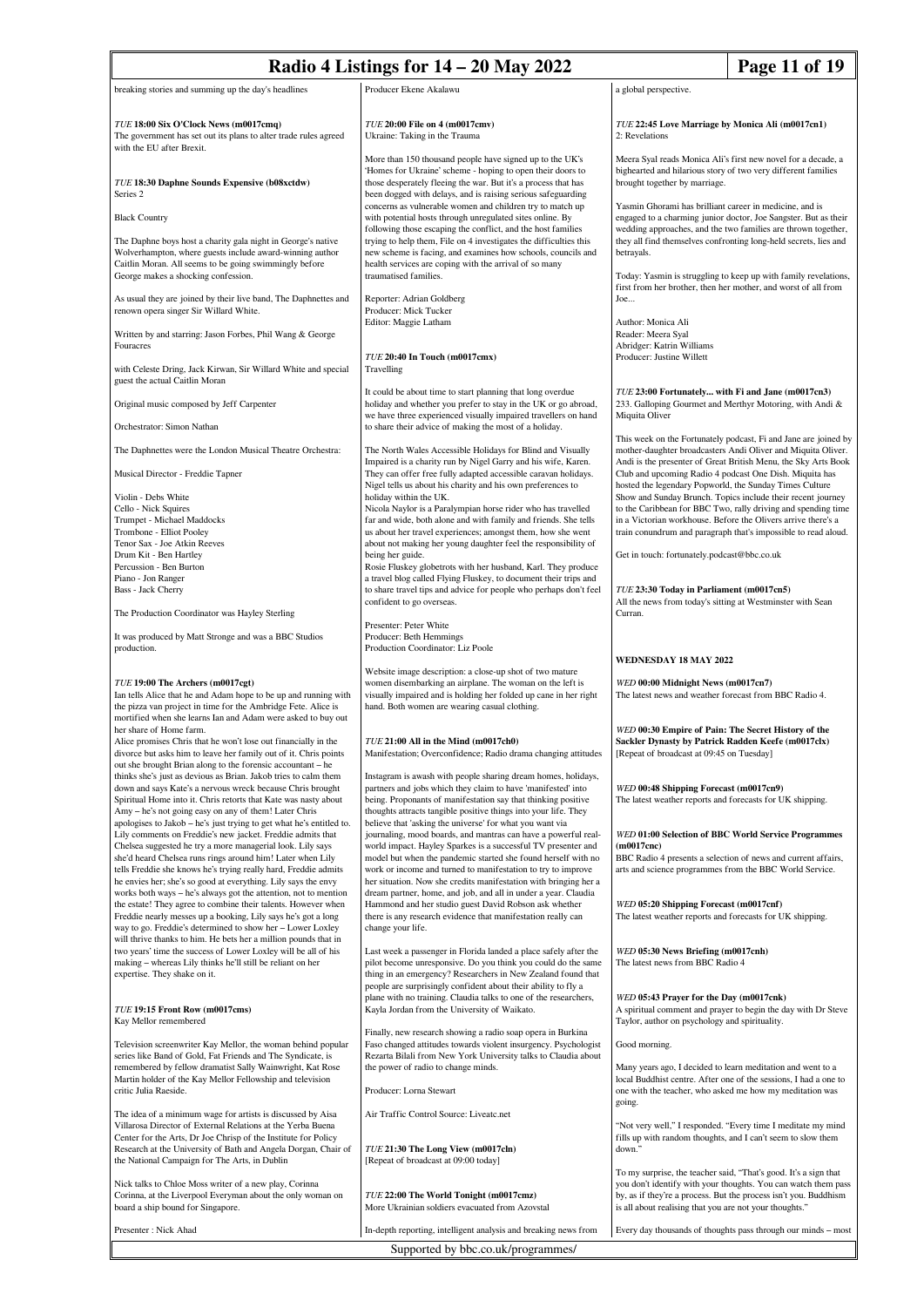breaking stories and summing up the day's headlines

*TUE* **18:00 Six O'Clock News (m0017cmq)**
The government has set out its plans to alter trade rules agreed with the EU after Brexit.

*TUE* **18:30 Daphne Sounds Expensive (b08xctdw)**
Series 2

Black Country

The Daphne boys host a charity gala night in George's native Wolverhampton, where guests include award-winning author Caitlin Moran. All seems to be going swimmingly before George makes a shocking confession.

As usual they are joined by their live band, The Daphnettes and renown opera singer Sir Willard White.

Written by and starring: Jason Forbes, Phil Wang & George Fouracres

with Celeste Dring, Jack Kirwan, Sir Willard White and special guest the actual Caitlin Moran

Original music composed by Jeff Carpenter

Orchestrator: Simon Nathan

The Daphnettes were the London Musical Theatre Orchestra:

Musical Director - Freddie Tapner

Violin - Debs White
Cello - Nick Squires
Trumpet - Michael Maddocks
Trombone - Elliot Pooley
Tenor Sax - Joe Atkin Reeves
Drum Kit - Ben Hartley
Percussion - Ben Burton
Piano - Jon Ranger
Bass - Jack Cherry

The Production Coordinator was Hayley Sterling

It was produced by Matt Stronge and was a BBC Studios production.

*TUE* **19:00 The Archers (m0017cgt)**
Ian tells Alice that he and Adam hope to be up and running with the pizza van project in time for the Ambridge Fete. Alice is mortified when she learns Ian and Adam were asked to buy out her share of Home farm.
Alice promises Chris that he won't lose out financially in the divorce but asks him to leave her family out of it. Chris points out she brought Brian along to the forensic accountant – he thinks she's just as devious as Brian. Jakob tries to calm them down and says Kate's a nervous wreck because Chris brought Spiritual Home into it. Chris retorts that Kate was nasty about Amy – he's not going easy on any of them! Later Chris apologises to Jakob – he's just trying to get what he's entitled to.
Lily comments on Freddie's new jacket. Freddie admits that Chelsea suggested he try a more managerial look. Lily says she'd heard Chelsea runs rings around him! Later when Lily tells Freddie she knows he's trying really hard, Freddie admits he envies her; she's so good at everything. Lily says the envy works both ways – he's always got the attention, not to mention the estate! They agree to combine their talents. However when Freddie nearly messes up a booking, Lily says he's got a long way to go. Freddie's determined to show her – Lower Loxley will thrive thanks to him. He bets her a million pounds that in two years' time the success of Lower Loxley will be all of his making – whereas Lily thinks he'll still be reliant on her expertise. They shake on it.

*TUE* **19:15 Front Row (m0017cms)**
Kay Mellor remembered

Television screenwriter Kay Mellor, the woman behind popular series like Band of Gold, Fat Friends and The Syndicate, is remembered by fellow dramatist Sally Wainwright, Kat Rose Martin holder of the Kay Mellor Fellowship and television critic Julia Raeside.

The idea of a minimum wage for artists is discussed by Aisa Villarosa Director of External Relations at the Yerba Buena Center for the Arts, Dr Joe Chrisp of the Institute for Policy Research at the University of Bath and Angela Dorgan, Chair of the National Campaign for The Arts, in Dublin

Nick talks to Chloe Moss writer of a new play, Corinna Corinna, at the Liverpool Everyman about the only woman on board a ship bound for Singapore.

Presenter : Nick Ahad
Producer Ekene Akalawu

*TUE* **20:00 File on 4 (m0017cmv)**
Ukraine: Taking in the Trauma

More than 150 thousand people have signed up to the UK's 'Homes for Ukraine' scheme - hoping to open their doors to those desperately fleeing the war. But it's a process that has been dogged with delays, and is raising serious safeguarding concerns as vulnerable women and children try to match up with potential hosts through unregulated sites online. By following those escaping the conflict, and the host families trying to help them, File on 4 investigates the difficulties this new scheme is facing, and examines how schools, councils and health services are coping with the arrival of so many traumatised families.

Reporter: Adrian Goldberg
Producer: Mick Tucker
Editor: Maggie Latham

*TUE* **20:40 In Touch (m0017cmx)**
Travelling

It could be about time to start planning that long overdue holiday and whether you prefer to stay in the UK or go abroad, we have three experienced visually impaired travellers on hand to share their advice of making the most of a holiday.

The North Wales Accessible Holidays for Blind and Visually Impaired is a charity run by Nigel Garry and his wife, Karen. They can offer free fully adapted accessible caravan holidays. Nigel tells us about his charity and his own preferences to holiday within the UK.
Nicola Naylor is a Paralympian horse rider who has travelled far and wide, both alone and with family and friends. She tells us about her travel experiences; amongst them, how she went about not making her young daughter feel the responsibility of being her guide.
Rosie Fluskey globetrots with her husband, Karl. They produce a travel blog called Flying Fluskey, to document their trips and to share travel tips and advice for people who perhaps don't feel confident to go overseas.

Presenter: Peter White
Producer: Beth Hemmings
Production Coordinator: Liz Poole

Website image description: a close-up shot of two mature women disembarking an airplane. The woman on the left is visually impaired and is holding her folded up cane in her right hand. Both women are wearing casual clothing.

*TUE* **21:00 All in the Mind (m0017ch0)**
Manifestation; Overconfidence; Radio drama changing attitudes

Instagram is awash with people sharing dream homes, holidays, partners and jobs which they claim to have 'manifested' into being. Proponants of manifestation say that thinking positive thoughts attracts tangible positive things into your life. They believe that 'asking the universe' for what you want via journaling, mood boards, and mantras can have a powerful real-world impact. Hayley Sparkes is a successful TV presenter and model but when the pandemic started she found herself with no work or income and turned to manifestation to try to improve her situation. Now she credits manifestation with bringing her a dream partner, home, and job, and all in under a year. Claudia Hammond and her studio guest David Robson ask whether there is any research evidence that manifestation really can change your life.

Last week a passenger in Florida landed a place safely after the pilot become unresponsive. Do you think you could do the same thing in an emergency? Researchers in New Zealand found that people are surprisingly confident about their ability to fly a plane with no training. Claudia talks to one of the researchers, Kayla Jordan from the University of Waikato.

Finally, new research showing a radio soap opera in Burkina Faso changed attitudes towards violent insurgency. Psychologist Rezarta Bilali from New York University talks to Claudia about the power of radio to change minds.

Producer: Lorna Stewart

Air Traffic Control Source: Liveatc.net

*TUE* **21:30 The Long View (m0017cln)**
[Repeat of broadcast at 09:00 today]

*TUE* **22:00 The World Tonight (m0017cmz)**
More Ukrainian soldiers evacuated from Azovstal

In-depth reporting, intelligent analysis and breaking news from a global perspective.

*TUE* **22:45 Love Marriage by Monica Ali (m0017cn1)**
2: Revelations

Meera Syal reads Monica Ali's first new novel for a decade, a bighearted and hilarious story of two very different families brought together by marriage.

Yasmin Ghorami has brilliant career in medicine, and is engaged to a charming junior doctor, Joe Sangster. But as their wedding approaches, and the two families are thrown together, they all find themselves confronting long-held secrets, lies and betrayals.

Today: Yasmin is struggling to keep up with family revelations, first from her brother, then her mother, and worst of all from Joe...

Author: Monica Ali
Reader: Meera Syal
Abridger: Katrin Williams
Producer: Justine Willett

*TUE* **23:00 Fortunately... with Fi and Jane (m0017cn3)**
233. Galloping Gourmet and Merthyr Motoring, with Andi & Miquita Oliver

This week on the Fortunately podcast, Fi and Jane are joined by mother-daughter broadcasters Andi Oliver and Miquita Oliver. Andi is the presenter of Great British Menu, the Sky Arts Book Club and upcoming Radio 4 podcast One Dish. Miquita has hosted the legendary Popworld, the Sunday Times Culture Show and Sunday Brunch. Topics include their recent journey to the Caribbean for BBC Two, rally driving and spending time in a Victorian workhouse. Before the Olivers arrive there's a train conundrum and paragraph that's impossible to read aloud.

Get in touch: fortunately.podcast@bbc.co.uk

*TUE* **23:30 Today in Parliament (m0017cn5)**
All the news from today's sitting at Westminster with Sean Curran.

## WEDNESDAY 18 MAY 2022

*WED* **00:00 Midnight News (m0017cn7)**
The latest news and weather forecast from BBC Radio 4.

*WED* **00:30 Empire of Pain: The Secret History of the Sackler Dynasty by Patrick Radden Keefe (m0017clx)**
[Repeat of broadcast at 09:45 on Tuesday]

*WED* **00:48 Shipping Forecast (m0017cn9)**
The latest weather reports and forecasts for UK shipping.

*WED* **01:00 Selection of BBC World Service Programmes (m0017cnc)**
BBC Radio 4 presents a selection of news and current affairs, arts and science programmes from the BBC World Service.

*WED* **05:20 Shipping Forecast (m0017cnf)**
The latest weather reports and forecasts for UK shipping.

*WED* **05:30 News Briefing (m0017cnh)**
The latest news from BBC Radio 4

*WED* **05:43 Prayer for the Day (m0017cnk)**
A spiritual comment and prayer to begin the day with Dr Steve Taylor, author on psychology and spirituality.

Good morning.

Many years ago, I decided to learn meditation and went to a local Buddhist centre. After one of the sessions, I had a one to one with the teacher, who asked me how my meditation was going.

"Not very well," I responded. "Every time I meditate my mind fills up with random thoughts, and I can't seem to slow them down."

To my surprise, the teacher said, "That's good. It's a sign that you don't identify with your thoughts. You can watch them pass by, as if they're a process. But the process isn't you. Buddhism is all about realising that you are not your thoughts."

Every day thousands of thoughts pass through our minds – most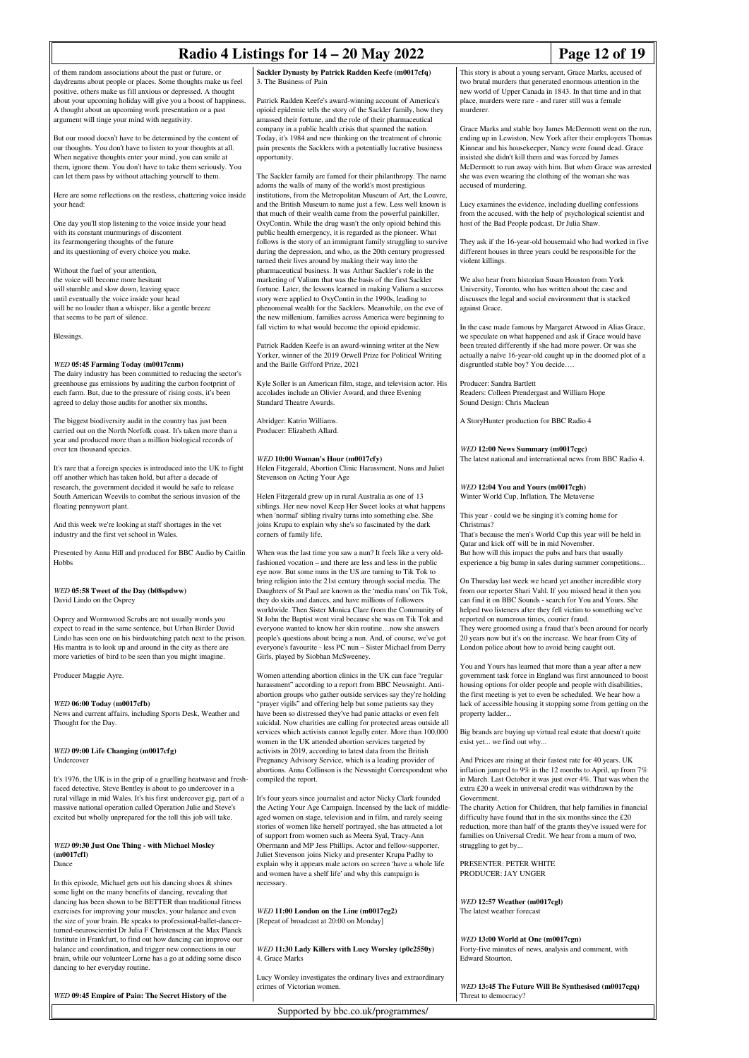of them random associations about the past or future, or daydreams about people or places. Some thoughts make us feel positive, others make us fill anxious or depressed. A thought about your upcoming holiday will give you a boost of happiness. A thought about an upcoming work presentation or a past argument will tinge your mind with negativity.

But our mood doesn't have to be determined by the content of our thoughts. You don't have to listen to your thoughts at all. When negative thoughts enter your mind, you can smile at them, ignore them. You don't have to take them seriously. You can let them pass by without attaching yourself to them.

Here are some reflections on the restless, chattering voice inside your head:

One day you'll stop listening to the voice inside your head
with its constant murmurings of discontent
its fearmongering thoughts of the future
and its questioning of every choice you make.

Without the fuel of your attention,
the voice will become more hesitant
will stumble and slow down, leaving space
until eventually the voice inside your head
will be no louder than a whisper, like a gentle breeze
that seems to be part of silence.

Blessings.

### *WED* 05:45 Farming Today (m0017cnm)

The dairy industry has been committed to reducing the sector's greenhouse gas emissions by auditing the carbon footprint of each farm. But, due to the pressure of rising costs, it's been agreed to delay those audits for another six months.

The biggest biodiversity audit in the country has just been carried out on the North Norfolk coast. It's taken more than a year and produced more than a million biological records of over ten thousand species.

It's rare that a foreign species is introduced into the UK to fight off another which has taken hold, but after a decade of research, the government decided it would be safe to release South American Weevils to combat the serious invasion of the floating pennywort plant.

And this week we're looking at staff shortages in the vet industry and the first vet school in Wales.

Presented by Anna Hill and produced for BBC Audio by Caitlin Hobbs

### *WED* 05:58 Tweet of the Day (b08spdww)

David Lindo on the Osprey

Osprey and Wormwood Scrubs are not usually words you expect to read in the same sentence, but Urban Birder David Lindo has seen one on his birdwatching patch next to the prison. His mantra is to look up and around in the city as there are more varieties of bird to be seen than you might imagine.

Producer Maggie Ayre.

### *WED* 06:00 Today (m0017cfb)

News and current affairs, including Sports Desk, Weather and Thought for the Day.

### *WED* 09:00 Life Changing (m0017cfg)

Undercover

It's 1976, the UK is in the grip of a gruelling heatwave and fresh-faced detective, Steve Bentley is about to go undercover in a rural village in mid Wales. It's his first undercover gig, part of a massive national operation called Operation Julie and Steve's excited but wholly unprepared for the toll this job will take.

### *WED* 09:30 Just One Thing - with Michael Mosley (m0017cfl)

Dance

In this episode, Michael gets out his dancing shoes & shines some light on the many benefits of dancing, revealing that dancing has been shown to be BETTER than traditional fitness exercises for improving your muscles, your balance and even the size of your brain. He speaks to professional-ballet-dancer-turned-neuroscientist Dr Julia F Christensen at the Max Planck Institute in Frankfurt, to find out how dancing can improve our balance and coordination, and trigger new connections in our brain, while our volunteer Lorne has a go at adding some disco dancing to her everyday routine.

### *WED* 09:45 Empire of Pain: The Secret History of the Sackler Dynasty by Patrick Radden Keefe (m0017cfq)

3. The Business of Pain

Patrick Radden Keefe's award-winning account of America's opioid epidemic tells the story of the Sackler family, how they amassed their fortune, and the role of their pharmaceutical company in a public health crisis that spanned the nation. Today, it's 1984 and new thinking on the treatment of chronic pain presents the Sacklers with a potentially lucrative business opportunity.

The Sackler family are famed for their philanthropy. The name adorns the walls of many of the world's most prestigious institutions, from the Metropolitan Museum of Art, the Louvre, and the British Museum to name just a few. Less well known is that much of their wealth came from the powerful painkiller, OxyContin. While the drug wasn't the only opioid behind this public health emergency, it is regarded as the pioneer. What follows is the story of an immigrant family struggling to survive during the depression, and who, as the 20th century progressed turned their lives around by making their way into the pharmaceutical business. It was Arthur Sackler's role in the marketing of Valium that was the basis of the first Sackler fortune. Later, the lessons learned in making Valium a success story were applied to OxyContin in the 1990s, leading to phenomenal wealth for the Sacklers. Meanwhile, on the eve of the new millenium, families across America were beginning to fall victim to what would become the opioid epidemic.

Patrick Radden Keefe is an award-winning writer at the New Yorker, winner of the 2019 Orwell Prize for Political Writing and the Baille Gifford Prize, 2021

Kyle Soller is an American film, stage, and television actor. His accolades include an Olivier Award, and three Evening Standard Theatre Awards.

Abridger: Katrin Williams.
Producer: Elizabeth Allard.

### *WED* 10:00 Woman's Hour (m0017cfy)

Helen Fitzgerald, Abortion Clinic Harassment, Nuns and Juliet Stevenson on Acting Your Age

Helen Fitzgerald grew up in rural Australia as one of 13 siblings. Her new novel Keep Her Sweet looks at what happens when 'normal' sibling rivalry turns into something else. She joins Krupa to explain why she's so fascinated by the dark corners of family life.

When was the last time you saw a nun? It feels like a very old-fashioned vocation – and there are less and less in the public eye now. But some nuns in the US are turning to Tik Tok to bring religion into the 21st century through social media. The Daughters of St Paul are known as the 'media nuns' on Tik Tok, they do skits and dances, and have millions of followers worldwide. Then Sister Monica Clare from the Community of St John the Baptist went viral because she was on Tik Tok and everyone wanted to know her skin routine…now she answers people's questions about being a nun. And, of course, we've got everyone's favourite - less PC nun – Sister Michael from Derry Girls, played by Siobhan McSweeney.

Women attending abortion clinics in the UK can face "regular harassment" according to a report from BBC Newsnight. Anti-abortion groups who gather outside services say they're holding "prayer vigils" and offering help but some patients say they have been so distressed they've had panic attacks or even felt suicidal. Now charities are calling for protected areas outside all services which activists cannot legally enter. More than 100,000 women in the UK attended abortion services targeted by activists in 2019, according to latest data from the British Pregnancy Advisory Service, which is a leading provider of abortions. Anna Collinson is the Newsnight Correspondent who compiled the report.

It's four years since journalist and actor Nicky Clark founded the Acting Your Age Campaign. Incensed by the lack of middle-aged women on stage, television and in film, and rarely seeing stories of women like herself portrayed, she has attracted a lot of support from women such as Meera Syal, Tracy-Ann Obermann and MP Jess Phillips. Actor and fellow-supporter, Juliet Stevenson joins Nicky and presenter Krupa Padhy to explain why it appears male actors on screen 'have a whole life and women have a shelf life' and why this campaign is necessary.

### *WED* 11:00 London on the Line (m0017cg2)

[Repeat of broadcast at 20:00 on Monday]

### *WED* 11:30 Lady Killers with Lucy Worsley (p0c2550y)

4. Grace Marks

Lucy Worsley investigates the ordinary lives and extraordinary crimes of Victorian women.

This story is about a young servant, Grace Marks, accused of two brutal murders that generated enormous attention in the new world of Upper Canada in 1843. In that time and in that place, murders were rare - and rarer still was a female murderer.

Grace Marks and stable boy James McDermott went on the run, ending up in Lewiston, New York after their employers Thomas Kinnear and his housekeeper, Nancy were found dead. Grace insisted she didn't kill them and was forced by James McDermott to run away with him. But when Grace was arrested she was even wearing the clothing of the woman she was accused of murdering.

Lucy examines the evidence, including duelling confessions from the accused, with the help of psychological scientist and host of the Bad People podcast, Dr Julia Shaw.

They ask if the 16-year-old housemaid who had worked in five different houses in three years could be responsible for the violent killings.

We also hear from historian Susan Houston from York University, Toronto, who has written about the case and discusses the legal and social environment that is stacked against Grace.

In the case made famous by Margaret Atwood in Alias Grace, we speculate on what happened and ask if Grace would have been treated differently if she had more power. Or was she actually a naïve 16-year-old caught up in the doomed plot of a disgruntled stable boy? You decide….

Producer: Sandra Bartlett
Readers: Colleen Prendergast and William Hope
Sound Design: Chris Maclean

A StoryHunter production for BBC Radio 4

### *WED* 12:00 News Summary (m0017cgc)

The latest national and international news from BBC Radio 4.

### *WED* 12:04 You and Yours (m0017cgh)

Winter World Cup, Inflation, The Metaverse

This year - could we be singing it's coming home for Christmas?
That's because the men's World Cup this year will be held in Qatar and kick off will be in mid November.
But how will this impact the pubs and bars that usually experience a big bump in sales during summer competitions...

On Thursday last week we heard yet another incredible story from our reporter Shari Vahl. If you missed head it then you can find it on BBC Sounds - search for You and Yours. She helped two listeners after they fell victim to something we've reported on numerous times, courier fraud.
They were groomed using a fraud that's been around for nearly 20 years now but it's on the increase. We hear from City of London police about how to avoid being caught out.

You and Yours has learned that more than a year after a new government task force in England was first announced to boost housing options for older people and people with disabilities, the first meeting is yet to even be scheduled. We hear how a lack of accessible housing it stopping some from getting on the property ladder...

Big brands are buying up virtual real estate that doesn't quite exist yet... we find out why...

And Prices are rising at their fastest rate for 40 years. UK inflation jumped to 9% in the 12 months to April, up from 7% in March. Last October it was just over 4%. That was when the extra £20 a week in universal credit was withdrawn by the Government.
The charity Action for Children, that help families in financial difficulty have found that in the six months since the £20 reduction, more than half of the grants they've issued were for families on Universal Credit. We hear from a mum of two, struggling to get by...

PRESENTER: PETER WHITE
PRODUCER: JAY UNGER

### *WED* 12:57 Weather (m0017cgl)

The latest weather forecast

### *WED* 13:00 World at One (m0017cgn)

Forty-five minutes of news, analysis and comment, with Edward Stourton.

### *WED* 13:45 The Future Will Be Synthesised (m0017cgq)

Threat to democracy?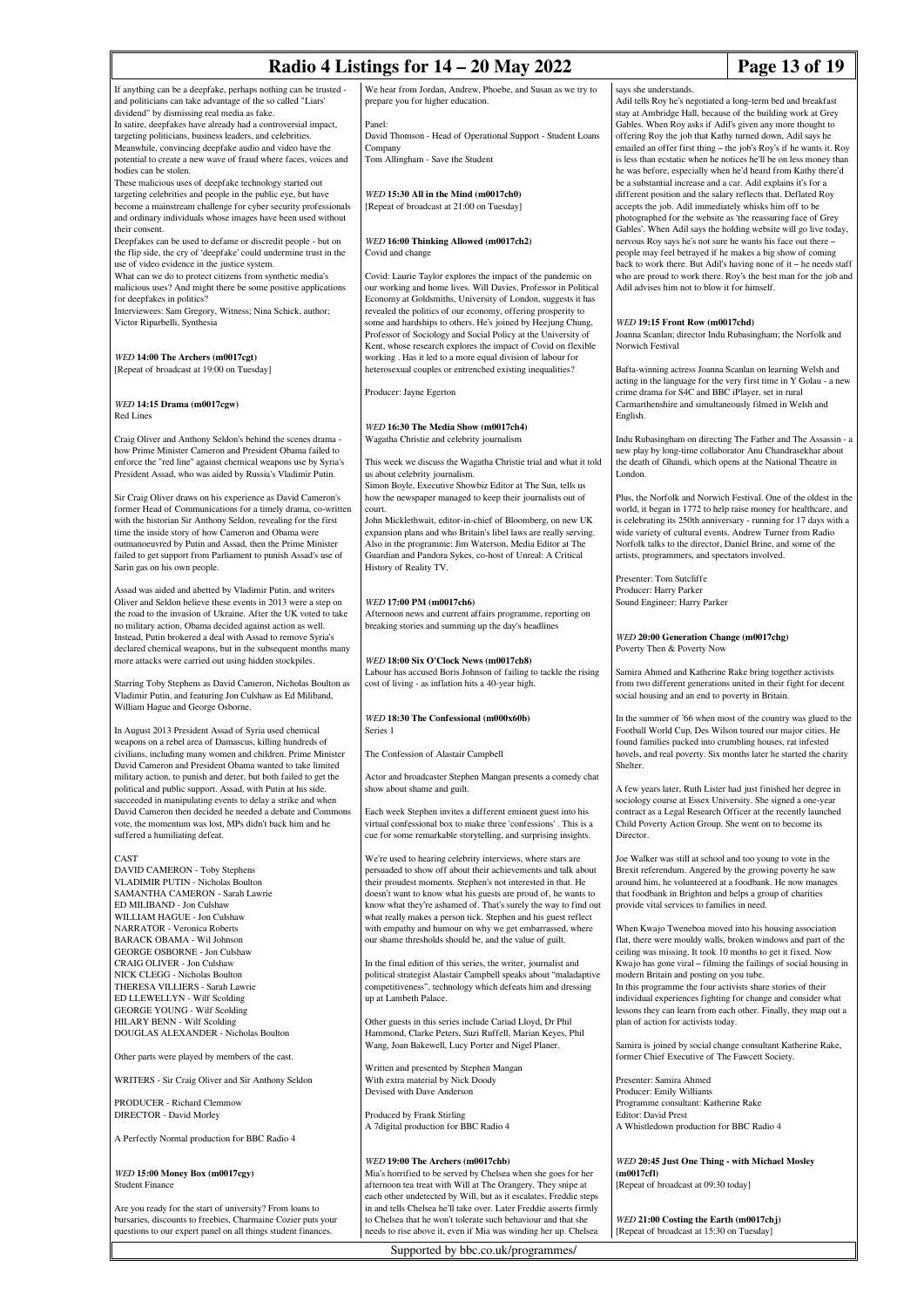If anything can be a deepfake, perhaps nothing can be trusted - and politicians can take advantage of the so called "Liars' dividend" by dismissing real media as fake.
In satire, deepfakes have already had a controversial impact, targeting politicians, business leaders, and celebrities.
Meanwhile, convincing deepfake audio and video have the potential to create a new wave of fraud where faces, voices and bodies can be stolen.
These malicious uses of deepfake technology started out targeting celebrities and people in the public eye, but have become a mainstream challenge for cyber security professionals and ordinary individuals whose images have been used without their consent.
Deepfakes can be used to defame or discredit people - but on the flip side, the cry of 'deepfake' could undermine trust in the use of video evidence in the justice system.
What can we do to protect citizens from synthetic media's malicious uses? And might there be some positive applications for deepfakes in politics?
Interviewees: Sam Gregory, Witness; Nina Schick, author; Victor Riparbelli, Synthesia

### *WED* **14:00 The Archers (m0017cgt)**

[Repeat of broadcast at 19:00 on Tuesday]

### *WED* **14:15 Drama (m0017cgw)**

Red Lines

Craig Oliver and Anthony Seldon's behind the scenes drama - how Prime Minister Cameron and President Obama failed to enforce the "red line" against chemical weapons use by Syria's President Assad, who was aided by Russia's Vladimir Putin.

Sir Craig Oliver draws on his experience as David Cameron's former Head of Communications for a timely drama, co-written with the historian Sir Anthony Seldon, revealing for the first time the inside story of how Cameron and Obama were outmanoeuvred by Putin and Assad, then the Prime Minister failed to get support from Parliament to punish Assad's use of Sarin gas on his own people.

Assad was aided and abetted by Vladimir Putin, and writers Oliver and Seldon believe these events in 2013 were a step on the road to the invasion of Ukraine. After the UK voted to take no military action, Obama decided against action as well. Instead, Putin brokered a deal with Assad to remove Syria's declared chemical weapons, but in the subsequent months many more attacks were carried out using hidden stockpiles.

Starring Toby Stephens as David Cameron, Nicholas Boulton as Vladimir Putin, and featuring Jon Culshaw as Ed Miliband, William Hague and George Osborne.

In August 2013 President Assad of Syria used chemical weapons on a rebel area of Damascus, killing hundreds of civilians, including many women and children. Prime Minister David Cameron and President Obama wanted to take limited military action, to punish and deter, but both failed to get the political and public support. Assad, with Putin at his side, succeeded in manipulating events to delay a strike and when David Cameron then decided he needed a debate and Commons vote, the momentum was lost, MPs didn't back him and he suffered a humiliating defeat.

CAST
DAVID CAMERON - Toby Stephens
VLADIMIR PUTIN - Nicholas Boulton
SAMANTHA CAMERON - Sarah Lawrie
ED MILIBAND - Jon Culshaw
WILLIAM HAGUE - Jon Culshaw
NARRATOR - Veronica Roberts
BARACK OBAMA - Wil Johnson
GEORGE OSBORNE - Jon Culshaw
CRAIG OLIVER - Jon Culshaw
NICK CLEGG - Nicholas Boulton
THERESA VILLIERS - Sarah Lawrie
ED LLEWELLYN - Wilf Scolding
GEORGE YOUNG - Wilf Scolding
HILARY BENN - Wilf Scolding
DOUGLAS ALEXANDER - Nicholas Boulton

Other parts were played by members of the cast.

WRITERS - Sir Craig Oliver and Sir Anthony Seldon

PRODUCER - Richard Clemmow
DIRECTOR - David Morley

A Perfectly Normal production for BBC Radio 4

### *WED* **15:00 Money Box (m0017cgy)**

Student Finance

Are you ready for the start of university? From loans to bursaries, discounts to freebies, Charmaine Cozier puts your questions to our expert panel on all things student finances.

We hear from Jordan, Andrew, Phoebe, and Susan as we try to prepare you for higher education.

Panel:
David Thomson - Head of Operational Support - Student Loans Company
Tom Allingham - Save the Student

### *WED* **15:30 All in the Mind (m0017ch0)**

[Repeat of broadcast at 21:00 on Tuesday]

### *WED* **16:00 Thinking Allowed (m0017ch2)**

Covid and change

Covid: Laurie Taylor explores the impact of the pandemic on our working and home lives. Will Davies, Professor in Political Economy at Goldsmiths, University of London, suggests it has revealed the politics of our economy, offering prosperity to some and hardships to others. He's joined by Heejung Chung, Professor of Sociology and Social Policy at the University of Kent, whose research explores the impact of Covid on flexible working . Has it led to a more equal division of labour for heterosexual couples or entrenched existing inequalities?

Producer: Jayne Egerton

### *WED* **16:30 The Media Show (m0017ch4)**

Wagatha Christie and celebrity journalism

This week we discuss the Wagatha Christie trial and what it told us about celebrity journalism.
Simon Boyle, Executive Showbiz Editor at The Sun, tells us how the newspaper managed to keep their journalists out of court.
John Micklethwait, editor-in-chief of Bloomberg, on new UK expansion plans and who Britain's libel laws are really serving.
Also in the programme: Jim Waterson, Media Editor at The Guardian and Pandora Sykes, co-host of Unreal: A Critical History of Reality TV.

### *WED* **17:00 PM (m0017ch6)**

Afternoon news and current affairs programme, reporting on breaking stories and summing up the day's headlines

### *WED* **18:00 Six O'Clock News (m0017ch8)**

Labour has accused Boris Johnson of failing to tackle the rising cost of living - as inflation hits a 40-year high.

### *WED* **18:30 The Confessional (m000x60b)**

Series 1

The Confession of Alastair Campbell

Actor and broadcaster Stephen Mangan presents a comedy chat show about shame and guilt.

Each week Stephen invites a different eminent guest into his virtual confessional box to make three 'confessions' . This is a cue for some remarkable storytelling, and surprising insights.

We're used to hearing celebrity interviews, where stars are persuaded to show off about their achievements and talk about their proudest moments. Stephen's not interested in that. He doesn't want to know what his guests are proud of, he wants to know what they're ashamed of. That's surely the way to find out what really makes a person tick. Stephen and his guest reflect with empathy and humour on why we get embarrassed, where our shame thresholds should be, and the value of guilt.

In the final edition of this series, the writer, journalist and political strategist Alastair Campbell speaks about "maladaptive competitiveness", technology which defeats him and dressing up at Lambeth Palace.

Other guests in this series include Cariad Lloyd, Dr Phil Hammond, Clarke Peters, Suzi Ruffell, Marian Keyes, Phil Wang, Joan Bakewell, Lucy Porter and Nigel Planer.

Written and presented by Stephen Mangan
With extra material by Nick Doody
Devised with Dave Anderson

Produced by Frank Stirling
A 7digital production for BBC Radio 4

### *WED* **19:00 The Archers (m0017chb)**

Mia's horrified to be served by Chelsea when she goes for her afternoon tea treat with Will at The Orangery. They snipe at each other undetected by Will, but as it escalates, Freddie steps in and tells Chelsea he'll take over. Later Freddie asserts firmly to Chelsea that he won't tolerate such behaviour and that she needs to rise above it, even if Mia was winding her up. Chelsea says she understands.
Adil tells Roy he's negotiated a long-term bed and breakfast stay at Ambridge Hall, because of the building work at Grey Gables. When Roy asks if Adil's given any more thought to offering Roy the job that Kathy turned down, Adil says he emailed an offer first thing – the job's Roy's if he wants it. Roy is less than ecstatic when he notices he'll be on less money than he was before, especially when he'd heard from Kathy there'd be a substantial increase and a car. Adil explains it's for a different position and the salary reflects that. Deflated Roy accepts the job. Adil immediately whisks him off to be photographed for the website as 'the reassuring face of Grey Gables'. When Adil says the holding website will go live today, nervous Roy says he's not sure he wants his face out there – people may feel betrayed if he makes a big show of coming back to work there. But Adil's having none of it – he needs staff who are proud to work there. Roy's the best man for the job and Adil advises him not to blow it for himself.

### *WED* **19:15 Front Row (m0017chd)**

Joanna Scanlan; director Indu Rubasingham; the Norfolk and Norwich Festival

Bafta-winning actress Joanna Scanlan on learning Welsh and acting in the language for the very first time in Y Golau - a new crime drama for S4C and BBC iPlayer, set in rural Carmarthenshire and simultaneously filmed in Welsh and English.

Indu Rubasingham on directing The Father and The Assassin - a new play by long-time collaborator Anu Chandrasekhar about the death of Ghandi, which opens at the National Theatre in London.

Plus, the Norfolk and Norwich Festival. One of the oldest in the world, it began in 1772 to help raise money for healthcare, and is celebrating its 250th anniversary - running for 17 days with a wide variety of cultural events. Andrew Turner from Radio Norfolk talks to the director, Daniel Brine, and some of the artists, programmers, and spectators involved.

Presenter: Tom Sutcliffe
Producer: Harry Parker
Sound Engineer: Harry Parker

### *WED* **20:00 Generation Change (m0017chg)**

Poverty Then & Poverty Now

Samira Ahmed and Katherine Rake bring together activists from two different generations united in their fight for decent social housing and an end to poverty in Britain.

In the summer of '66 when most of the country was glued to the Football World Cup, Des Wilson toured our major cities. He found families packed into crumbling houses, rat infested hovels, and real poverty. Six months later he started the charity Shelter.

A few years later, Ruth Lister had just finished her degree in sociology course at Essex University. She signed a one-year contract as a Legal Research Officer at the recently launched Child Poverty Action Group. She went on to become its Director.

Joe Walker was still at school and too young to vote in the Brexit referendum. Angered by the growing poverty he saw around him, he volunteered at a foodbank. He now manages that foodbank in Brighton and helps a group of charities provide vital services to families in need.

When Kwajo Tweneboa moved into his housing association flat, there were mouldy walls, broken windows and part of the ceiling was missing. It took 10 months to get it fixed. Now Kwajo has gone viral – filming the failings of social housing in modern Britain and posting on you tube.
In this programme the four activists share stories of their individual experiences fighting for change and consider what lessons they can learn from each other. Finally, they map out a plan of action for activists today.

Samira is joined by social change consultant Katherine Rake, former Chief Executive of The Fawcett Society.

Presenter: Samira Ahmed
Producer: Emily Williams
Programme consultant: Katherine Rake
Editor: David Prest
A Whistledown production for BBC Radio 4

### *WED* **20:45 Just One Thing - with Michael Mosley (m0017cfl)**

[Repeat of broadcast at 09:30 today]

### *WED* **21:00 Costing the Earth (m0017chj)**

[Repeat of broadcast at 15:30 on Tuesday]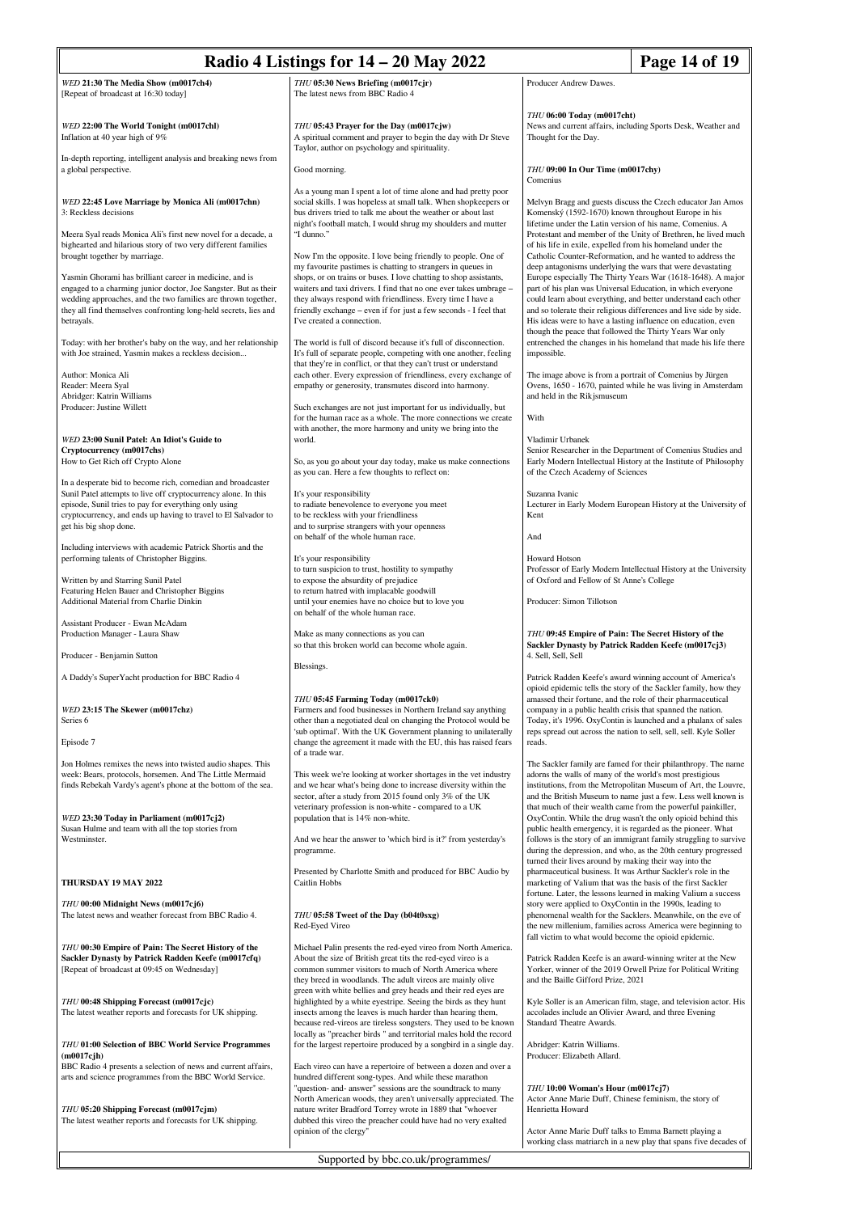*WED* **21:30 The Media Show (m0017ch4)**
[Repeat of broadcast at 16:30 today]

*WED* **22:00 The World Tonight (m0017chl)**
Inflation at 40 year high of 9%

In-depth reporting, intelligent analysis and breaking news from a global perspective.

*WED* **22:45 Love Marriage by Monica Ali (m0017chn)**
3: Reckless decisions

Meera Syal reads Monica Ali's first new novel for a decade, a bighearted and hilarious story of two very different families brought together by marriage.

Yasmin Ghorami has brilliant career in medicine, and is engaged to a charming junior doctor, Joe Sangster. But as their wedding approaches, and the two families are thrown together, they all find themselves confronting long-held secrets, lies and betrayals.

Today: with her brother's baby on the way, and her relationship with Joe strained, Yasmin makes a reckless decision...

Author: Monica Ali
Reader: Meera Syal
Abridger: Katrin Williams
Producer: Justine Willett

*WED* **23:00 Sunil Patel: An Idiot's Guide to Cryptocurrency (m0017chs)**
How to Get Rich off Crypto Alone

In a desperate bid to become rich, comedian and broadcaster Sunil Patel attempts to live off cryptocurrency alone. In this episode, Sunil tries to pay for everything only using cryptocurrency, and ends up having to travel to El Salvador to get his big shop done.

Including interviews with academic Patrick Shortis and the performing talents of Christopher Biggins.

Written by and Starring Sunil Patel
Featuring Helen Bauer and Christopher Biggins
Additional Material from Charlie Dinkin

Assistant Producer - Ewan McAdam
Production Manager - Laura Shaw

Producer - Benjamin Sutton

A Daddy's SuperYacht production for BBC Radio 4

*WED* **23:15 The Skewer (m0017chz)**
Series 6

Episode 7

Jon Holmes remixes the news into twisted audio shapes. This week: Bears, protocols, horsemen. And The Little Mermaid finds Rebekah Vardy's agent's phone at the bottom of the sea.

*WED* **23:30 Today in Parliament (m0017cj2)**
Susan Hulme and team with all the top stories from Westminster.

## THURSDAY 19 MAY 2022

*THU* **00:00 Midnight News (m0017cj6)**
The latest news and weather forecast from BBC Radio 4.

*THU* **00:30 Empire of Pain: The Secret History of the Sackler Dynasty by Patrick Radden Keefe (m0017cfq)**
[Repeat of broadcast at 09:45 on Wednesday]

*THU* **00:48 Shipping Forecast (m0017cjc)**
The latest weather reports and forecasts for UK shipping.

*THU* **01:00 Selection of BBC World Service Programmes (m0017cjh)**
BBC Radio 4 presents a selection of news and current affairs, arts and science programmes from the BBC World Service.

*THU* **05:20 Shipping Forecast (m0017cjm)**
The latest weather reports and forecasts for UK shipping.

*THU* **05:30 News Briefing (m0017cjr)**
The latest news from BBC Radio 4

*THU* **05:43 Prayer for the Day (m0017cjw)**
A spiritual comment and prayer to begin the day with Dr Steve Taylor, author on psychology and spirituality.

Good morning.

As a young man I spent a lot of time alone and had pretty poor social skills. I was hopeless at small talk. When shopkeepers or bus drivers tried to talk me about the weather or about last night's football match, I would shrug my shoulders and mutter "I dunno."

Now I'm the opposite. I love being friendly to people. One of my favourite pastimes is chatting to strangers in queues in shops, or on trains or buses. I love chatting to shop assistants, waiters and taxi drivers. I find that no one ever takes umbrage – they always respond with friendliness. Every time I have a friendly exchange – even if for just a few seconds - I feel that I've created a connection.

The world is full of discord because it's full of disconnection. It's full of separate people, competing with one another, feeling that they're in conflict, or that they can't trust or understand each other. Every expression of friendliness, every exchange of empathy or generosity, transmutes discord into harmony.

Such exchanges are not just important for us individually, but for the human race as a whole. The more connections we create with another, the more harmony and unity we bring into the world.

So, as you go about your day today, make us make connections as you can. Here a few thoughts to reflect on:

It's your responsibility
to radiate benevolence to everyone you meet
to be reckless with your friendliness
and to surprise strangers with your openness
on behalf of the whole human race.

It's your responsibility
to turn suspicion to trust, hostility to sympathy
to expose the absurdity of prejudice
to return hatred with implacable goodwill
until your enemies have no choice but to love you
on behalf of the whole human race.

Make as many connections as you can
so that this broken world can become whole again.

Blessings.

*THU* **05:45 Farming Today (m0017ck0)**
Farmers and food businesses in Northern Ireland say anything other than a negotiated deal on changing the Protocol would be 'sub optimal'. With the UK Government planning to unilaterally change the agreement it made with the EU, this has raised fears of a trade war.

This week we're looking at worker shortages in the vet industry and we hear what's being done to increase diversity within the sector, after a study from 2015 found only 3% of the UK veterinary profession is non-white - compared to a UK population that is 14% non-white.

And we hear the answer to 'which bird is it?' from yesterday's programme.

Presented by Charlotte Smith and produced for BBC Audio by Caitlin Hobbs

*THU* **05:58 Tweet of the Day (b04t0sxg)**
Red-Eyed Vireo

Michael Palin presents the red-eyed vireo from North America. About the size of British great tits the red-eyed vireo is a common summer visitors to much of North America where they breed in woodlands. The adult vireos are mainly olive green with white bellies and grey heads and their red eyes are highlighted by a white eyestripe. Seeing the birds as they hunt insects among the leaves is much harder than hearing them, because red-vireos are tireless songsters. They used to be known locally as "preacher birds " and territorial males hold the record for the largest repertoire produced by a songbird in a single day.

Each vireo can have a repertoire of between a dozen and over a hundred different song-types. And while these marathon "question- and- answer" sessions are the soundtrack to many North American woods, they aren't universally appreciated. The nature writer Bradford Torrey wrote in 1889 that "whoever dubbed this vireo the preacher could have had no very exalted opinion of the clergy"

Producer Andrew Dawes.

*THU* **06:00 Today (m0017cht)**
News and current affairs, including Sports Desk, Weather and Thought for the Day.

*THU* **09:00 In Our Time (m0017chy)**
Comenius

Melvyn Bragg and guests discuss the Czech educator Jan Amos Komenský (1592-1670) known throughout Europe in his lifetime under the Latin version of his name, Comenius. A Protestant and member of the Unity of Brethren, he lived much of his life in exile, expelled from his homeland under the Catholic Counter-Reformation, and he wanted to address the deep antagonisms underlying the wars that were devastating Europe especially The Thirty Years War (1618-1648). A major part of his plan was Universal Education, in which everyone could learn about everything, and better understand each other and so tolerate their religious differences and live side by side. His ideas were to have a lasting influence on education, even though the peace that followed the Thirty Years War only entrenched the changes in his homeland that made his life there impossible.

The image above is from a portrait of Comenius by Jürgen Ovens, 1650 - 1670, painted while he was living in Amsterdam and held in the Rikjsmuseum

With

Vladimir Urbanek
Senior Researcher in the Department of Comenius Studies and Early Modern Intellectual History at the Institute of Philosophy of the Czech Academy of Sciences

Suzanna Ivanic
Lecturer in Early Modern European History at the University of Kent

And

Howard Hotson
Professor of Early Modern Intellectual History at the University of Oxford and Fellow of St Anne's College

Producer: Simon Tillotson

*THU* **09:45 Empire of Pain: The Secret History of the Sackler Dynasty by Patrick Radden Keefe (m0017cj3)**
4. Sell, Sell, Sell

Patrick Radden Keefe's award winning account of America's opioid epidemic tells the story of the Sackler family, how they amassed their fortune, and the role of their pharmaceutical company in a public health crisis that spanned the nation. Today, it's 1996. OxyContin is launched and a phalanx of sales reps spread out across the nation to sell, sell, sell. Kyle Soller reads.

The Sackler family are famed for their philanthropy. The name adorns the walls of many of the world's most prestigious institutions, from the Metropolitan Museum of Art, the Louvre, and the British Museum to name just a few. Less well known is that much of their wealth came from the powerful painkiller, OxyContin. While the drug wasn't the only opioid behind this public health emergency, it is regarded as the pioneer. What follows is the story of an immigrant family struggling to survive during the depression, and who, as the 20th century progressed turned their lives around by making their way into the pharmaceutical business. It was Arthur Sackler's role in the marketing of Valium that was the basis of the first Sackler fortune. Later, the lessons learned in making Valium a success story were applied to OxyContin in the 1990s, leading to phenomenal wealth for the Sacklers. Meanwhile, on the eve of the new millenium, families across America were beginning to fall victim to what would become the opioid epidemic.

Patrick Radden Keefe is an award-winning writer at the New Yorker, winner of the 2019 Orwell Prize for Political Writing and the Baille Gifford Prize, 2021

Kyle Soller is an American film, stage, and television actor. His accolades include an Olivier Award, and three Evening Standard Theatre Awards.

Abridger: Katrin Williams.
Producer: Elizabeth Allard.

*THU* **10:00 Woman's Hour (m0017cj7)**
Actor Anne Marie Duff, Chinese feminism, the story of Henrietta Howard

Actor Anne Marie Duff talks to Emma Barnett playing a working class matriarch in a new play that spans five decades of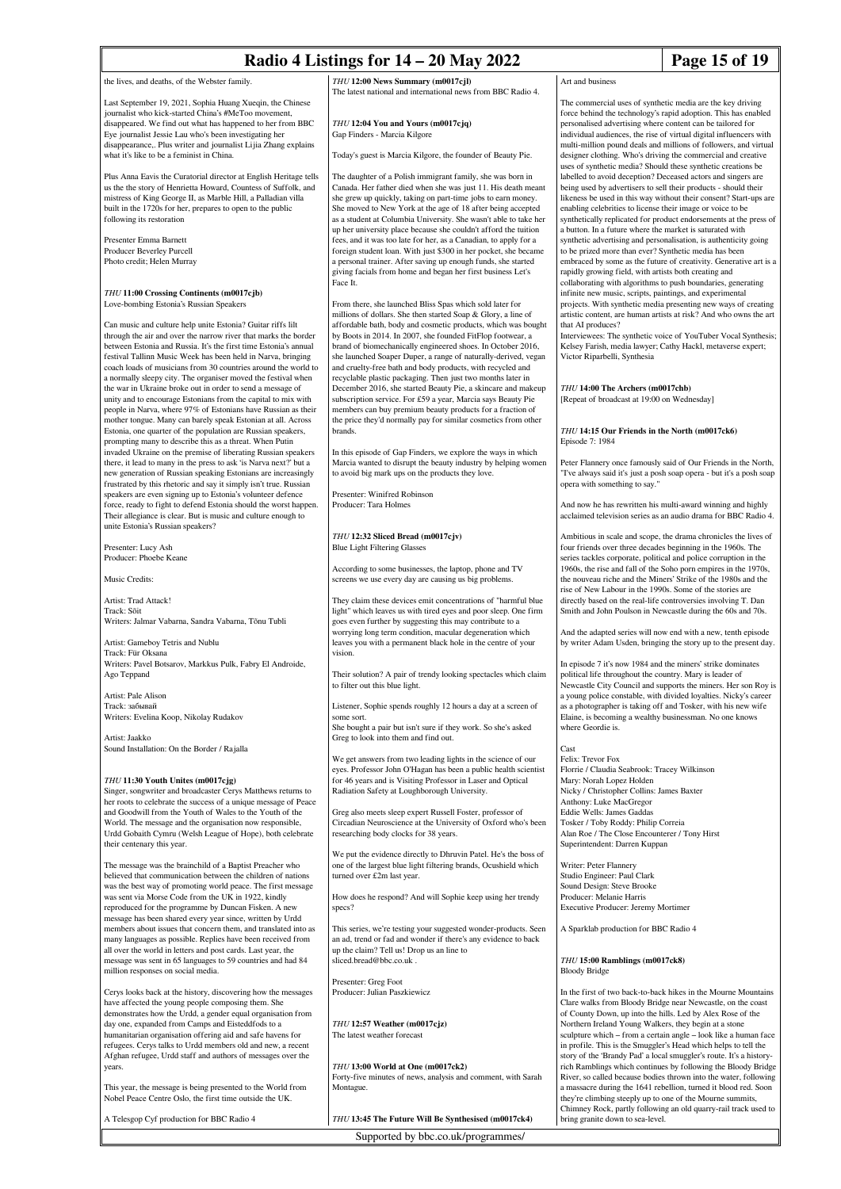the lives, and deaths, of the Webster family.

Last September 19, 2021, Sophia Huang Xueqin, the Chinese journalist who kick-started China's #MeToo movement, disappeared. We find out what has happened to her from BBC Eye journalist Jessie Lau who's been investigating her disappearance,. Plus writer and journalist Lijia Zhang explains what it's like to be a feminist in China.

Plus Anna Eavis the Curatorial director at English Heritage tells us the the story of Henrietta Howard, Countess of Suffolk, and mistress of King George II, as Marble Hill, a Palladian villa built in the 1720s for her, prepares to open to the public following its restoration

Presenter Emma Barnett
Producer Beverley Purcell
Photo credit; Helen Murray

### *THU* **11:00 Crossing Continents (m0017cjb)**

Love-bombing Estonia's Russian Speakers

Can music and culture help unite Estonia? Guitar riffs lilt through the air and over the narrow river that marks the border between Estonia and Russia. It's the first time Estonia's annual festival Tallinn Music Week has been held in Narva, bringing coach loads of musicians from 30 countries around the world to a normally sleepy city. The organiser moved the festival when the war in Ukraine broke out in order to send a message of unity and to encourage Estonians from the capital to mix with people in Narva, where 97% of Estonians have Russian as their mother tongue. Many can barely speak Estonian at all. Across Estonia, one quarter of the population are Russian speakers, prompting many to describe this as a threat. When Putin invaded Ukraine on the premise of liberating Russian speakers there, it lead to many in the press to ask 'is Narva next?' but a new generation of Russian speaking Estonians are increasingly frustrated by this rhetoric and say it simply isn't true. Russian speakers are even signing up to Estonia's volunteer defence force, ready to fight to defend Estonia should the worst happen. Their allegiance is clear. But is music and culture enough to unite Estonia's Russian speakers?

Presenter: Lucy Ash
Producer: Phoebe Keane

Music Credits:

Artist: Trad Attack!
Track: Sõit
Writers: Jalmar Vabarna, Sandra Vabarna, Tõnu Tubli

Artist: Gameboy Tetris and Nublu
Track: Für Oksana
Writers: Pavel Botsarov, Markkus Pulk, Fabry El Androide, Ago Teppand

Artist: Pale Alison
Track: забывай
Writers: Evelina Koop, Nikolay Rudakov

Artist: Jaakko
Sound Installation: On the Border / Rajalla

### *THU* **11:30 Youth Unites (m0017cjg)**

Singer, songwriter and broadcaster Cerys Matthews returns to her roots to celebrate the success of a unique message of Peace and Goodwill from the Youth of Wales to the Youth of the World. The message and the organisation now responsible, Urdd Gobaith Cymru (Welsh League of Hope), both celebrate their centenary this year.

The message was the brainchild of a Baptist Preacher who believed that communication between the children of nations was the best way of promoting world peace. The first message was sent via Morse Code from the UK in 1922, kindly reproduced for the programme by Duncan Fisken. A new message has been shared every year since, written by Urdd members about issues that concern them, and translated into as many languages as possible. Replies have been received from all over the world in letters and post cards. Last year, the message was sent in 65 languages to 59 countries and had 84 million responses on social media.

Cerys looks back at the history, discovering how the messages have affected the young people composing them. She demonstrates how the Urdd, a gender equal organisation from day one, expanded from Camps and Eisteddfods to a humanitarian organisation offering aid and safe havens for refugees. Cerys talks to Urdd members old and new, a recent Afghan refugee, Urdd staff and authors of messages over the years.

This year, the message is being presented to the World from Nobel Peace Centre Oslo, the first time outside the UK.

A Telesgop Cyf production for BBC Radio 4

### *THU* **12:00 News Summary (m0017cjl)**

The latest national and international news from BBC Radio 4.

### *THU* **12:04 You and Yours (m0017cjq)**

Gap Finders - Marcia Kilgore

Today's guest is Marcia Kilgore, the founder of Beauty Pie.

The daughter of a Polish immigrant family, she was born in Canada. Her father died when she was just 11. His death meant she grew up quickly, taking on part-time jobs to earn money. She moved to New York at the age of 18 after being accepted as a student at Columbia University. She wasn't able to take her up her university place because she couldn't afford the tuition fees, and it was too late for her, as a Canadian, to apply for a foreign student loan. With just $300 in her pocket, she became a personal trainer. After saving up enough funds, she started giving facials from home and began her first business Let's Face It.

From there, she launched Bliss Spas which sold later for millions of dollars. She then started Soap & Glory, a line of affordable bath, body and cosmetic products, which was bought by Boots in 2014. In 2007, she founded FitFlop footwear, a brand of biomechanically engineered shoes. In October 2016, she launched Soaper Duper, a range of naturally-derived, vegan and cruelty-free bath and body products, with recycled and recyclable plastic packaging. Then just two months later in December 2016, she started Beauty Pie, a skincare and makeup subscription service. For £59 a year, Marcia says Beauty Pie members can buy premium beauty products for a fraction of the price they'd normally pay for similar cosmetics from other brands.

In this episode of Gap Finders, we explore the ways in which Marcia wanted to disrupt the beauty industry by helping women to avoid big mark ups on the products they love.

Presenter: Winifred Robinson
Producer: Tara Holmes

### *THU* **12:32 Sliced Bread (m0017cjv)**

Blue Light Filtering Glasses

According to some businesses, the laptop, phone and TV screens we use every day are causing us big problems.

They claim these devices emit concentrations of "harmful blue light" which leaves us with tired eyes and poor sleep. One firm goes even further by suggesting this may contribute to a worrying long term condition, macular degeneration which leaves you with a permanent black hole in the centre of your vision.

Their solution? A pair of trendy looking spectacles which claim to filter out this blue light.

Listener, Sophie spends roughly 12 hours a day at a screen of some sort.
She bought a pair but isn't sure if they work. So she's asked Greg to look into them and find out.

We get answers from two leading lights in the science of our eyes. Professor John O'Hagan has been a public health scientist for 46 years and is Visiting Professor in Laser and Optical Radiation Safety at Loughborough University.

Greg also meets sleep expert Russell Foster, professor of Circadian Neuroscience at the University of Oxford who's been researching body clocks for 38 years.

We put the evidence directly to Dhruvin Patel. He's the boss of one of the largest blue light filtering brands, Ocushield which turned over £2m last year.

How does he respond? And will Sophie keep using her trendy specs?

This series, we're testing your suggested wonder-products. Seen an ad, trend or fad and wonder if there's any evidence to back up the claim? Tell us! Drop us an line to sliced.bread@bbc.co.uk .

Presenter: Greg Foot
Producer: Julian Paszkiewicz

### *THU* **12:57 Weather (m0017cjz)**

The latest weather forecast

### *THU* **13:00 World at One (m0017ck2)**

Forty-five minutes of news, analysis and comment, with Sarah Montague.

### *THU* **13:45 The Future Will Be Synthesised (m0017ck4)**

Art and business

The commercial uses of synthetic media are the key driving force behind the technology's rapid adoption. This has enabled personalised advertising where content can be tailored for individual audiences, the rise of virtual digital influencers with multi-million pound deals and millions of followers, and virtual designer clothing. Who's driving the commercial and creative uses of synthetic media? Should these synthetic creations be labelled to avoid deception? Deceased actors and singers are being used by advertisers to sell their products - should their likeness be used in this way without their consent? Start-ups are enabling celebrities to license their image or voice to be synthetically replicated for product endorsements at the press of a button. In a future where the market is saturated with synthetic advertising and personalisation, is authenticity going to be prized more than ever? Synthetic media has been embraced by some as the future of creativity. Generative art is a rapidly growing field, with artists both creating and collaborating with algorithms to push boundaries, generating infinite new music, scripts, paintings, and experimental projects. With synthetic media presenting new ways of creating artistic content, are human artists at risk? And who owns the art that AI produces?
Interviewees: The synthetic voice of YouTuber Vocal Synthesis; Kelsey Farish, media lawyer; Cathy Hackl, metaverse expert; Victor Riparbelli, Synthesia

### *THU* **14:00 The Archers (m0017chb)**

[Repeat of broadcast at 19:00 on Wednesday]

### *THU* **14:15 Our Friends in the North (m0017ck6)**

Episode 7: 1984

Peter Flannery once famously said of Our Friends in the North, "I've always said it's just a posh soap opera - but it's a posh soap opera with something to say."

And now he has rewritten his multi-award winning and highly acclaimed television series as an audio drama for BBC Radio 4.

Ambitious in scale and scope, the drama chronicles the lives of four friends over three decades beginning in the 1960s. The series tackles corporate, political and police corruption in the 1960s, the rise and fall of the Soho porn empires in the 1970s, the nouveau riche and the Miners' Strike of the 1980s and the rise of New Labour in the 1990s. Some of the stories are directly based on the real-life controversies involving T. Dan Smith and John Poulson in Newcastle during the 60s and 70s.

And the adapted series will now end with a new, tenth episode by writer Adam Usden, bringing the story up to the present day.

In episode 7 it's now 1984 and the miners' strike dominates political life throughout the country. Mary is leader of Newcastle City Council and supports the miners. Her son Roy is a young police constable, with divided loyalties. Nicky's career as a photographer is taking off and Tosker, with his new wife Elaine, is becoming a wealthy businessman. No one knows where Geordie is.

Cast
Felix: Trevor Fox
Florrie / Claudia Seabrook: Tracey Wilkinson
Mary: Norah Lopez Holden
Nicky / Christopher Collins: James Baxter
Anthony: Luke MacGregor
Eddie Wells: James Gaddas
Tosker / Toby Roddy: Philip Correia
Alan Roe / The Close Encounterer / Tony Hirst
Superintendent: Darren Kuppan

Writer: Peter Flannery
Studio Engineer: Paul Clark
Sound Design: Steve Brooke
Producer: Melanie Harris
Executive Producer: Jeremy Mortimer

A Sparklab production for BBC Radio 4

### *THU* **15:00 Ramblings (m0017ck8)**

Bloody Bridge

In the first of two back-to-back hikes in the Mourne Mountains Clare walks from Bloody Bridge near Newcastle, on the coast of County Down, up into the hills. Led by Alex Rose of the Northern Ireland Young Walkers, they begin at a stone sculpture which – from a certain angle – look like a human face in profile. This is the Smuggler's Head which helps to tell the story of the 'Brandy Pad' a local smuggler's route. It's a history-rich Ramblings which continues by following the Bloody Bridge River, so called because bodies thrown into the water, following a massacre during the 1641 rebellion, turned it blood red. Soon they're climbing steeply up to one of the Mourne summits, Chimney Rock, partly following an old quarry-rail track used to bring granite down to sea-level.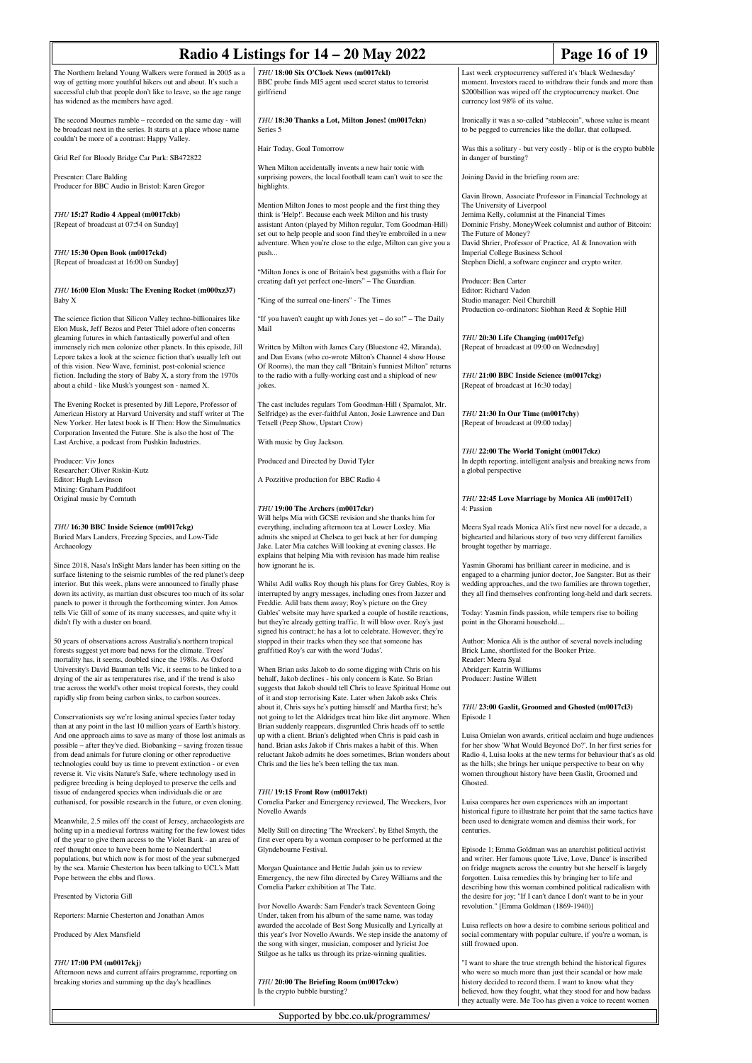The Northern Ireland Young Walkers were formed in 2005 as a way of getting more youthful hikers out and about. It's such a successful club that people don't like to leave, so the age range has widened as the members have aged.

The second Mournes ramble – recorded on the same day - will be broadcast next in the series. It starts at a place whose name couldn't be more of a contrast: Happy Valley.

Grid Ref for Bloody Bridge Car Park: SB472822

Presenter: Clare Balding
Producer for BBC Audio in Bristol: Karen Gregor

### *THU* **15:27 Radio 4 Appeal (m0017ckb)**

[Repeat of broadcast at 07:54 on Sunday]

### *THU* **15:30 Open Book (m0017ckd)**

[Repeat of broadcast at 16:00 on Sunday]

### *THU* **16:00 Elon Musk: The Evening Rocket (m000xz37)**

Baby X

The science fiction that Silicon Valley techno-billionaires like Elon Musk, Jeff Bezos and Peter Thiel adore often concerns gleaming futures in which fantastically powerful and often immensely rich men colonize other planets. In this episode, Jill Lepore takes a look at the science fiction that's usually left out of this vision. New Wave, feminist, post-colonial science fiction. Including the story of Baby X, a story from the 1970s about a child - like Musk's youngest son - named X.

The Evening Rocket is presented by Jill Lepore, Professor of American History at Harvard University and staff writer at The New Yorker. Her latest book is If Then: How the Simulmatics Corporation Invented the Future. She is also the host of The Last Archive, a podcast from Pushkin Industries.

Producer: Viv Jones
Researcher: Oliver Riskin-Kutz
Editor: Hugh Levinson
Mixing: Graham Puddifoot
Original music by Corntuth

### *THU* **16:30 BBC Inside Science (m0017ckg)**

Buried Mars Landers, Freezing Species, and Low-Tide Archaeology

Since 2018, Nasa's InSight Mars lander has been sitting on the surface listening to the seismic rumbles of the red planet's deep interior. But this week, plans were announced to finally phase down its activity, as martian dust obscures too much of its solar panels to power it through the forthcoming winter. Jon Amos tells Vic Gill of some of its many successes, and quite why it didn't fly with a duster on board.

50 years of observations across Australia's northern tropical forests suggest yet more bad news for the climate. Trees' mortality has, it seems, doubled since the 1980s. As Oxford University's David Bauman tells Vic, it seems to be linked to a drying of the air as temperatures rise, and if the trend is also true across the world's other moist tropical forests, they could rapidly slip from being carbon sinks, to carbon sources.

Conservationists say we're losing animal species faster today than at any point in the last 10 million years of Earth's history. And one approach aims to save as many of those lost animals as possible – after they've died. Biobanking – saving frozen tissue from dead animals for future cloning or other reproductive technologies could buy us time to prevent extinction - or even reverse it. Vic visits Nature's Safe, where technology used in pedigree breeding is being deployed to preserve the cells and tissue of endangered species when individuals die or are euthanised, for possible research in the future, or even cloning.

Meanwhile, 2.5 miles off the coast of Jersey, archaeologists are holing up in a medieval fortress waiting for the few lowest tides of the year to give them access to the Violet Bank - an area of reef thought once to have been home to Neanderthal populations, but which now is for most of the year submerged by the sea. Marnie Chesterton has been talking to UCL's Matt Pope between the ebbs and flows.

Presented by Victoria Gill

Reporters: Marnie Chesterton and Jonathan Amos

Produced by Alex Mansfield

### *THU* **17:00 PM (m0017ckj)**

Afternoon news and current affairs programme, reporting on breaking stories and summing up the day's headlines

### *THU* **18:00 Six O'Clock News (m0017ckl)**

BBC probe finds MI5 agent used secret status to terrorist girlfriend

### *THU* **18:30 Thanks a Lot, Milton Jones! (m0017ckn)**

Series 5

Hair Today, Goal Tomorrow

When Milton accidentally invents a new hair tonic with surprising powers, the local football team can't wait to see the highlights.

Mention Milton Jones to most people and the first thing they think is 'Help!'. Because each week Milton and his trusty assistant Anton (played by Milton regular, Tom Goodman-Hill) set out to help people and soon find they're embroiled in a new adventure. When you're close to the edge, Milton can give you a push...

"Milton Jones is one of Britain's best gagsmiths with a flair for creating daft yet perfect one-liners" – The Guardian.

"King of the surreal one-liners" - The Times

"If you haven't caught up with Jones yet – do so!" – The Daily Mail

Written by Milton with James Cary (Bluestone 42, Miranda), and Dan Evans (who co-wrote Milton's Channel 4 show House Of Rooms), the man they call "Britain's funniest Milton" returns to the radio with a fully-working cast and a shipload of new jokes.

The cast includes regulars Tom Goodman-Hill ( Spamalot, Mr. Selfridge) as the ever-faithful Anton, Josie Lawrence and Dan Tetsell (Peep Show, Upstart Crow)

With music by Guy Jackson.

Produced and Directed by David Tyler

A Pozzitive production for BBC Radio 4

### *THU* **19:00 The Archers (m0017ckr)**

Will helps Mia with GCSE revision and she thanks him for everything, including afternoon tea at Lower Loxley. Mia admits she sniped at Chelsea to get back at her for dumping Jake. Later Mia catches Will looking at evening classes. He explains that helping Mia with revision has made him realise how ignorant he is.

Whilst Adil walks Roy though his plans for Grey Gables, Roy is interrupted by angry messages, including ones from Jazzer and Freddie. Adil bats them away; Roy's picture on the Grey Gables' website may have sparked a couple of hostile reactions, but they're already getting traffic. It will blow over. Roy's just signed his contract; he has a lot to celebrate. However, they're stopped in their tracks when they see that someone has graffitied Roy's car with the word 'Judas'.

When Brian asks Jakob to do some digging with Chris on his behalf, Jakob declines - his only concern is Kate. So Brian suggests that Jakob should tell Chris to leave Spiritual Home out of it and stop terrorising Kate. Later when Jakob asks Chris about it, Chris says he's putting himself and Martha first; he's not going to let the Aldridges treat him like dirt anymore. When Brian suddenly reappears, disgruntled Chris heads off to settle up with a client. Brian's delighted when Chris is paid cash in hand. Brian asks Jakob if Chris makes a habit of this. When reluctant Jakob admits he does sometimes, Brian wonders about Chris and the lies he's been telling the tax man.

### *THU* **19:15 Front Row (m0017ckt)**

Cornelia Parker and Emergency reviewed, The Wreckers, Ivor Novello Awards

Melly Still on directing 'The Wreckers', by Ethel Smyth, the first ever opera by a woman composer to be performed at the Glyndebourne Festival.

Morgan Quaintance and Hettie Judah join us to review Emergency, the new film directed by Carey Williams and the Cornelia Parker exhibition at The Tate.

Ivor Novello Awards: Sam Fender's track Seventeen Going Under, taken from his album of the same name, was today awarded the accolade of Best Song Musically and Lyrically at this year's Ivor Novello Awards. We step inside the anatomy of the song with singer, musician, composer and lyricist Joe Stilgoe as he talks us through its prize-winning qualities.

### *THU* **20:00 The Briefing Room (m0017ckw)**

Is the crypto bubble bursting?

Last week cryptocurrency suffered it's 'black Wednesday' moment. Investors raced to withdraw their funds and more than $200billion was wiped off the cryptocurrency market. One currency lost 98% of its value.

Ironically it was a so-called "stablecoin", whose value is meant to be pegged to currencies like the dollar, that collapsed.

Was this a solitary - but very costly - blip or is the crypto bubble in danger of bursting?

Joining David in the briefing room are:

Gavin Brown, Associate Professor in Financial Technology at The University of Liverpool
Jemima Kelly, columnist at the Financial Times
Dominic Frisby, MoneyWeek columnist and author of Bitcoin: The Future of Money?
David Shrier, Professor of Practice, AI & Innovation with Imperial College Business School
Stephen Diehl, a software engineer and crypto writer.

Producer: Ben Carter
Editor: Richard Vadon
Studio manager: Neil Churchill
Production co-ordinators: Siobhan Reed & Sophie Hill

### *THU* **20:30 Life Changing (m0017cfg)**

[Repeat of broadcast at 09:00 on Wednesday]

### *THU* **21:00 BBC Inside Science (m0017ckg)**

[Repeat of broadcast at 16:30 today]

### *THU* **21:30 In Our Time (m0017chy)**

[Repeat of broadcast at 09:00 today]

### *THU* **22:00 The World Tonight (m0017ckz)**

In depth reporting, intelligent analysis and breaking news from a global perspective

### *THU* **22:45 Love Marriage by Monica Ali (m0017cl1)**

4: Passion

Meera Syal reads Monica Ali's first new novel for a decade, a bighearted and hilarious story of two very different families brought together by marriage.

Yasmin Ghorami has brilliant career in medicine, and is engaged to a charming junior doctor, Joe Sangster. But as their wedding approaches, and the two families are thrown together, they all find themselves confronting long-held and dark secrets.

Today: Yasmin finds passion, while tempers rise to boiling point in the Ghorami household....

Author: Monica Ali is the author of several novels including Brick Lane, shortlisted for the Booker Prize.
Reader: Meera Syal
Abridger: Katrin Williams
Producer: Justine Willett

### *THU* **23:00 Gaslit, Groomed and Ghosted (m0017cl3)**

Episode 1

Luisa Omielan won awards, critical acclaim and huge audiences for her show 'What Would Beyoncé Do?'. In her first series for Radio 4, Luisa looks at the new terms for behaviour that's as old as the hills; she brings her unique perspective to bear on why women throughout history have been Gaslit, Groomed and Ghosted.

Luisa compares her own experiences with an important historical figure to illustrate her point that the same tactics have been used to denigrate women and dismiss their work, for centuries.

Episode 1; Emma Goldman was an anarchist political activist and writer. Her famous quote 'Live, Love, Dance' is inscribed on fridge magnets across the country but she herself is largely forgotten. Luisa remedies this by bringing her to life and describing how this woman combined political radicalism with the desire for joy; "If I can't dance I don't want to be in your revolution." [Emma Goldman (1869-1940)]

Luisa reflects on how a desire to combine serious political and social commentary with popular culture, if you're a woman, is still frowned upon.

"I want to share the true strength behind the historical figures who were so much more than just their scandal or how male history decided to record them. I want to know what they believed, how they fought, what they stood for and how badass they actually were. Me Too has given a voice to recent women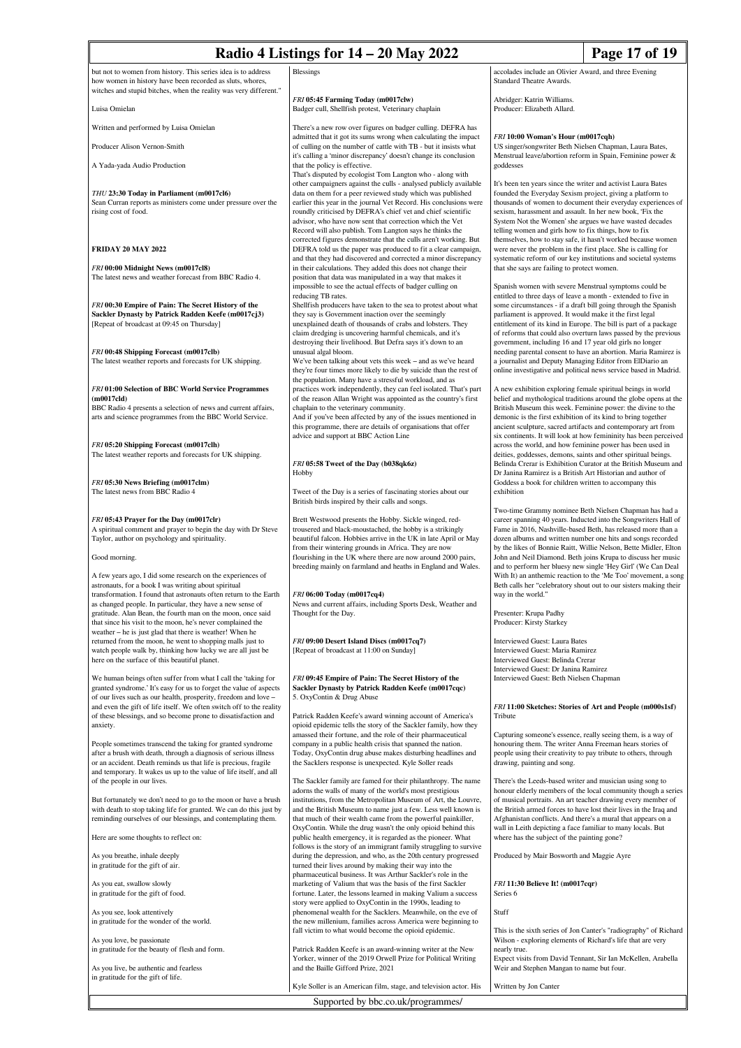but not to women from history. This series idea is to address how women in history have been recorded as sluts, whores, witches and stupid bitches, when the reality was very different."

Luisa Omielan

Written and performed by Luisa Omielan

Producer Alison Vernon-Smith

A Yada-yada Audio Production

*THU* **23:30 Today in Parliament (m0017cl6)**
Sean Curran reports as ministers come under pressure over the rising cost of food.

## FRIDAY 20 MAY 2022

*FRI* **00:00 Midnight News (m0017cl8)**
The latest news and weather forecast from BBC Radio 4.

*FRI* **00:30 Empire of Pain: The Secret History of the Sackler Dynasty by Patrick Radden Keefe (m0017cj3)**
[Repeat of broadcast at 09:45 on Thursday]

*FRI* **00:48 Shipping Forecast (m0017clb)**
The latest weather reports and forecasts for UK shipping.

*FRI* **01:00 Selection of BBC World Service Programmes (m0017cld)**
BBC Radio 4 presents a selection of news and current affairs, arts and science programmes from the BBC World Service.

*FRI* **05:20 Shipping Forecast (m0017clh)**
The latest weather reports and forecasts for UK shipping.

*FRI* **05:30 News Briefing (m0017clm)**
The latest news from BBC Radio 4

*FRI* **05:43 Prayer for the Day (m0017clr)**
A spiritual comment and prayer to begin the day with Dr Steve Taylor, author on psychology and spirituality.

Good morning.

A few years ago, I did some research on the experiences of astronauts, for a book I was writing about spiritual transformation. I found that astronauts often return to the Earth as changed people. In particular, they have a new sense of gratitude. Alan Bean, the fourth man on the moon, once said that since his visit to the moon, he's never complained the weather – he is just glad that there is weather! When he returned from the moon, he went to shopping malls just to watch people walk by, thinking how lucky we are all just be here on the surface of this beautiful planet.

We human beings often suffer from what I call the 'taking for granted syndrome.' It's easy for us to forget the value of aspects of our lives such as our health, prosperity, freedom and love – and even the gift of life itself. We often switch off to the reality of these blessings, and so become prone to dissatisfaction and anxiety.

People sometimes transcend the taking for granted syndrome after a brush with death, through a diagnosis of serious illness or an accident. Death reminds us that life is precious, fragile and temporary. It wakes us up to the value of life itself, and all of the people in our lives.

But fortunately we don't need to go to the moon or have a brush with death to stop taking life for granted. We can do this just by reminding ourselves of our blessings, and contemplating them.

Here are some thoughts to reflect on:

As you breathe, inhale deeply
in gratitude for the gift of air.

As you eat, swallow slowly
in gratitude for the gift of food.

As you see, look attentively
in gratitude for the wonder of the world.

As you love, be passionate
in gratitude for the beauty of flesh and form.

As you live, be authentic and fearless
in gratitude for the gift of life.

Blessings

*FRI* **05:45 Farming Today (m0017clw)**
Badger cull, Shellfish protest, Veterinary chaplain

There's a new row over figures on badger culling. DEFRA has admitted that it got its sums wrong when calculating the impact of culling on the number of cattle with TB - but it insists what it's calling a 'minor discrepancy' doesn't change its conclusion that the policy is effective.
That's disputed by ecologist Tom Langton who - along with other campaigners against the culls - analysed publicly available data on them for a peer reviewed study which was published earlier this year in the journal Vet Record. His conclusions were roundly criticised by DEFRA's chief vet and chief scientific advisor, who have now sent that correction which the Vet Record will also publish. Tom Langton says he thinks the corrected figures demonstrate that the culls aren't working. But DEFRA told us the paper was produced to fit a clear campaign, and that they had discovered and corrected a minor discrepancy in their calculations. They added this does not change their position that data was manipulated in a way that makes it impossible to see the actual effects of badger culling on reducing TB rates.
Shellfish producers have taken to the sea to protest about what they say is Government inaction over the seemingly unexplained death of thousands of crabs and lobsters. They claim dredging is uncovering harmful chemicals, and it's destroying their livelihood. But Defra says it's down to an unusual algal bloom.
We've been talking about vets this week – and as we've heard they're four times more likely to die by suicide than the rest of the population. Many have a stressful workload, and as practices work independently, they can feel isolated. That's part of the reason Allan Wright was appointed as the country's first chaplain to the veterinary community.
And if you've been affected by any of the issues mentioned in this programme, there are details of organisations that offer advice and support at BBC Action Line

*FRI* **05:58 Tweet of the Day (b038qk6z)**
Hobby

Tweet of the Day is a series of fascinating stories about our British birds inspired by their calls and songs.

Brett Westwood presents the Hobby. Sickle winged, red-trousered and black-moustached, the hobby is a strikingly beautiful falcon. Hobbies arrive in the UK in late April or May from their wintering grounds in Africa. They are now flourishing in the UK where there are now around 2000 pairs, breeding mainly on farmland and heaths in England and Wales.

*FRI* **06:00 Today (m0017cq4)**
News and current affairs, including Sports Desk, Weather and Thought for the Day.

*FRI* **09:00 Desert Island Discs (m0017cq7)**
[Repeat of broadcast at 11:00 on Sunday]

*FRI* **09:45 Empire of Pain: The Secret History of the Sackler Dynasty by Patrick Radden Keefe (m0017cqc)**
5. OxyContin & Drug Abuse

Patrick Radden Keefe's award winning account of America's opioid epidemic tells the story of the Sackler family, how they amassed their fortune, and the role of their pharmaceutical company in a public health crisis that spanned the nation. Today, OxyContin drug abuse makes disturbing headlines and the Sacklers response is unexpected. Kyle Soller reads

The Sackler family are famed for their philanthropy. The name adorns the walls of many of the world's most prestigious institutions, from the Metropolitan Museum of Art, the Louvre, and the British Museum to name just a few. Less well known is that much of their wealth came from the powerful painkiller, OxyContin. While the drug wasn't the only opioid behind this public health emergency, it is regarded as the pioneer. What follows is the story of an immigrant family struggling to survive during the depression, and who, as the 20th century progressed turned their lives around by making their way into the pharmaceutical business. It was Arthur Sackler's role in the marketing of Valium that was the basis of the first Sackler fortune. Later, the lessons learned in making Valium a success story were applied to OxyContin in the 1990s, leading to phenomenal wealth for the Sacklers. Meanwhile, on the eve of the new millenium, families across America were beginning to fall victim to what would become the opioid epidemic.

Patrick Radden Keefe is an award-winning writer at the New Yorker, winner of the 2019 Orwell Prize for Political Writing and the Baille Gifford Prize, 2021

Kyle Soller is an American film, stage, and television actor. His accolades include an Olivier Award, and three Evening Standard Theatre Awards.

Abridger: Katrin Williams.
Producer: Elizabeth Allard.

*FRI* **10:00 Woman's Hour (m0017cqh)**
US singer/songwriter Beth Nielsen Chapman, Laura Bates, Menstrual leave/abortion reform in Spain, Feminine power & goddesses

It's been ten years since the writer and activist Laura Bates founded the Everyday Sexism project, giving a platform to thousands of women to document their everyday experiences of sexism, harassment and assault. In her new book, 'Fix the System Not the Women' she argues we have wasted decades telling women and girls how to fix things, how to fix themselves, how to stay safe, it hasn't worked because women were never the problem in the first place. She is calling for systematic reform of our key institutions and societal systems that she says are failing to protect women.

Spanish women with severe Menstrual symptoms could be entitled to three days of leave a month - extended to five in some circumstances - if a draft bill going through the Spanish parliament is approved. It would make it the first legal entitlement of its kind in Europe. The bill is part of a package of reforms that could also overturn laws passed by the previous government, including 16 and 17 year old girls no longer needing parental consent to have an abortion. Maria Ramirez is a journalist and Deputy Managing Editor from ElDiario an online investigative and political news service based in Madrid.

A new exhibition exploring female spiritual beings in world belief and mythological traditions around the globe opens at the British Museum this week. Feminine power: the divine to the demonic is the first exhibition of its kind to bring together ancient sculpture, sacred artifacts and contemporary art from six continents. It will look at how femininity has been perceived across the world, and how feminine power has been used in deities, goddesses, demons, saints and other spiritual beings. Belinda Crerar is Exhibition Curator at the British Museum and Dr Janina Ramirez is a British Art Historian and author of Goddess a book for children written to accompany this exhibition

Two-time Grammy nominee Beth Nielsen Chapman has had a career spanning 40 years. Inducted into the Songwriters Hall of Fame in 2016, Nashville-based Beth, has released more than a dozen albums and written number one hits and songs recorded by the likes of Bonnie Raitt, Willie Nelson, Bette Midler, Elton John and Neil Diamond. Beth joins Krupa to discuss her music and to perform her bluesy new single 'Hey Girl' (We Can Deal With It) an anthemic reaction to the 'Me Too' movement, a song Beth calls her "celebratory shout out to our sisters making their way in the world."

Presenter: Krupa Padhy
Producer: Kirsty Starkey

Interviewed Guest: Laura Bates
Interviewed Guest: Maria Ramirez
Interviewed Guest: Belinda Crerar
Interviewed Guest: Dr Janina Ramirez
Interviewed Guest: Beth Nielsen Chapman

*FRI* **11:00 Sketches: Stories of Art and People (m000s1sf)**
Tribute

Capturing someone's essence, really seeing them, is a way of honouring them. The writer Anna Freeman hears stories of people using their creativity to pay tribute to others, through drawing, painting and song.

There's the Leeds-based writer and musician using song to honour elderly members of the local community though a series of musical portraits. An art teacher drawing every member of the British armed forces to have lost their lives in the Iraq and Afghanistan conflicts. And there's a mural that appears on a wall in Leith depicting a face familiar to many locals. But where has the subject of the painting gone?

Produced by Mair Bosworth and Maggie Ayre

*FRI* **11:30 Believe It! (m0017cqr)**
Series 6

Stuff

This is the sixth series of Jon Canter's "radiography" of Richard Wilson - exploring elements of Richard's life that are very nearly true.
Expect visits from David Tennant, Sir Ian McKellen, Arabella Weir and Stephen Mangan to name but four.

Written by Jon Canter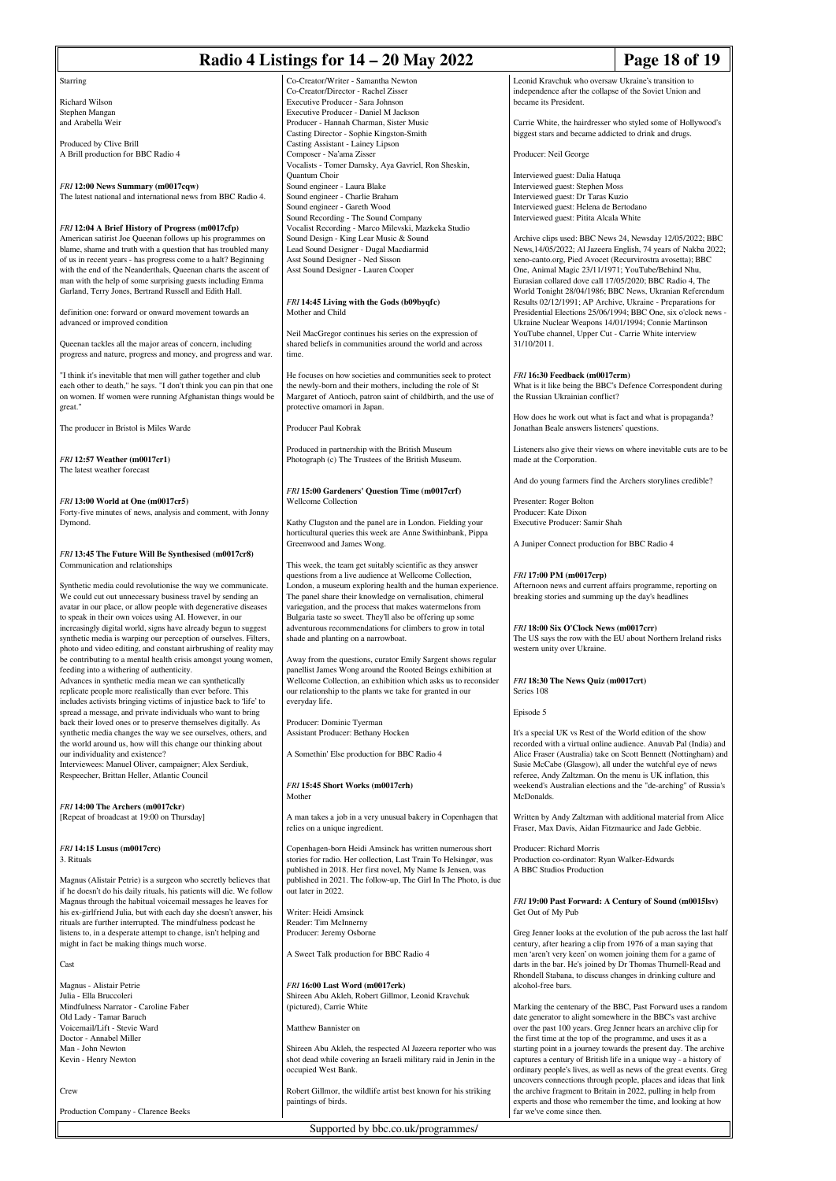Starring

Richard Wilson
Stephen Mangan
and Arabella Weir

Produced by Clive Brill
A Brill production for BBC Radio 4

### *FRI* 12:00 News Summary (m0017cqw)
The latest national and international news from BBC Radio 4.

### *FRI* 12:04 A Brief History of Progress (m0017cfp)
American satirist Joe Queenan follows up his programmes on blame, shame and truth with a question that has troubled many of us in recent years - has progress come to a halt? Beginning with the end of the Neanderthals, Queenan charts the ascent of man with the help of some surprising guests including Emma Garland, Terry Jones, Bertrand Russell and Edith Hall.

definition one: forward or onward movement towards an advanced or improved condition

Queenan tackles all the major areas of concern, including progress and nature, progress and money, and progress and war.

"I think it's inevitable that men will gather together and club each other to death," he says. "I don't think you can pin that one on women. If women were running Afghanistan things would be great."

The producer in Bristol is Miles Warde

### *FRI* 12:57 Weather (m0017cr1)
The latest weather forecast

### *FRI* 13:00 World at One (m0017cr5)
Forty-five minutes of news, analysis and comment, with Jonny Dymond.

### *FRI* 13:45 The Future Will Be Synthesised (m0017cr8)
Communication and relationships

Synthetic media could revolutionise the way we communicate. We could cut out unnecessary business travel by sending an avatar in our place, or allow people with degenerative diseases to speak in their own voices using AI. However, in our increasingly digital world, signs have already begun to suggest synthetic media is warping our perception of ourselves. Filters, photo and video editing, and constant airbrushing of reality may be contributing to a mental health crisis amongst young women, feeding into a withering of authenticity.
Advances in synthetic media mean we can synthetically replicate people more realistically than ever before. This includes activists bringing victims of injustice back to 'life' to spread a message, and private individuals who want to bring back their loved ones or to preserve themselves digitally. As synthetic media changes the way we see ourselves, others, and the world around us, how will this change our thinking about our individuality and existence?
Interviewees: Manuel Oliver, campaigner; Alex Serdiuk, Respeecher, Brittan Heller, Atlantic Council

### *FRI* 14:00 The Archers (m0017ckr)
[Repeat of broadcast at 19:00 on Thursday]

### *FRI* 14:15 Lusus (m0017crc)
3. Rituals

Magnus (Alistair Petrie) is a surgeon who secretly believes that if he doesn't do his daily rituals, his patients will die. We follow Magnus through the habitual voicemail messages he leaves for his ex-girlfriend Julia, but with each day she doesn't answer, his rituals are further interrupted. The mindfulness podcast he listens to, in a desperate attempt to change, isn't helping and might in fact be making things much worse.

Cast

Magnus - Alistair Petrie
Julia - Ella Bruccoleri
Mindfulness Narrator - Caroline Faber
Old Lady - Tamar Baruch
Voicemail/Lift - Stevie Ward
Doctor - Annabel Miller
Man - John Newton
Kevin - Henry Newton

Crew

Production Company - Clarence Beeks
Co-Creator/Writer - Samantha Newton
Co-Creator/Director - Rachel Zisser
Executive Producer - Sara Johnson
Executive Producer - Daniel M Jackson
Producer - Hannah Charman, Sister Music
Casting Director - Sophie Kingston-Smith
Casting Assistant - Lainey Lipson
Composer - Na'ama Zisser
Vocalists - Tomer Damsky, Aya Gavriel, Ron Sheskin, Quantum Choir
Sound engineer - Laura Blake
Sound engineer - Charlie Braham
Sound engineer - Gareth Wood
Sound Recording - The Sound Company
Vocalist Recording - Marco Milevski, Mazkeka Studio
Sound Design - King Lear Music & Sound
Lead Sound Designer - Dugal Macdiarmid
Asst Sound Designer - Ned Sisson
Asst Sound Designer - Lauren Cooper

### *FRI* 14:45 Living with the Gods (b09byqfc)
Mother and Child

Neil MacGregor continues his series on the expression of shared beliefs in communities around the world and across time.

He focuses on how societies and communities seek to protect the newly-born and their mothers, including the role of St Margaret of Antioch, patron saint of childbirth, and the use of protective omamori in Japan.

Producer Paul Kobrak

Produced in partnership with the British Museum
Photograph (c) The Trustees of the British Museum.

### *FRI* 15:00 Gardeners' Question Time (m0017crf)
Wellcome Collection

Kathy Clugston and the panel are in London. Fielding your horticultural queries this week are Anne Swithinbank, Pippa Greenwood and James Wong.

This week, the team get suitably scientific as they answer questions from a live audience at Wellcome Collection, London, a museum exploring health and the human experience. The panel share their knowledge on vernalisation, chimeral variegation, and the process that makes watermelons from Bulgaria taste so sweet. They'll also be offering up some adventurous recommendations for climbers to grow in total shade and planting on a narrowboat.

Away from the questions, curator Emily Sargent shows regular panellist James Wong around the Rooted Beings exhibition at Wellcome Collection, an exhibition which asks us to reconsider our relationship to the plants we take for granted in our everyday life.

Producer: Dominic Tyerman
Assistant Producer: Bethany Hocken

A Somethin' Else production for BBC Radio 4

### *FRI* 15:45 Short Works (m0017crh)
Mother

A man takes a job in a very unusual bakery in Copenhagen that relies on a unique ingredient.

Copenhagen-born Heidi Amsinck has written numerous short stories for radio. Her collection, Last Train To Helsingør, was published in 2018. Her first novel, My Name Is Jensen, was published in 2021. The follow-up, The Girl In The Photo, is due out later in 2022.

Writer: Heidi Amsinck
Reader: Tim McInnerny
Producer: Jeremy Osborne

A Sweet Talk production for BBC Radio 4

### *FRI* 16:00 Last Word (m0017crk)
Shireen Abu Akleh, Robert Gillmor, Leonid Kravchuk (pictured), Carrie White

Matthew Bannister on

Shireen Abu Akleh, the respected Al Jazeera reporter who was shot dead while covering an Israeli military raid in Jenin in the occupied West Bank.

Robert Gillmor, the wildlife artist best known for his striking paintings of birds.

Leonid Kravchuk who oversaw Ukraine's transition to independence after the collapse of the Soviet Union and became its President.

Carrie White, the hairdresser who styled some of Hollywood's biggest stars and became addicted to drink and drugs.

Producer: Neil George

Interviewed guest: Dalia Hatuqa
Interviewed guest: Stephen Moss
Interviewed guest: Dr Taras Kuzio
Interviewed guest: Helena de Bertodano
Interviewed guest: Pitita Alcala White

Archive clips used: BBC News 24, Newsday 12/05/2022; BBC News,14/05/2022; Al Jazeera English, 74 years of Nakba 2022; xeno-canto.org, Pied Avocet (Recurvirostra avosetta); BBC One, Animal Magic 23/11/1971; YouTube/Behind Nhu, Eurasian collared dove call 17/05/2020; BBC Radio 4, The World Tonight 28/04/1986; BBC News, Ukranian Referendum Results 02/12/1991; AP Archive, Ukraine - Preparations for Presidential Elections 25/06/1994; BBC One, six o'clock news - Ukraine Nuclear Weapons 14/01/1994; Connie Martinson YouTube channel, Upper Cut - Carrie White interview 31/10/2011.

### *FRI* 16:30 Feedback (m0017crm)
What is it like being the BBC's Defence Correspondent during the Russian Ukrainian conflict?

How does he work out what is fact and what is propaganda? Jonathan Beale answers listeners' questions.

Listeners also give their views on where inevitable cuts are to be made at the Corporation.

And do young farmers find the Archers storylines credible?

Presenter: Roger Bolton
Producer: Kate Dixon
Executive Producer: Samir Shah

A Juniper Connect production for BBC Radio 4

### *FRI* 17:00 PM (m0017crp)
Afternoon news and current affairs programme, reporting on breaking stories and summing up the day's headlines

### *FRI* 18:00 Six O'Clock News (m0017crr)
The US says the row with the EU about Northern Ireland risks western unity over Ukraine.

### *FRI* 18:30 The News Quiz (m0017crt)
Series 108

Episode 5

It's a special UK vs Rest of the World edition of the show recorded with a virtual online audience. Anuvab Pal (India) and Alice Fraser (Australia) take on Scott Bennett (Nottingham) and Susie McCabe (Glasgow), all under the watchful eye of news referee, Andy Zaltzman. On the menu is UK inflation, this weekend's Australian elections and the "de-arching" of Russia's McDonalds.

Written by Andy Zaltzman with additional material from Alice Fraser, Max Davis, Aidan Fitzmaurice and Jade Gebbie.

Producer: Richard Morris
Production co-ordinator: Ryan Walker-Edwards
A BBC Studios Production

### *FRI* 19:00 Past Forward: A Century of Sound (m0015lsv)
Get Out of My Pub

Greg Jenner looks at the evolution of the pub across the last half century, after hearing a clip from 1976 of a man saying that men 'aren't very keen' on women joining them for a game of darts in the bar. He's joined by Dr Thomas Thurnell-Read and Rhondell Stabana, to discuss changes in drinking culture and alcohol-free bars.

Marking the centenary of the BBC, Past Forward uses a random date generator to alight somewhere in the BBC's vast archive over the past 100 years. Greg Jenner hears an archive clip for the first time at the top of the programme, and uses it as a starting point in a journey towards the present day. The archive captures a century of British life in a unique way - a history of ordinary people's lives, as well as news of the great events. Greg uncovers connections through people, places and ideas that link the archive fragment to Britain in 2022, pulling in help from experts and those who remember the time, and looking at how far we've come since then.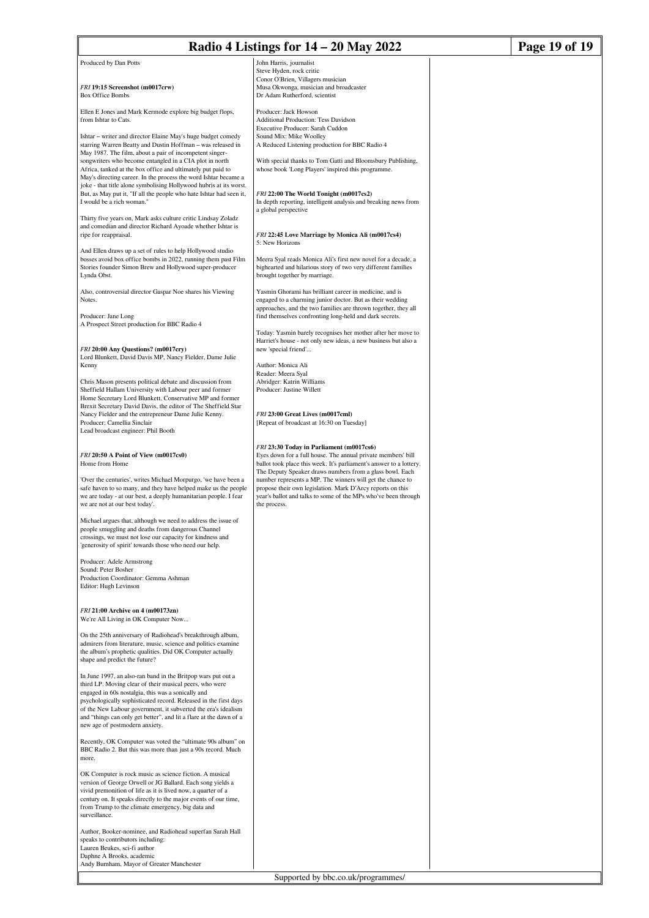Produced by Dan Potts

### *FRI* **19:15 Screenshot (m0017crw)**

Box Office Bombs

Ellen E Jones and Mark Kermode explore big budget flops, from Ishtar to Cats.

Ishtar – writer and director Elaine May's huge budget comedy starring Warren Beatty and Dustin Hoffman – was released in May 1987. The film, about a pair of incompetent singer-songwriters who become entangled in a CIA plot in north Africa, tanked at the box office and ultimately put paid to May's directing career. In the process the word Ishtar became a joke - that title alone symbolising Hollywood hubris at its worst. But, as May put it, "If all the people who hate Ishtar had seen it, I would be a rich woman."

Thirty five years on, Mark asks culture critic Lindsay Zoladz and comedian and director Richard Ayoade whether Ishtar is ripe for reappraisal.

And Ellen draws up a set of rules to help Hollywood studio bosses avoid box office bombs in 2022, running them past Film Stories founder Simon Brew and Hollywood super-producer Lynda Obst.

Also, controversial director Gaspar Noe shares his Viewing Notes.

Producer: Jane Long
A Prospect Street production for BBC Radio 4

### *FRI* **20:00 Any Questions? (m0017cry)**

Lord Blunkett, David Davis MP, Nancy Fielder, Dame Julie Kenny

Chris Mason presents political debate and discussion from Sheffield Hallam University with Labour peer and former Home Secretary Lord Blunkett, Conservative MP and former Brexit Secretary David Davis, the editor of The Sheffield Star Nancy Fielder and the entrepreneur Dame Julie Kenny.
Producer: Camellia Sinclair
Lead broadcast engineer: Phil Booth

### *FRI* **20:50 A Point of View (m0017cs0)**

Home from Home

'Over the centuries', writes Michael Morpurgo, 'we have been a safe haven to so many, and they have helped make us the people we are today - at our best, a deeply humanitarian people. I fear we are not at our best today'.

Michael argues that, although we need to address the issue of people smuggling and deaths from dangerous Channel crossings, we must not lose our capacity for kindness and 'generosity of spirit' towards those who need our help.

Producer: Adele Armstrong
Sound: Peter Bosher
Production Coordinator: Gemma Ashman
Editor: Hugh Levinson

### *FRI* **21:00 Archive on 4 (m00173zn)**

We're All Living in OK Computer Now...

On the 25th anniversary of Radiohead's breakthrough album, admirers from literature, music, science and politics examine the album's prophetic qualities. Did OK Computer actually shape and predict the future?

In June 1997, an also-ran band in the Britpop wars put out a third LP. Moving clear of their musical peers, who were engaged in 60s nostalgia, this was a sonically and psychologically sophisticated record. Released in the first days of the New Labour government, it subverted the era's idealism and "things can only get better", and lit a flare at the dawn of a new age of postmodern anxiety.

Recently, OK Computer was voted the "ultimate 90s album" on BBC Radio 2. But this was more than just a 90s record. Much more.

OK Computer is rock music as science fiction. A musical version of George Orwell or JG Ballard. Each song yields a vivid premonition of life as it is lived now, a quarter of a century on. It speaks directly to the major events of our time, from Trump to the climate emergency, big data and surveillance.

Author, Booker-nominee, and Radiohead superfan Sarah Hall speaks to contributors including:
Lauren Beukes, sci-fi author
Daphne A Brooks, academic
Andy Burnham, Mayor of Greater Manchester
John Harris, journalist
Steve Hyden, rock critic
Conor O'Brien, Villagers musician
Musa Okwonga, musician and broadcaster
Dr Adam Rutherford, scientist

Producer: Jack Howson
Additional Production: Tess Davidson
Executive Producer: Sarah Cuddon
Sound Mix: Mike Woolley
A Reduced Listening production for BBC Radio 4

With special thanks to Tom Gatti and Bloomsbury Publishing, whose book 'Long Players' inspired this programme.

### *FRI* **22:00 The World Tonight (m0017cs2)**

In depth reporting, intelligent analysis and breaking news from a global perspective

### *FRI* **22:45 Love Marriage by Monica Ali (m0017cs4)**

5: New Horizons

Meera Syal reads Monica Ali's first new novel for a decade, a bighearted and hilarious story of two very different families brought together by marriage.

Yasmin Ghorami has brilliant career in medicine, and is engaged to a charming junior doctor. But as their wedding approaches, and the two families are thrown together, they all find themselves confronting long-held and dark secrets.

Today: Yasmin barely recognises her mother after her move to Harriet's house - not only new ideas, a new business but also a new 'special friend'...

Author: Monica Ali
Reader: Meera Syal
Abridger: Katrin Williams
Producer: Justine Willett

### *FRI* **23:00 Great Lives (m0017cml)**

[Repeat of broadcast at 16:30 on Tuesday]

### *FRI* **23:30 Today in Parliament (m0017cs6)**

Eyes down for a full house. The annual private members' bill ballot took place this week. It's parliament's answer to a lottery. The Deputy Speaker draws numbers from a glass bowl. Each number represents a MP. The winners will get the chance to propose their own legislation. Mark D'Arcy reports on this year's ballot and talks to some of the MPs who've been through the process.